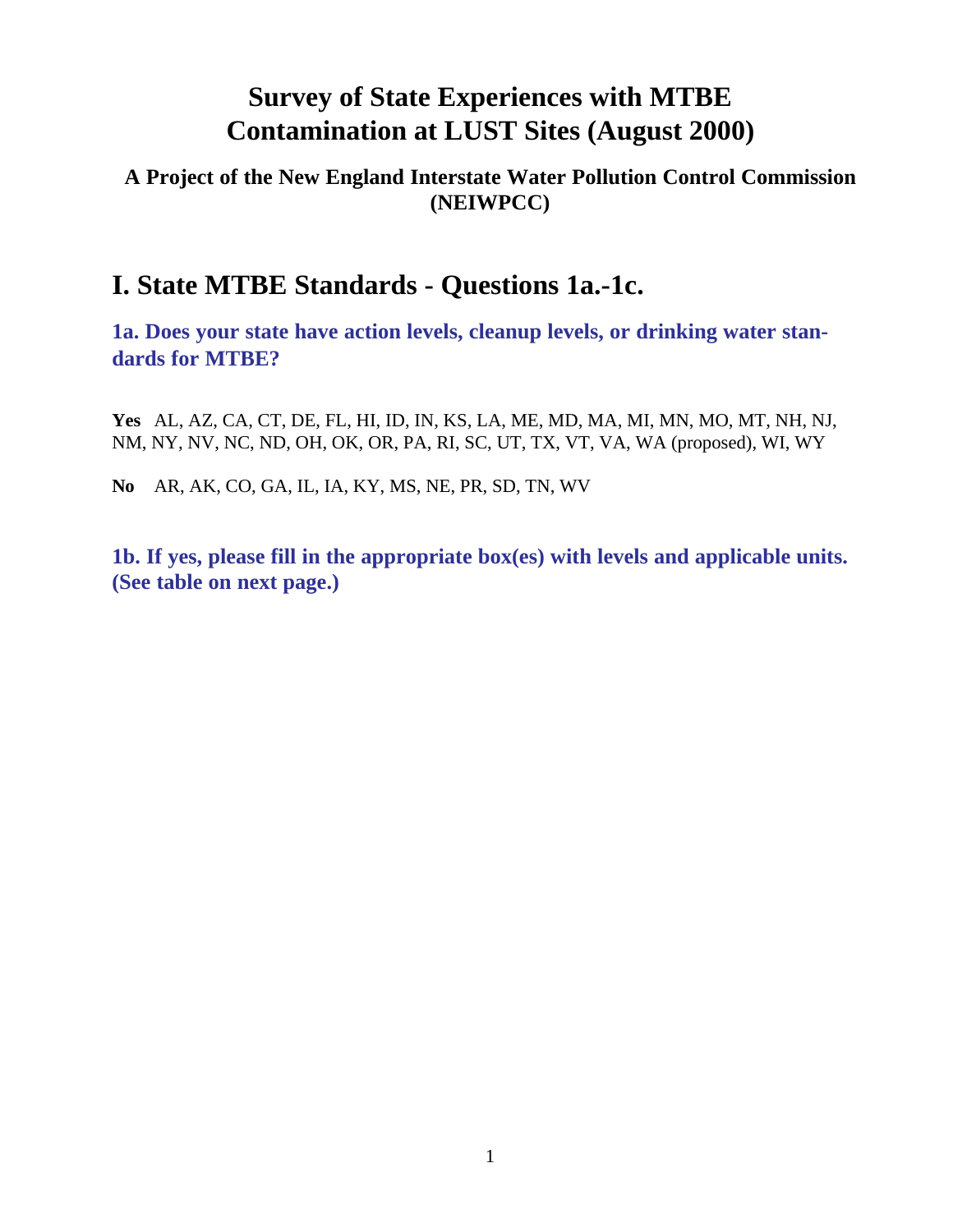# Survey of State Experiences with MTBE Contamination at LUST Sites (August 2000)

### A Project of the New England Interstate Water Pollution Control Commission (NEIWPCC)

## I. State MTBE Standards - Questions 1a.-1c.

### 1a. Does your state have action levels, cleanup levels, or drinking water standards for MTBE?

**Yes** AL, AZ, CA, CT, DE, FL, HI, ID, IN, KS, LA, ME, MD, MA, MI, MN, MO, MT, NH, NJ, NM, NY, NV, NC, ND, OH, OK, OR, PA, RI, SC, UT, TX, VT, VA, WA (proposed), WI, WY

**No** AR, AK, CO, GA, IL, IA, KY, MS, NE, PR, SD, TN, WV

### 1b. If yes, please fill in the appropriate box(es) with levels and applicable units. (See table on next page.)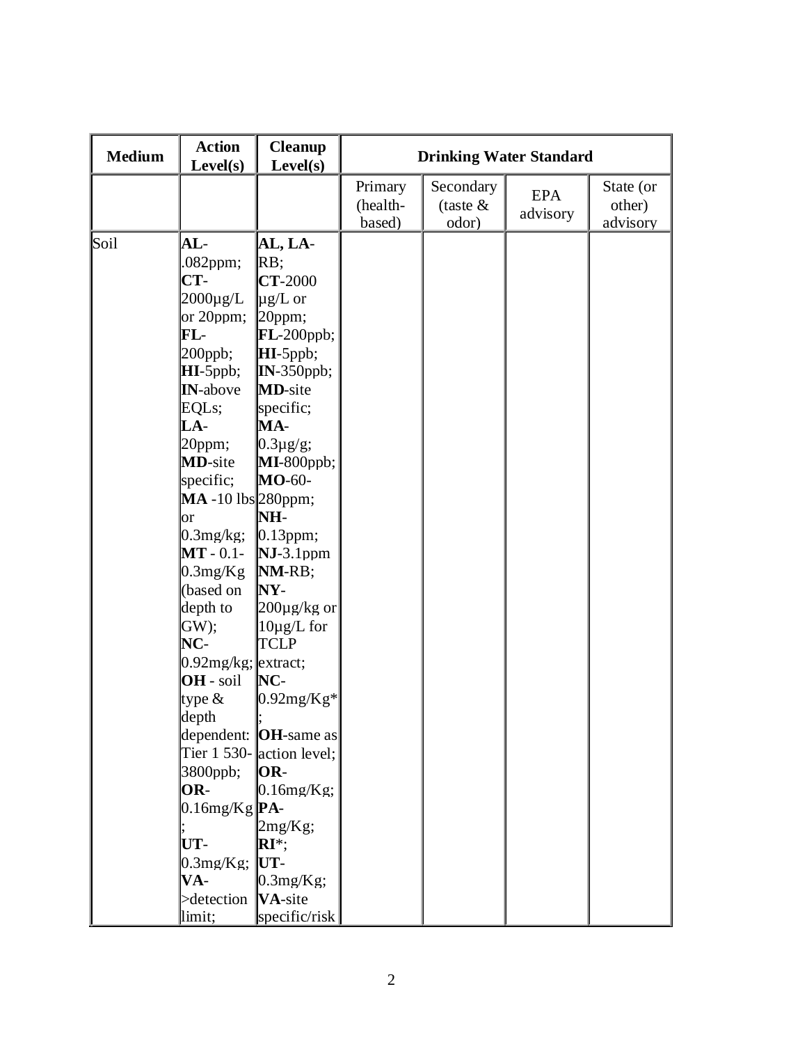| Medium | Action Level(s) | Cleanup Level(s) | Drinking Water Standard | | | |
|---|---|---|---|---|---|---|
| | | | Primary (health-based) | Secondary (taste & odor) | EPA advisory | State (or other) advisory |
| Soil | **AL**-.082ppm; **CT**-2000µg/L or 20ppm; **FL**-200ppb; **HI**-5ppb; **IN**-above EQLs; **LA**-20ppm; **MD**-site specific; **MA** -10 lbs or 0.3mg/kg; **MT** - 0.1-0.3mg/Kg (based on depth to GW); **NC**-0.92mg/kg; **OH** - soil type & depth dependent: Tier 1 530-3800ppb; **OR**-0.16mg/Kg; **UT**-0.3mg/Kg; **VA**->detection limit; | **AL, LA**-RB; **CT**-2000 µg/L or 20ppm; **FL**-200ppb; **HI**-5ppb; **IN**-350ppb; **MD**-site specific; **MA**-0.3µg/g; **MI**-800ppb; **MO**-60-280ppm; **NH**-0.13ppm; **NJ**-3.1ppm **NM**-RB; **NY**-200µg/kg or 10µg/L for TCLP extract; **NC**-0.92mg/Kg*; **OH**-same as action level; **OR**-0.16mg/Kg; **PA**-2mg/Kg; **RI***; **UT**-0.3mg/Kg; **VA**-site specific/risk | | | | |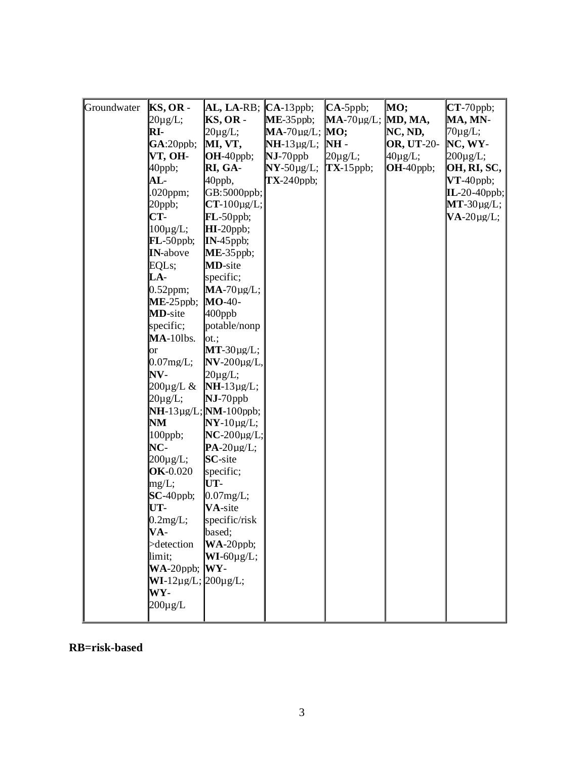| Groundwater | **KS, OR** - 20µg/L; **RI-GA**:20ppb; **VT, OH**-40ppb; **AL**-.020ppm; 20ppb; **CT**-100µg/L; **FL**-50ppb; **IN**-above EQLs; **LA**-0.52ppm; **ME**-25ppb; **MD**-site specific; **MA**-10lbs. or 0.07mg/L; **NV**-200µg/L & 20µg/L; **NH**-13µg/L; **NM** 100ppb; **NC**-200µg/L; **OK**-0.020 mg/L; **SC**-40ppb; **UT**-0.2mg/L; **VA**->detection limit; **WA**-20ppb; **WI**-12µg/L; **WY**-200µg/L | **AL, LA**-RB; **KS, OR** - 20µg/L; **MI, VT, OH**-40ppb; **RI, GA**-40ppb, GB:5000ppb; **CT**-100µg/L; **FL**-50ppb; **HI**-20ppb; **IN**-45ppb; **ME**-35ppb; **MD**-site specific; **MA**-70µg/L; **MO**-40-400ppb potable/nonpot.; **MT**-30µg/L; **NV**-200µg/L, 20µg/L; **NH**-13µg/L; **NJ**-70ppb **NM**-100ppb; **NY**-10µg/L; **NC**-200µg/L; **PA**-20µg/L; **SC**-site specific; **UT**-0.07mg/L; **VA**-site specific/risk based; **WA**-20ppb; **WI**-60µg/L; **WY**-200µg/L; | **CA**-13ppb; **ME**-35ppb; **MA**-70µg/L; **NH**-13µg/L; **NJ**-70ppb **NY**-50µg/L; **TX**-240ppb; | **CA**-5ppb; **MA**-70µg/L; **MO; NH** - 20µg/L; **TX**-15ppb; | **MO; MD, MA, NC, ND, OR, UT**-20-40µg/L; **OH**-40ppb; | **CT**-70ppb; **MA, MN**-70µg/L; **NC, WY**-200µg/L; **OH, RI, SC, VT**-40ppb; **IL**-20-40ppb; **MT**-30µg/L; **VA**-20µg/L; |
|---|---|---|---|---|---|---|

**RB=risk-based**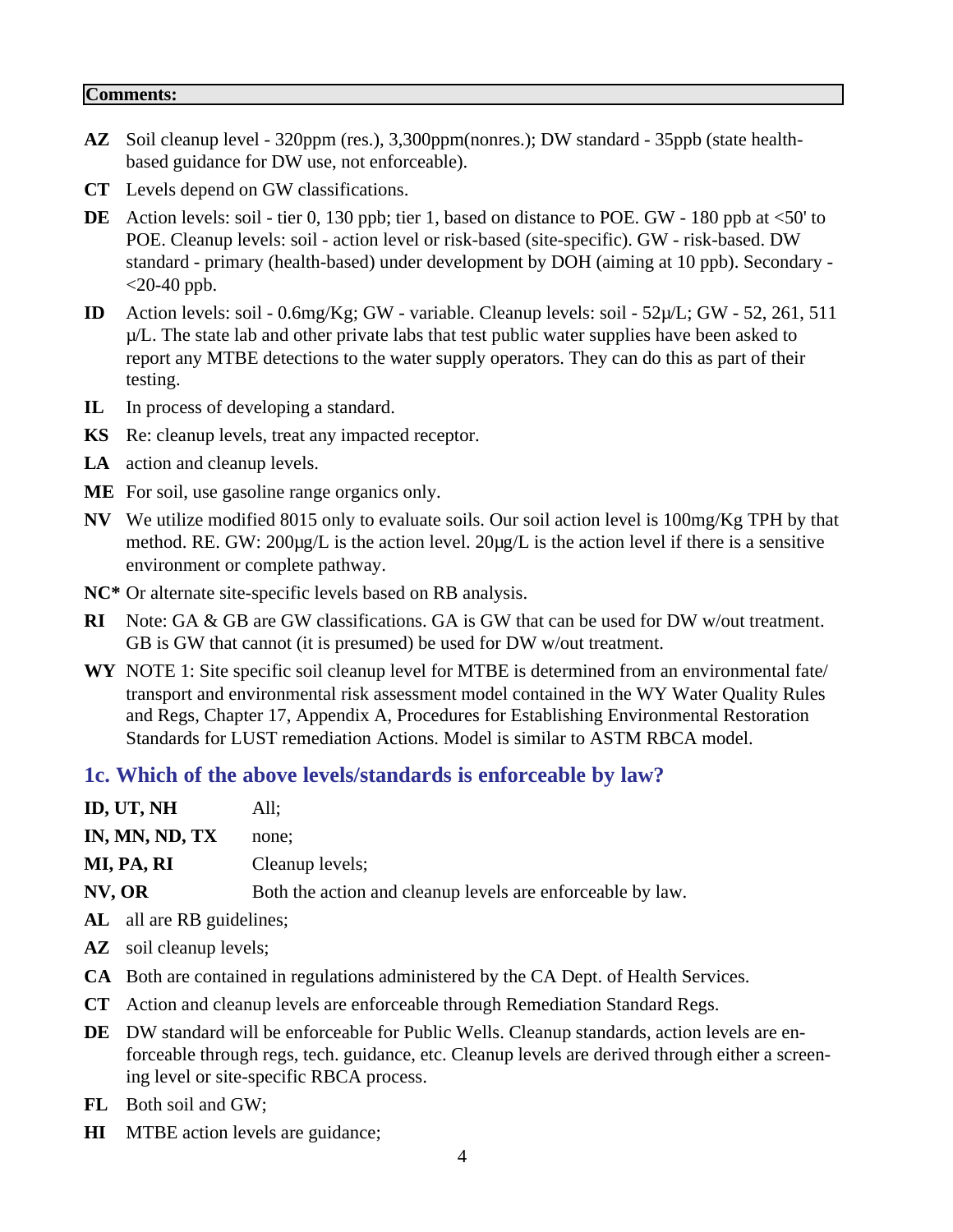**Comments:**

**AZ** Soil cleanup level - 320ppm (res.), 3,300ppm(nonres.); DW standard - 35ppb (state health-based guidance for DW use, not enforceable).

**CT** Levels depend on GW classifications.

**DE** Action levels: soil - tier 0, 130 ppb; tier 1, based on distance to POE. GW - 180 ppb at <50' to POE. Cleanup levels: soil - action level or risk-based (site-specific). GW - risk-based. DW standard - primary (health-based) under development by DOH (aiming at 10 ppb). Secondary - <20-40 ppb.

**ID** Action levels: soil - 0.6mg/Kg; GW - variable. Cleanup levels: soil - 52µ/L; GW - 52, 261, 511 µ/L. The state lab and other private labs that test public water supplies have been asked to report any MTBE detections to the water supply operators. They can do this as part of their testing.

**IL** In process of developing a standard.

**KS** Re: cleanup levels, treat any impacted receptor.

**LA** action and cleanup levels.

**ME** For soil, use gasoline range organics only.

**NV** We utilize modified 8015 only to evaluate soils. Our soil action level is 100mg/Kg TPH by that method. RE. GW: 200µg/L is the action level. 20µg/L is the action level if there is a sensitive environment or complete pathway.

**NC*** Or alternate site-specific levels based on RB analysis.

**RI** Note: GA & GB are GW classifications. GA is GW that can be used for DW w/out treatment. GB is GW that cannot (it is presumed) be used for DW w/out treatment.

**WY** NOTE 1: Site specific soil cleanup level for MTBE is determined from an environmental fate/ transport and environmental risk assessment model contained in the WY Water Quality Rules and Regs, Chapter 17, Appendix A, Procedures for Establishing Environmental Restoration Standards for LUST remediation Actions. Model is similar to ASTM RBCA model.

## 1c. Which of the above levels/standards is enforceable by law?

**ID, UT, NH** All;

**IN, MN, ND, TX** none;

**MI, PA, RI** Cleanup levels;

**NV, OR** Both the action and cleanup levels are enforceable by law.

**AL** all are RB guidelines;

**AZ** soil cleanup levels;

**CA** Both are contained in regulations administered by the CA Dept. of Health Services.

**CT** Action and cleanup levels are enforceable through Remediation Standard Regs.

**DE** DW standard will be enforceable for Public Wells. Cleanup standards, action levels are enforceable through regs, tech. guidance, etc. Cleanup levels are derived through either a screening level or site-specific RBCA process.

**FL** Both soil and GW;

**HI** MTBE action levels are guidance;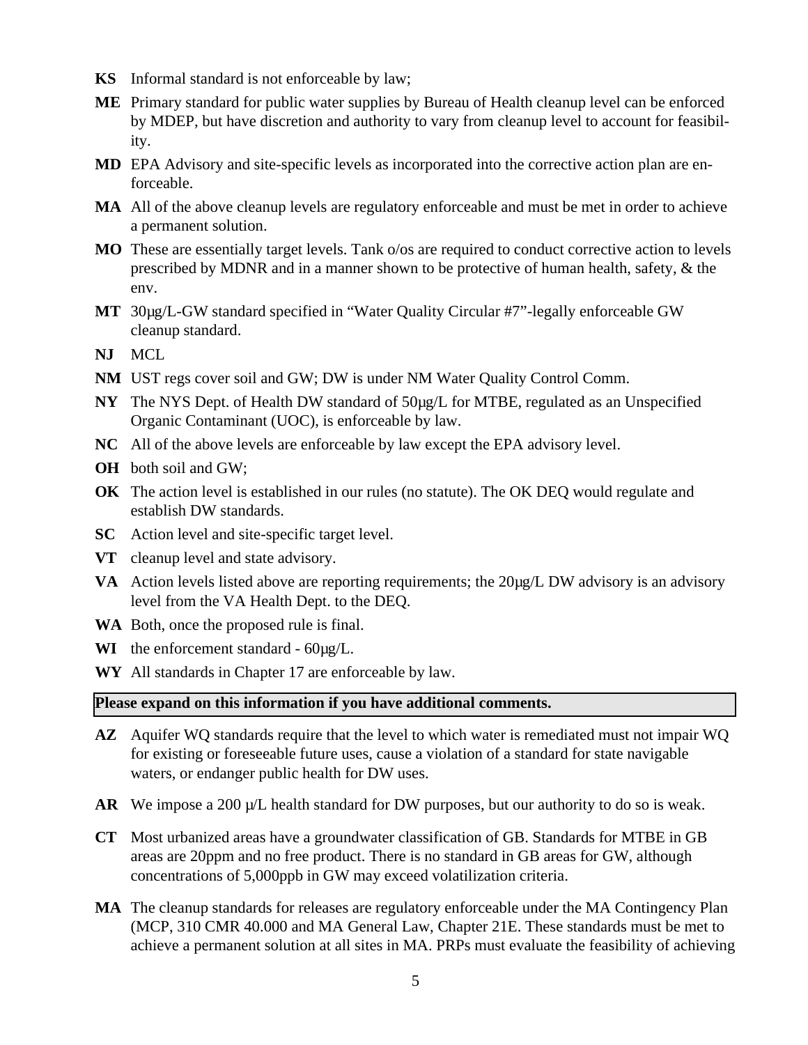**KS** Informal standard is not enforceable by law;

**ME** Primary standard for public water supplies by Bureau of Health cleanup level can be enforced by MDEP, but have discretion and authority to vary from cleanup level to account for feasibility.

**MD** EPA Advisory and site-specific levels as incorporated into the corrective action plan are enforceable.

**MA** All of the above cleanup levels are regulatory enforceable and must be met in order to achieve a permanent solution.

**MO** These are essentially target levels. Tank o/os are required to conduct corrective action to levels prescribed by MDNR and in a manner shown to be protective of human health, safety, & the env.

**MT** 30µg/L-GW standard specified in "Water Quality Circular #7"-legally enforceable GW cleanup standard.

**NJ** MCL

**NM** UST regs cover soil and GW; DW is under NM Water Quality Control Comm.

**NY** The NYS Dept. of Health DW standard of 50µg/L for MTBE, regulated as an Unspecified Organic Contaminant (UOC), is enforceable by law.

**NC** All of the above levels are enforceable by law except the EPA advisory level.

**OH** both soil and GW;

**OK** The action level is established in our rules (no statute). The OK DEQ would regulate and establish DW standards.

**SC** Action level and site-specific target level.

**VT** cleanup level and state advisory.

**VA** Action levels listed above are reporting requirements; the 20µg/L DW advisory is an advisory level from the VA Health Dept. to the DEQ.

**WA** Both, once the proposed rule is final.

**WI** the enforcement standard - 60µg/L.

**WY** All standards in Chapter 17 are enforceable by law.

**Please expand on this information if you have additional comments.**

**AZ** Aquifer WQ standards require that the level to which water is remediated must not impair WQ for existing or foreseeable future uses, cause a violation of a standard for state navigable waters, or endanger public health for DW uses.

**AR** We impose a 200 µ/L health standard for DW purposes, but our authority to do so is weak.

**CT** Most urbanized areas have a groundwater classification of GB. Standards for MTBE in GB areas are 20ppm and no free product. There is no standard in GB areas for GW, although concentrations of 5,000ppb in GW may exceed volatilization criteria.

**MA** The cleanup standards for releases are regulatory enforceable under the MA Contingency Plan (MCP, 310 CMR 40.000 and MA General Law, Chapter 21E. These standards must be met to achieve a permanent solution at all sites in MA. PRPs must evaluate the feasibility of achieving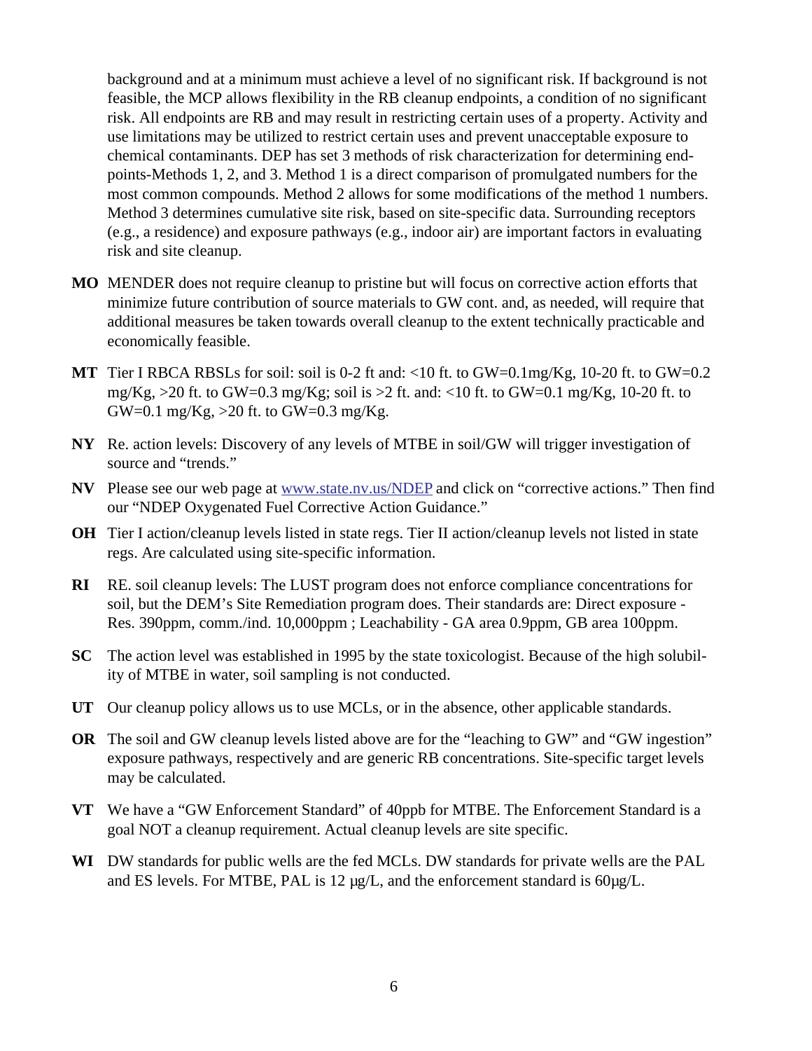background and at a minimum must achieve a level of no significant risk. If background is not feasible, the MCP allows flexibility in the RB cleanup endpoints, a condition of no significant risk. All endpoints are RB and may result in restricting certain uses of a property. Activity and use limitations may be utilized to restrict certain uses and prevent unacceptable exposure to chemical contaminants. DEP has set 3 methods of risk characterization for determining end-points-Methods 1, 2, and 3. Method 1 is a direct comparison of promulgated numbers for the most common compounds. Method 2 allows for some modifications of the method 1 numbers. Method 3 determines cumulative site risk, based on site-specific data. Surrounding receptors (e.g., a residence) and exposure pathways (e.g., indoor air) are important factors in evaluating risk and site cleanup.

**MO** MENDER does not require cleanup to pristine but will focus on corrective action efforts that minimize future contribution of source materials to GW cont. and, as needed, will require that additional measures be taken towards overall cleanup to the extent technically practicable and economically feasible.

**MT** Tier I RBCA RBSLs for soil: soil is 0-2 ft and: <10 ft. to GW=0.1mg/Kg, 10-20 ft. to GW=0.2 mg/Kg, >20 ft. to GW=0.3 mg/Kg; soil is >2 ft. and: <10 ft. to GW=0.1 mg/Kg, 10-20 ft. to GW=0.1 mg/Kg, >20 ft. to GW=0.3 mg/Kg.

**NY** Re. action levels: Discovery of any levels of MTBE in soil/GW will trigger investigation of source and "trends."

**NV** Please see our web page at www.state.nv.us/NDEP and click on "corrective actions." Then find our "NDEP Oxygenated Fuel Corrective Action Guidance."

**OH** Tier I action/cleanup levels listed in state regs. Tier II action/cleanup levels not listed in state regs. Are calculated using site-specific information.

**RI** RE. soil cleanup levels: The LUST program does not enforce compliance concentrations for soil, but the DEM's Site Remediation program does. Their standards are: Direct exposure - Res. 390ppm, comm./ind. 10,000ppm ; Leachability - GA area 0.9ppm, GB area 100ppm.

**SC** The action level was established in 1995 by the state toxicologist. Because of the high solubility of MTBE in water, soil sampling is not conducted.

**UT** Our cleanup policy allows us to use MCLs, or in the absence, other applicable standards.

**OR** The soil and GW cleanup levels listed above are for the "leaching to GW" and "GW ingestion" exposure pathways, respectively and are generic RB concentrations. Site-specific target levels may be calculated.

**VT** We have a "GW Enforcement Standard" of 40ppb for MTBE. The Enforcement Standard is a goal NOT a cleanup requirement. Actual cleanup levels are site specific.

**WI** DW standards for public wells are the fed MCLs. DW standards for private wells are the PAL and ES levels. For MTBE, PAL is 12 µg/L, and the enforcement standard is 60µg/L.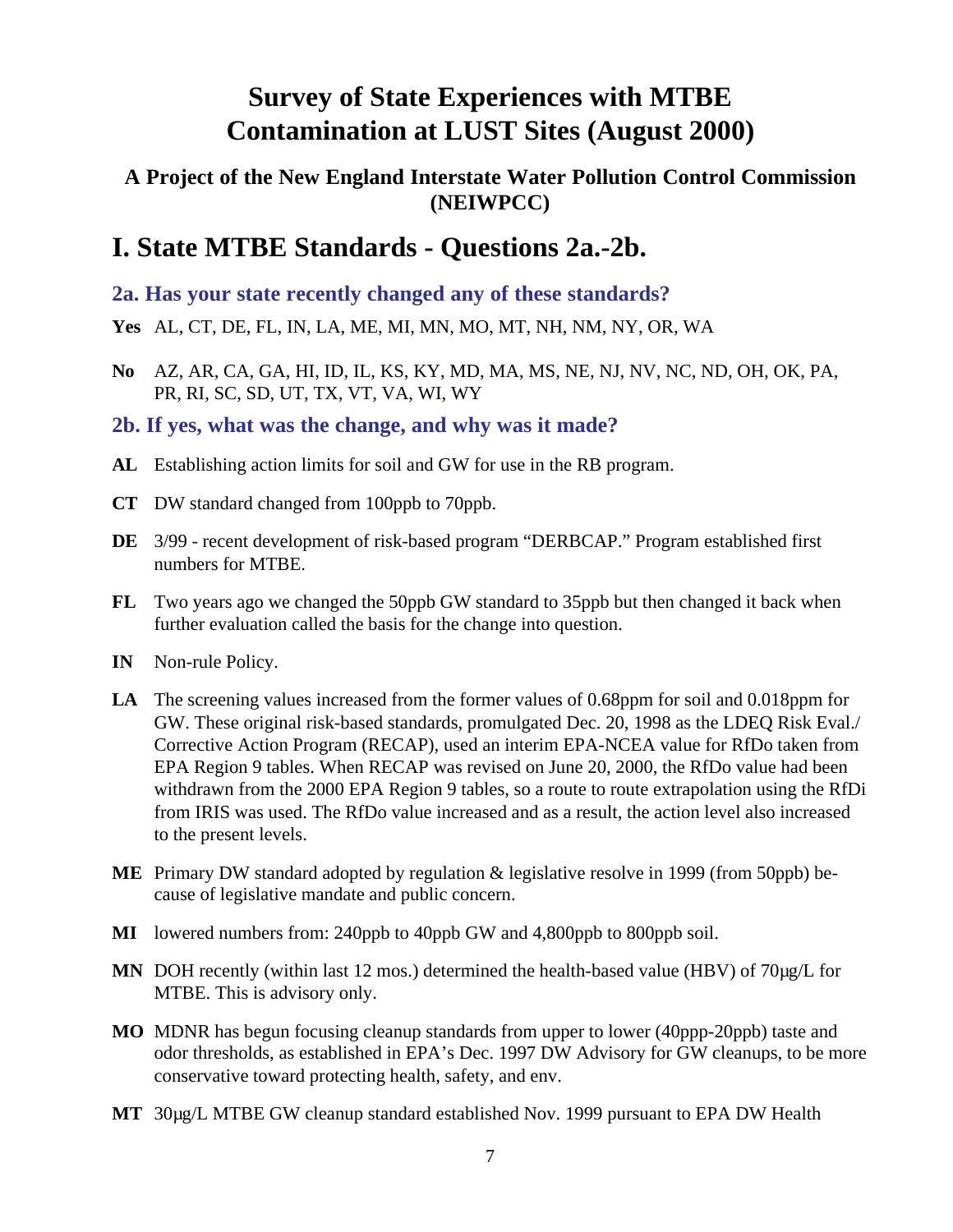# Survey of State Experiences with MTBE Contamination at LUST Sites (August 2000)

### A Project of the New England Interstate Water Pollution Control Commission (NEIWPCC)

## I. State MTBE Standards - Questions 2a.-2b.

### 2a. Has your state recently changed any of these standards?

**Yes** AL, CT, DE, FL, IN, LA, ME, MI, MN, MO, MT, NH, NM, NY, OR, WA

**No** AZ, AR, CA, GA, HI, ID, IL, KS, KY, MD, MA, MS, NE, NJ, NV, NC, ND, OH, OK, PA, PR, RI, SC, SD, UT, TX, VT, VA, WI, WY

### 2b. If yes, what was the change, and why was it made?

**AL** Establishing action limits for soil and GW for use in the RB program.

**CT** DW standard changed from 100ppb to 70ppb.

**DE** 3/99 - recent development of risk-based program "DERBCAP." Program established first numbers for MTBE.

**FL** Two years ago we changed the 50ppb GW standard to 35ppb but then changed it back when further evaluation called the basis for the change into question.

**IN** Non-rule Policy.

**LA** The screening values increased from the former values of 0.68ppm for soil and 0.018ppm for GW. These original risk-based standards, promulgated Dec. 20, 1998 as the LDEQ Risk Eval./ Corrective Action Program (RECAP), used an interim EPA-NCEA value for RfDo taken from EPA Region 9 tables. When RECAP was revised on June 20, 2000, the RfDo value had been withdrawn from the 2000 EPA Region 9 tables, so a route to route extrapolation using the RfDi from IRIS was used. The RfDo value increased and as a result, the action level also increased to the present levels.

**ME** Primary DW standard adopted by regulation & legislative resolve in 1999 (from 50ppb) because of legislative mandate and public concern.

**MI** lowered numbers from: 240ppb to 40ppb GW and 4,800ppb to 800ppb soil.

**MN** DOH recently (within last 12 mos.) determined the health-based value (HBV) of 70µg/L for MTBE. This is advisory only.

**MO** MDNR has begun focusing cleanup standards from upper to lower (40ppp-20ppb) taste and odor thresholds, as established in EPA's Dec. 1997 DW Advisory for GW cleanups, to be more conservative toward protecting health, safety, and env.

**MT** 30µg/L MTBE GW cleanup standard established Nov. 1999 pursuant to EPA DW Health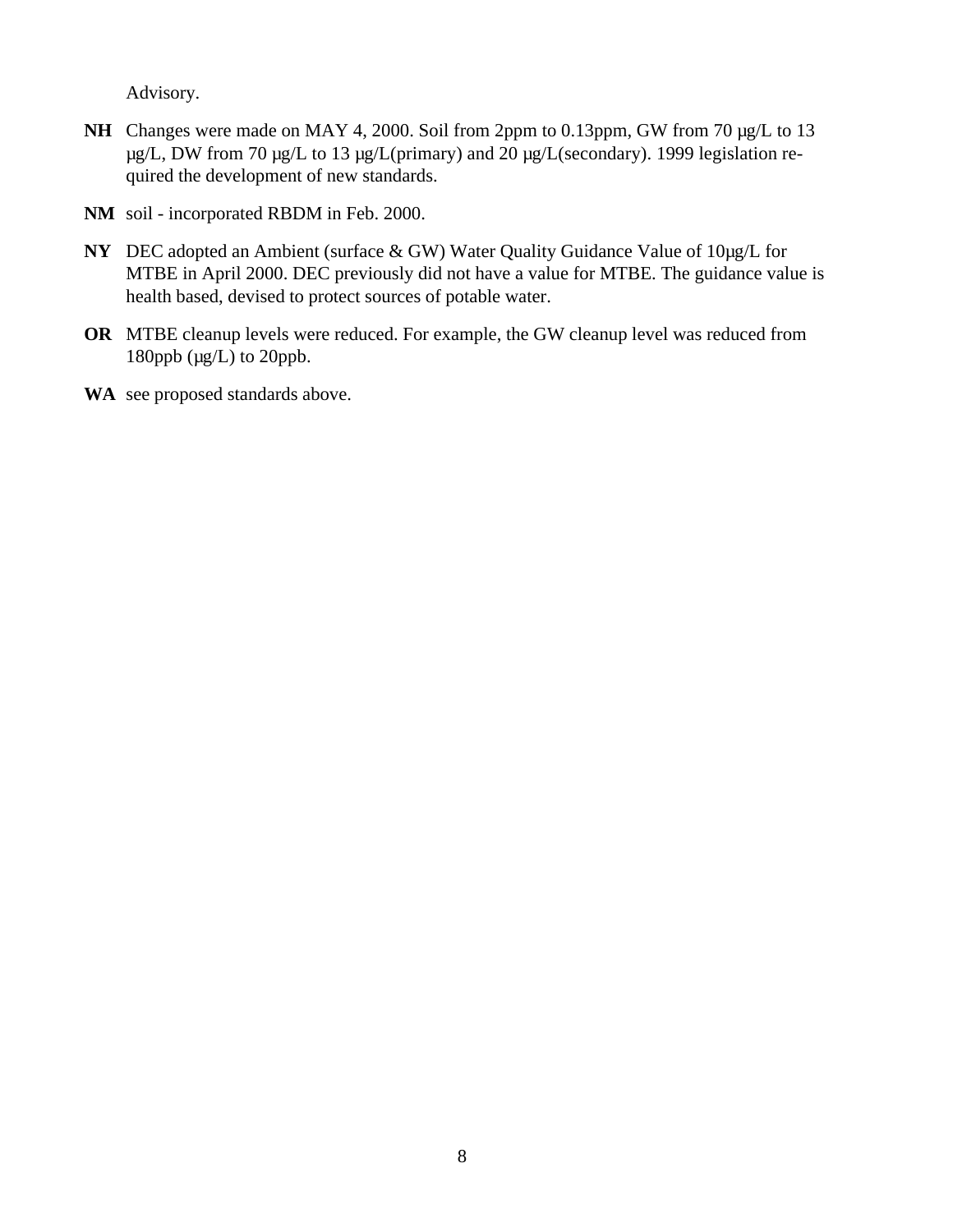Advisory.

**NH** Changes were made on MAY 4, 2000. Soil from 2ppm to 0.13ppm, GW from 70 µg/L to 13 µg/L, DW from 70 µg/L to 13 µg/L(primary) and 20 µg/L(secondary). 1999 legislation required the development of new standards.

**NM** soil - incorporated RBDM in Feb. 2000.

**NY** DEC adopted an Ambient (surface & GW) Water Quality Guidance Value of 10µg/L for MTBE in April 2000. DEC previously did not have a value for MTBE. The guidance value is health based, devised to protect sources of potable water.

**OR** MTBE cleanup levels were reduced. For example, the GW cleanup level was reduced from 180ppb (µg/L) to 20ppb.

**WA** see proposed standards above.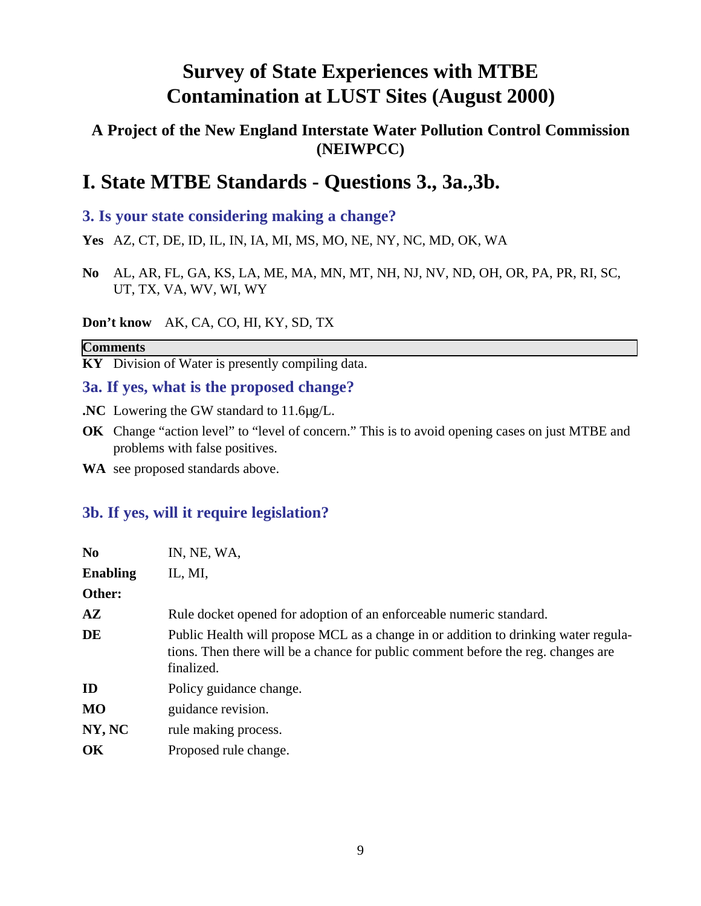# Survey of State Experiences with MTBE Contamination at LUST Sites (August 2000)

### A Project of the New England Interstate Water Pollution Control Commission (NEIWPCC)

## I. State MTBE Standards - Questions 3., 3a.,3b.

### 3. Is your state considering making a change?

**Yes** AZ, CT, DE, ID, IL, IN, IA, MI, MS, MO, NE, NY, NC, MD, OK, WA

**No** AL, AR, FL, GA, KS, LA, ME, MA, MN, MT, NH, NJ, NV, ND, OH, OR, PA, PR, RI, SC, UT, TX, VA, WV, WI, WY

**Don't know** AK, CA, CO, HI, KY, SD, TX

**Comments**

**KY** Division of Water is presently compiling data.

### 3a. If yes, what is the proposed change?

**.NC** Lowering the GW standard to 11.6µg/L.

**OK** Change "action level" to "level of concern." This is to avoid opening cases on just MTBE and problems with false positives.

**WA** see proposed standards above.

### 3b. If yes, will it require legislation?

| | |
|---|---|
| **No** | IN, NE, WA, |
| **Enabling** | IL, MI, |
| **Other:** | |
| **AZ** | Rule docket opened for adoption of an enforceable numeric standard. |
| **DE** | Public Health will propose MCL as a change in or addition to drinking water regulations. Then there will be a chance for public comment before the reg. changes are finalized. |
| **ID** | Policy guidance change. |
| **MO** | guidance revision. |
| **NY, NC** | rule making process. |
| **OK** | Proposed rule change. |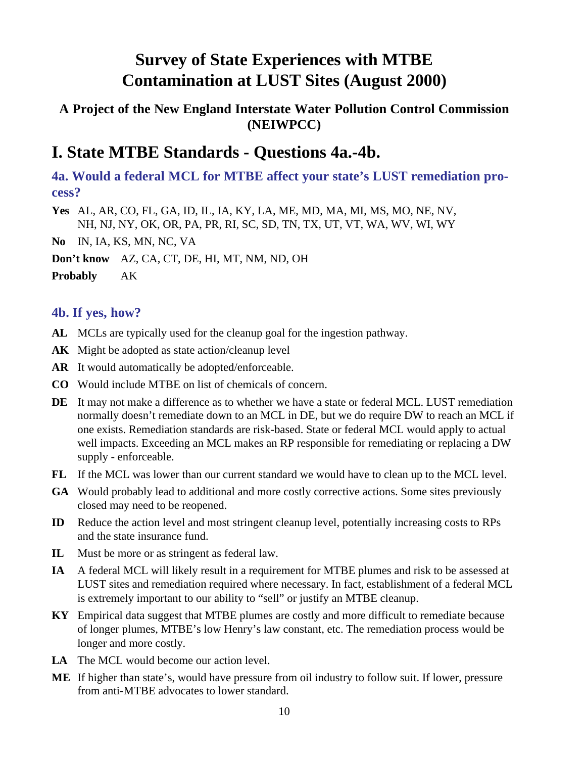# Survey of State Experiences with MTBE Contamination at LUST Sites (August 2000)

### A Project of the New England Interstate Water Pollution Control Commission (NEIWPCC)

## I. State MTBE Standards - Questions 4a.-4b.

### 4a. Would a federal MCL for MTBE affect your state's LUST remediation process?

**Yes** AL, AR, CO, FL, GA, ID, IL, IA, KY, LA, ME, MD, MA, MI, MS, MO, NE, NV, NH, NJ, NY, OK, OR, PA, PR, RI, SC, SD, TN, TX, UT, VT, WA, WV, WI, WY

**No** IN, IA, KS, MN, NC, VA

**Don't know** AZ, CA, CT, DE, HI, MT, NM, ND, OH

**Probably** AK

### 4b. If yes, how?

**AL** MCLs are typically used for the cleanup goal for the ingestion pathway.

**AK** Might be adopted as state action/cleanup level

**AR** It would automatically be adopted/enforceable.

**CO** Would include MTBE on list of chemicals of concern.

**DE** It may not make a difference as to whether we have a state or federal MCL. LUST remediation normally doesn't remediate down to an MCL in DE, but we do require DW to reach an MCL if one exists. Remediation standards are risk-based. State or federal MCL would apply to actual well impacts. Exceeding an MCL makes an RP responsible for remediating or replacing a DW supply - enforceable.

**FL** If the MCL was lower than our current standard we would have to clean up to the MCL level.

**GA** Would probably lead to additional and more costly corrective actions. Some sites previously closed may need to be reopened.

**ID** Reduce the action level and most stringent cleanup level, potentially increasing costs to RPs and the state insurance fund.

**IL** Must be more or as stringent as federal law.

**IA** A federal MCL will likely result in a requirement for MTBE plumes and risk to be assessed at LUST sites and remediation required where necessary. In fact, establishment of a federal MCL is extremely important to our ability to "sell" or justify an MTBE cleanup.

**KY** Empirical data suggest that MTBE plumes are costly and more difficult to remediate because of longer plumes, MTBE's low Henry's law constant, etc. The remediation process would be longer and more costly.

**LA** The MCL would become our action level.

**ME** If higher than state's, would have pressure from oil industry to follow suit. If lower, pressure from anti-MTBE advocates to lower standard.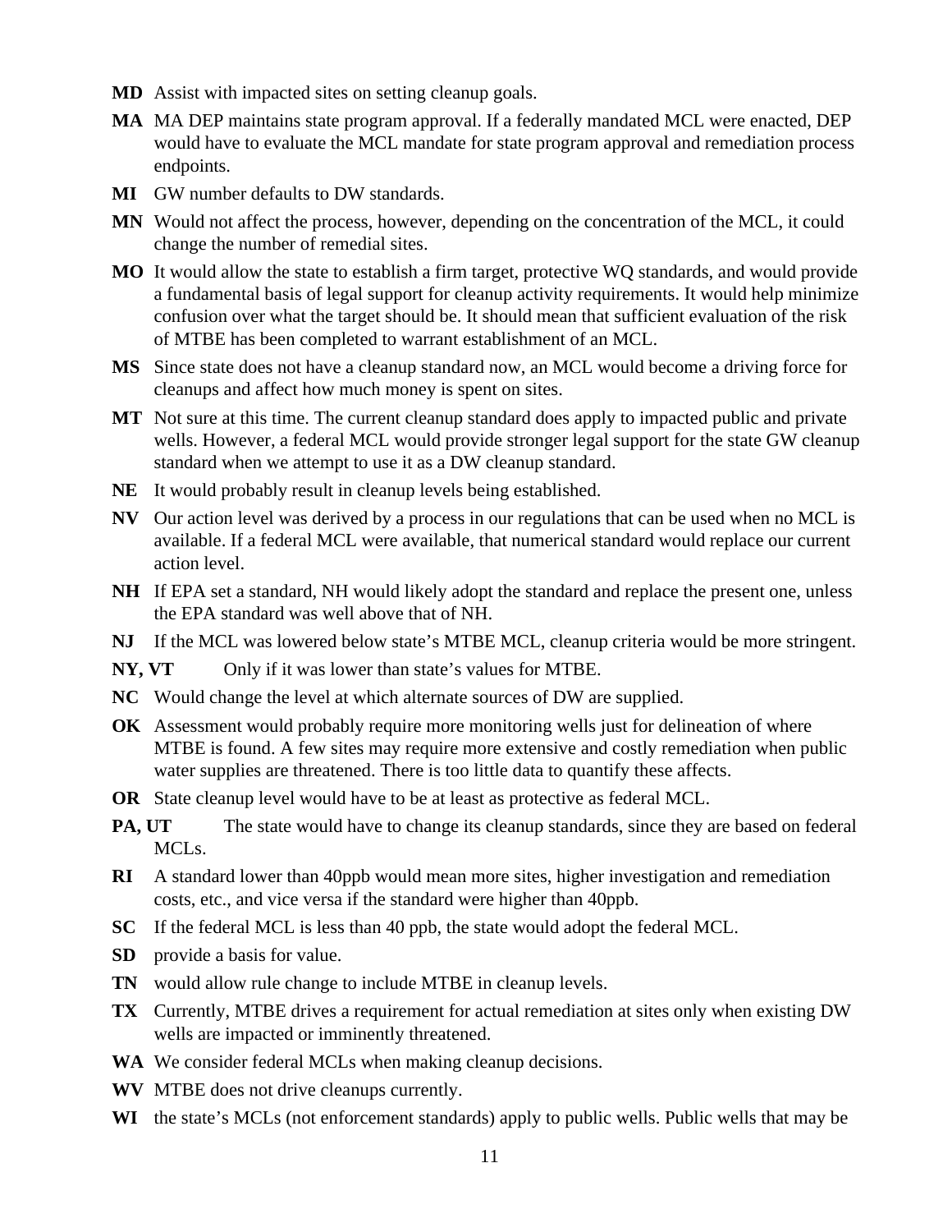**MD** Assist with impacted sites on setting cleanup goals.

**MA** MA DEP maintains state program approval. If a federally mandated MCL were enacted, DEP would have to evaluate the MCL mandate for state program approval and remediation process endpoints.

**MI** GW number defaults to DW standards.

**MN** Would not affect the process, however, depending on the concentration of the MCL, it could change the number of remedial sites.

**MO** It would allow the state to establish a firm target, protective WQ standards, and would provide a fundamental basis of legal support for cleanup activity requirements. It would help minimize confusion over what the target should be. It should mean that sufficient evaluation of the risk of MTBE has been completed to warrant establishment of an MCL.

**MS** Since state does not have a cleanup standard now, an MCL would become a driving force for cleanups and affect how much money is spent on sites.

**MT** Not sure at this time. The current cleanup standard does apply to impacted public and private wells. However, a federal MCL would provide stronger legal support for the state GW cleanup standard when we attempt to use it as a DW cleanup standard.

**NE** It would probably result in cleanup levels being established.

**NV** Our action level was derived by a process in our regulations that can be used when no MCL is available. If a federal MCL were available, that numerical standard would replace our current action level.

**NH** If EPA set a standard, NH would likely adopt the standard and replace the present one, unless the EPA standard was well above that of NH.

**NJ** If the MCL was lowered below state's MTBE MCL, cleanup criteria would be more stringent.

**NY, VT** Only if it was lower than state's values for MTBE.

**NC** Would change the level at which alternate sources of DW are supplied.

**OK** Assessment would probably require more monitoring wells just for delineation of where MTBE is found. A few sites may require more extensive and costly remediation when public water supplies are threatened. There is too little data to quantify these affects.

**OR** State cleanup level would have to be at least as protective as federal MCL.

**PA, UT** The state would have to change its cleanup standards, since they are based on federal MCLs.

**RI** A standard lower than 40ppb would mean more sites, higher investigation and remediation costs, etc., and vice versa if the standard were higher than 40ppb.

**SC** If the federal MCL is less than 40 ppb, the state would adopt the federal MCL.

**SD** provide a basis for value.

**TN** would allow rule change to include MTBE in cleanup levels.

**TX** Currently, MTBE drives a requirement for actual remediation at sites only when existing DW wells are impacted or imminently threatened.

**WA** We consider federal MCLs when making cleanup decisions.

**WV** MTBE does not drive cleanups currently.

**WI** the state's MCLs (not enforcement standards) apply to public wells. Public wells that may be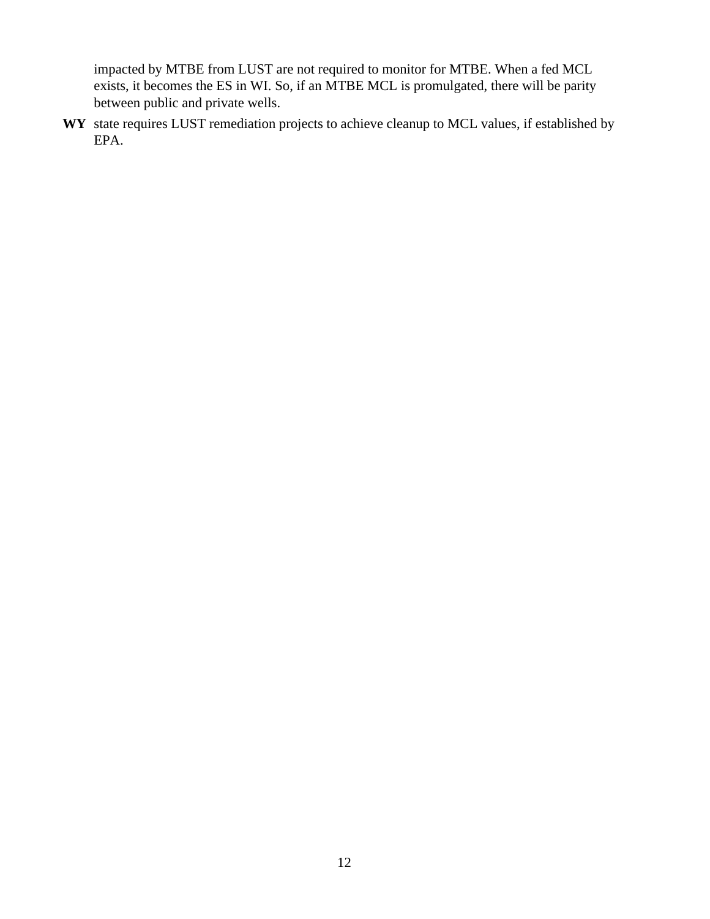impacted by MTBE from LUST are not required to monitor for MTBE. When a fed MCL exists, it becomes the ES in WI. So, if an MTBE MCL is promulgated, there will be parity between public and private wells.

**WY** state requires LUST remediation projects to achieve cleanup to MCL values, if established by EPA.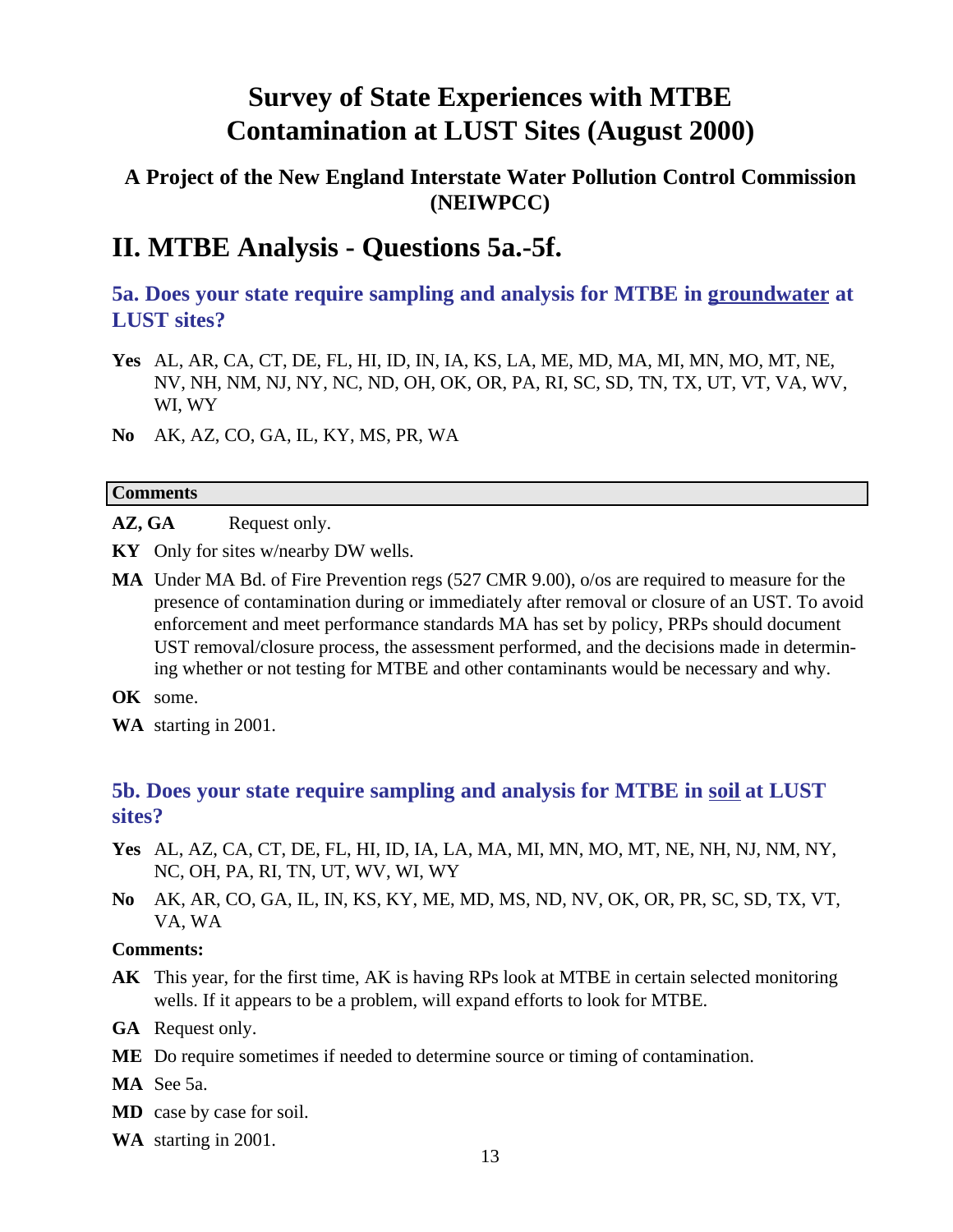# Survey of State Experiences with MTBE Contamination at LUST Sites (August 2000)

### A Project of the New England Interstate Water Pollution Control Commission (NEIWPCC)

## II. MTBE Analysis - Questions 5a.-5f.

### 5a. Does your state require sampling and analysis for MTBE in <u>groundwater</u> at LUST sites?

**Yes** AL, AR, CA, CT, DE, FL, HI, ID, IN, IA, KS, LA, ME, MD, MA, MI, MN, MO, MT, NE, NV, NH, NM, NJ, NY, NC, ND, OH, OK, OR, PA, RI, SC, SD, TN, TX, UT, VT, VA, WV, WI, WY

**No** AK, AZ, CO, GA, IL, KY, MS, PR, WA

**Comments**

**AZ, GA** Request only.

**KY** Only for sites w/nearby DW wells.

**MA** Under MA Bd. of Fire Prevention regs (527 CMR 9.00), o/os are required to measure for the presence of contamination during or immediately after removal or closure of an UST. To avoid enforcement and meet performance standards MA has set by policy, PRPs should document UST removal/closure process, the assessment performed, and the decisions made in determining whether or not testing for MTBE and other contaminants would be necessary and why.

**OK** some.

**WA** starting in 2001.

### 5b. Does your state require sampling and analysis for MTBE in <u>soil</u> at LUST sites?

**Yes** AL, AZ, CA, CT, DE, FL, HI, ID, IA, LA, MA, MI, MN, MO, MT, NE, NH, NJ, NM, NY, NC, OH, PA, RI, TN, UT, WV, WI, WY

**No** AK, AR, CO, GA, IL, IN, KS, KY, ME, MD, MS, ND, NV, OK, OR, PR, SC, SD, TX, VT, VA, WA

**Comments:**

**AK** This year, for the first time, AK is having RPs look at MTBE in certain selected monitoring wells. If it appears to be a problem, will expand efforts to look for MTBE.

**GA** Request only.

**ME** Do require sometimes if needed to determine source or timing of contamination.

**MA** See 5a.

**MD** case by case for soil.

**WA** starting in 2001.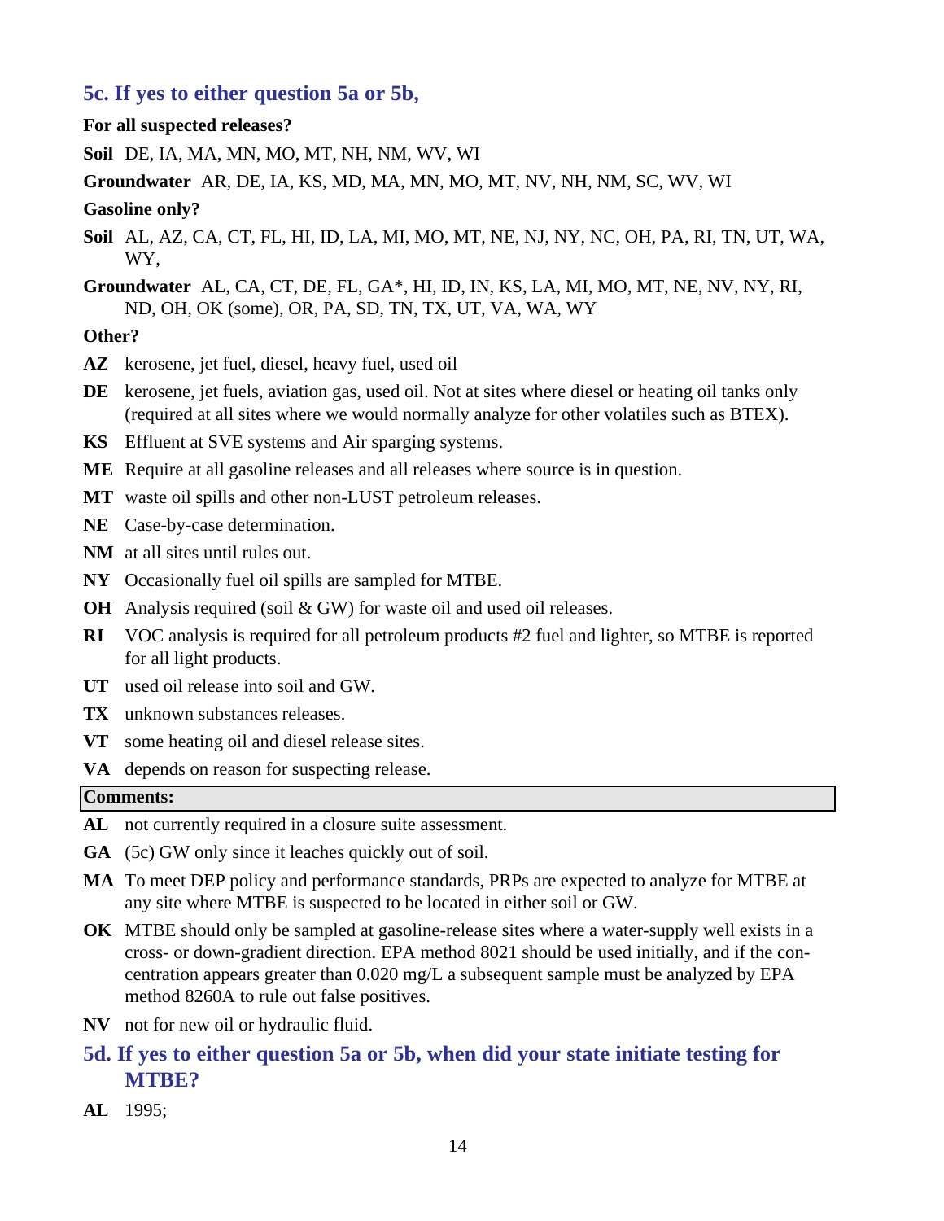### 5c. If yes to either question 5a or 5b,

**For all suspected releases?**

**Soil** DE, IA, MA, MN, MO, MT, NH, NM, WV, WI

**Groundwater** AR, DE, IA, KS, MD, MA, MN, MO, MT, NV, NH, NM, SC, WV, WI

**Gasoline only?**

**Soil** AL, AZ, CA, CT, FL, HI, ID, LA, MI, MO, MT, NE, NJ, NY, NC, OH, PA, RI, TN, UT, WA, WY,

**Groundwater** AL, CA, CT, DE, FL, GA*, HI, ID, IN, KS, LA, MI, MO, MT, NE, NV, NY, RI, ND, OH, OK (some), OR, PA, SD, TN, TX, UT, VA, WA, WY

**Other?**

**AZ** kerosene, jet fuel, diesel, heavy fuel, used oil

**DE** kerosene, jet fuels, aviation gas, used oil. Not at sites where diesel or heating oil tanks only (required at all sites where we would normally analyze for other volatiles such as BTEX).

**KS** Effluent at SVE systems and Air sparging systems.

**ME** Require at all gasoline releases and all releases where source is in question.

**MT** waste oil spills and other non-LUST petroleum releases.

**NE** Case-by-case determination.

**NM** at all sites until rules out.

**NY** Occasionally fuel oil spills are sampled for MTBE.

**OH** Analysis required (soil & GW) for waste oil and used oil releases.

**RI** VOC analysis is required for all petroleum products #2 fuel and lighter, so MTBE is reported for all light products.

**UT** used oil release into soil and GW.

**TX** unknown substances releases.

**VT** some heating oil and diesel release sites.

**VA** depends on reason for suspecting release.

**Comments:**

**AL** not currently required in a closure suite assessment.

**GA** (5c) GW only since it leaches quickly out of soil.

**MA** To meet DEP policy and performance standards, PRPs are expected to analyze for MTBE at any site where MTBE is suspected to be located in either soil or GW.

**OK** MTBE should only be sampled at gasoline-release sites where a water-supply well exists in a cross- or down-gradient direction. EPA method 8021 should be used initially, and if the concentration appears greater than 0.020 mg/L a subsequent sample must be analyzed by EPA method 8260A to rule out false positives.

**NV** not for new oil or hydraulic fluid.

### 5d. If yes to either question 5a or 5b, when did your state initiate testing for MTBE?

**AL** 1995;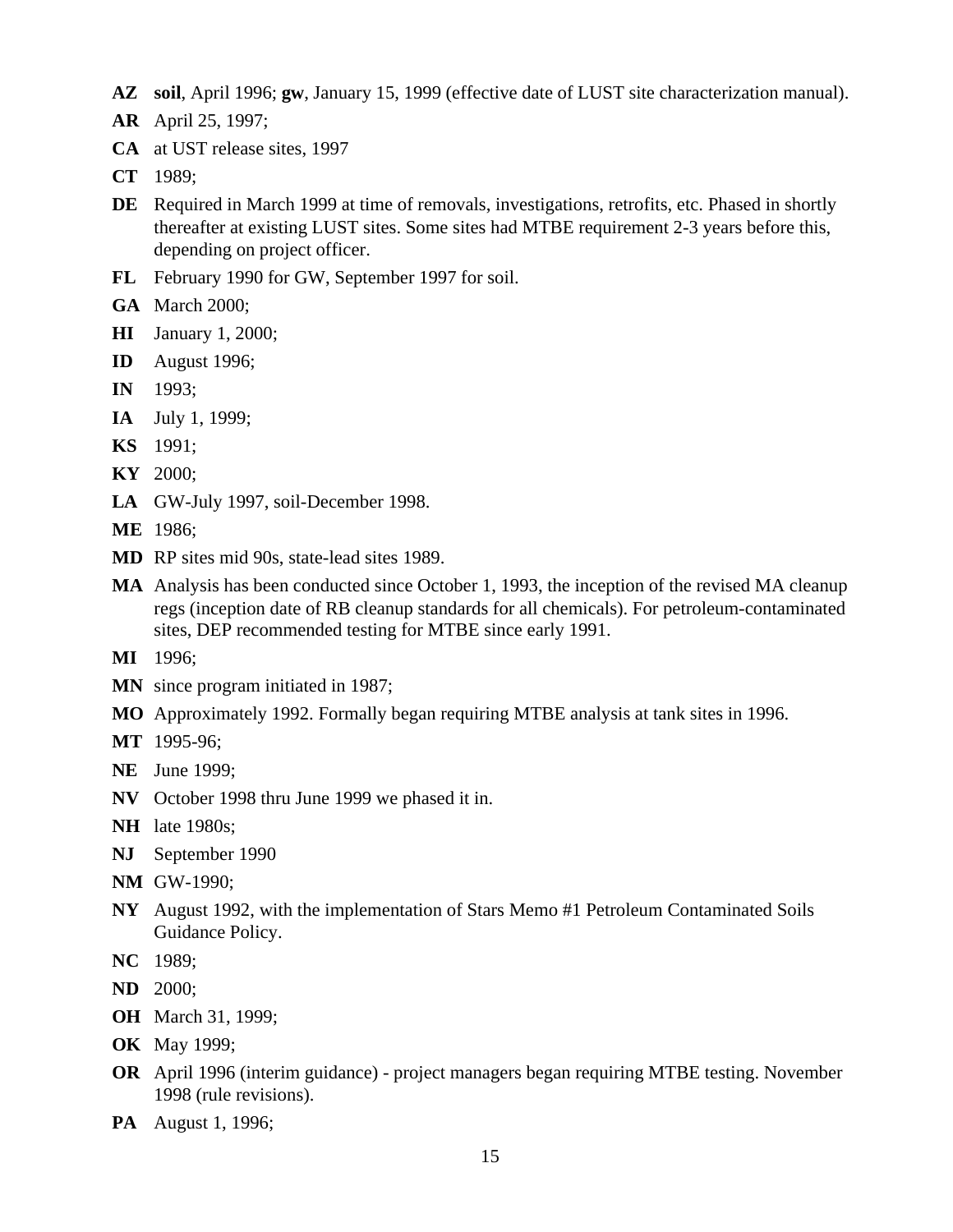**AZ** **soil**, April 1996; **gw**, January 15, 1999 (effective date of LUST site characterization manual).

**AR** April 25, 1997;

**CA** at UST release sites, 1997

**CT** 1989;

**DE** Required in March 1999 at time of removals, investigations, retrofits, etc. Phased in shortly thereafter at existing LUST sites. Some sites had MTBE requirement 2-3 years before this, depending on project officer.

**FL** February 1990 for GW, September 1997 for soil.

**GA** March 2000;

**HI** January 1, 2000;

**ID** August 1996;

**IN** 1993;

**IA** July 1, 1999;

**KS** 1991;

**KY** 2000;

**LA** GW-July 1997, soil-December 1998.

**ME** 1986;

**MD** RP sites mid 90s, state-lead sites 1989.

**MA** Analysis has been conducted since October 1, 1993, the inception of the revised MA cleanup regs (inception date of RB cleanup standards for all chemicals). For petroleum-contaminated sites, DEP recommended testing for MTBE since early 1991.

**MI** 1996;

**MN** since program initiated in 1987;

**MO** Approximately 1992. Formally began requiring MTBE analysis at tank sites in 1996.

**MT** 1995-96;

**NE** June 1999;

**NV** October 1998 thru June 1999 we phased it in.

**NH** late 1980s;

**NJ** September 1990

**NM** GW-1990;

**NY** August 1992, with the implementation of Stars Memo #1 Petroleum Contaminated Soils Guidance Policy.

**NC** 1989;

**ND** 2000;

**OH** March 31, 1999;

**OK** May 1999;

**OR** April 1996 (interim guidance) - project managers began requiring MTBE testing. November 1998 (rule revisions).

**PA** August 1, 1996;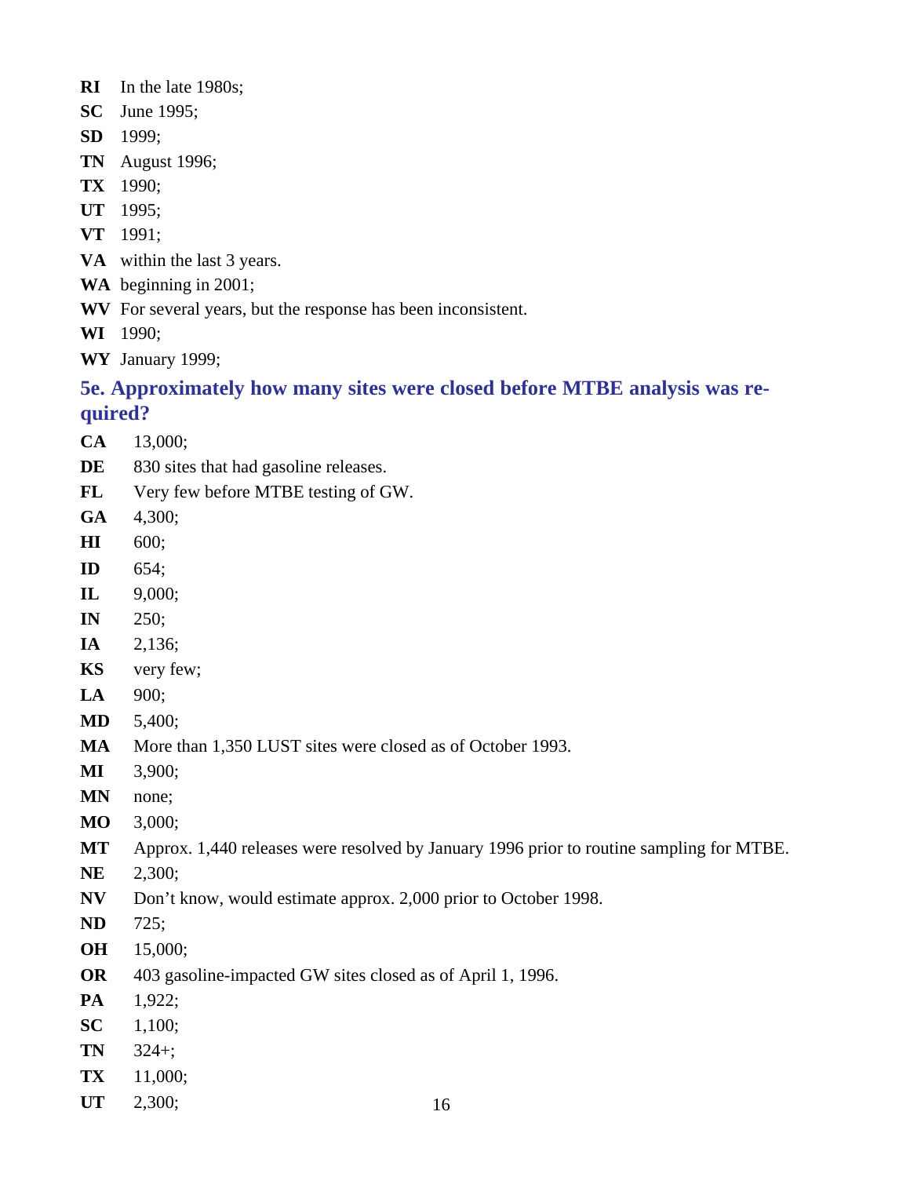**RI** In the late 1980s;

**SC** June 1995;

**SD** 1999;

**TN** August 1996;

**TX** 1990;

**UT** 1995;

**VT** 1991;

**VA** within the last 3 years.

**WA** beginning in 2001;

**WV** For several years, but the response has been inconsistent.

**WI** 1990;

**WY** January 1999;

### 5e. Approximately how many sites were closed before MTBE analysis was required?

**CA** 13,000;

**DE** 830 sites that had gasoline releases.

**FL** Very few before MTBE testing of GW.

**GA** 4,300;

**HI** 600;

**ID** 654;

**IL** 9,000;

**IN** 250;

**IA** 2,136;

**KS** very few;

**LA** 900;

**MD** 5,400;

**MA** More than 1,350 LUST sites were closed as of October 1993.

**MI** 3,900;

**MN** none;

**MO** 3,000;

**MT** Approx. 1,440 releases were resolved by January 1996 prior to routine sampling for MTBE.

**NE** 2,300;

**NV** Don't know, would estimate approx. 2,000 prior to October 1998.

**ND** 725;

**OH** 15,000;

**OR** 403 gasoline-impacted GW sites closed as of April 1, 1996.

**PA** 1,922;

**SC** 1,100;

**TN** 324+;

**TX** 11,000;

**UT** 2,300;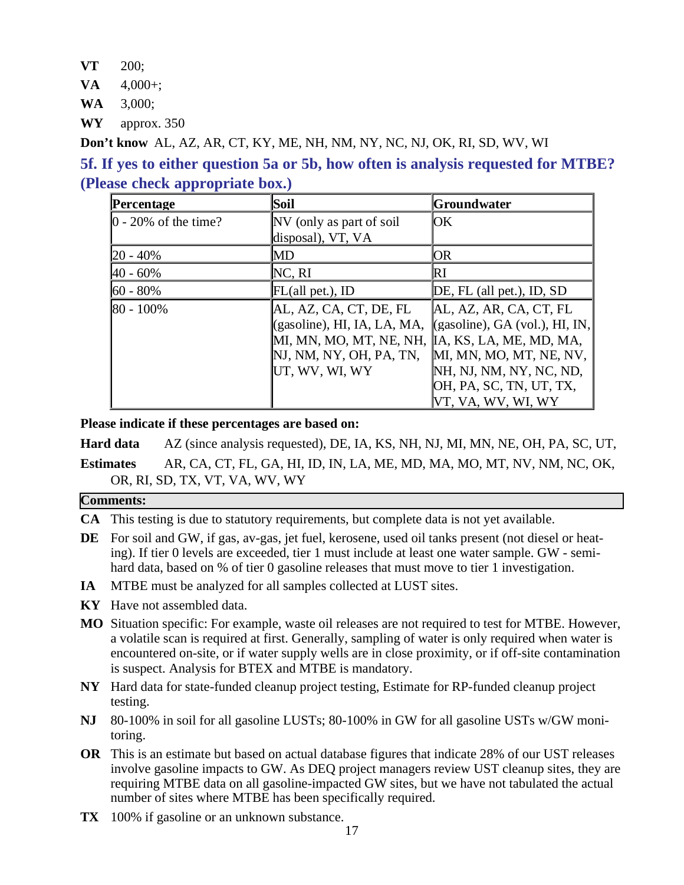**VT** 200;

**VA** 4,000+;

**WA** 3,000;

**WY** approx. 350

**Don't know** AL, AZ, AR, CT, KY, ME, NH, NM, NY, NC, NJ, OK, RI, SD, WV, WI

### 5f. If yes to either question 5a or 5b, how often is analysis requested for MTBE? (Please check appropriate box.)

| Percentage | Soil | Groundwater |
|---|---|---|
| 0 - 20% of the time? | NV (only as part of soil disposal), VT, VA | OK |
| 20 - 40% | MD | OR |
| 40 - 60% | NC, RI | RI |
| 60 - 80% | FL(all pet.), ID | DE, FL (all pet.), ID, SD |
| 80 - 100% | AL, AZ, CA, CT, DE, FL (gasoline), HI, IA, LA, MA, MI, MN, MO, MT, NE, NH, NJ, NM, NY, OH, PA, TN, UT, WV, WI, WY | AL, AZ, AR, CA, CT, FL (gasoline), GA (vol.), HI, IN, IA, KS, LA, ME, MD, MA, MI, MN, MO, MT, NE, NV, NH, NJ, NM, NY, NC, ND, OH, PA, SC, TN, UT, TX, VT, VA, WV, WI, WY |

**Please indicate if these percentages are based on:**

**Hard data** AZ (since analysis requested), DE, IA, KS, NH, NJ, MI, MN, NE, OH, PA, SC, UT,

**Estimates** AR, CA, CT, FL, GA, HI, ID, IN, LA, ME, MD, MA, MO, MT, NV, NM, NC, OK, OR, RI, SD, TX, VT, VA, WV, WY

**Comments:**

**CA** This testing is due to statutory requirements, but complete data is not yet available.

**DE** For soil and GW, if gas, av-gas, jet fuel, kerosene, used oil tanks present (not diesel or heating). If tier 0 levels are exceeded, tier 1 must include at least one water sample. GW - semi-hard data, based on % of tier 0 gasoline releases that must move to tier 1 investigation.

**IA** MTBE must be analyzed for all samples collected at LUST sites.

**KY** Have not assembled data.

**MO** Situation specific: For example, waste oil releases are not required to test for MTBE. However, a volatile scan is required at first. Generally, sampling of water is only required when water is encountered on-site, or if water supply wells are in close proximity, or if off-site contamination is suspect. Analysis for BTEX and MTBE is mandatory.

**NY** Hard data for state-funded cleanup project testing, Estimate for RP-funded cleanup project testing.

**NJ** 80-100% in soil for all gasoline LUSTs; 80-100% in GW for all gasoline USTs w/GW monitoring.

**OR** This is an estimate but based on actual database figures that indicate 28% of our UST releases involve gasoline impacts to GW. As DEQ project managers review UST cleanup sites, they are requiring MTBE data on all gasoline-impacted GW sites, but we have not tabulated the actual number of sites where MTBE has been specifically required.

**TX** 100% if gasoline or an unknown substance.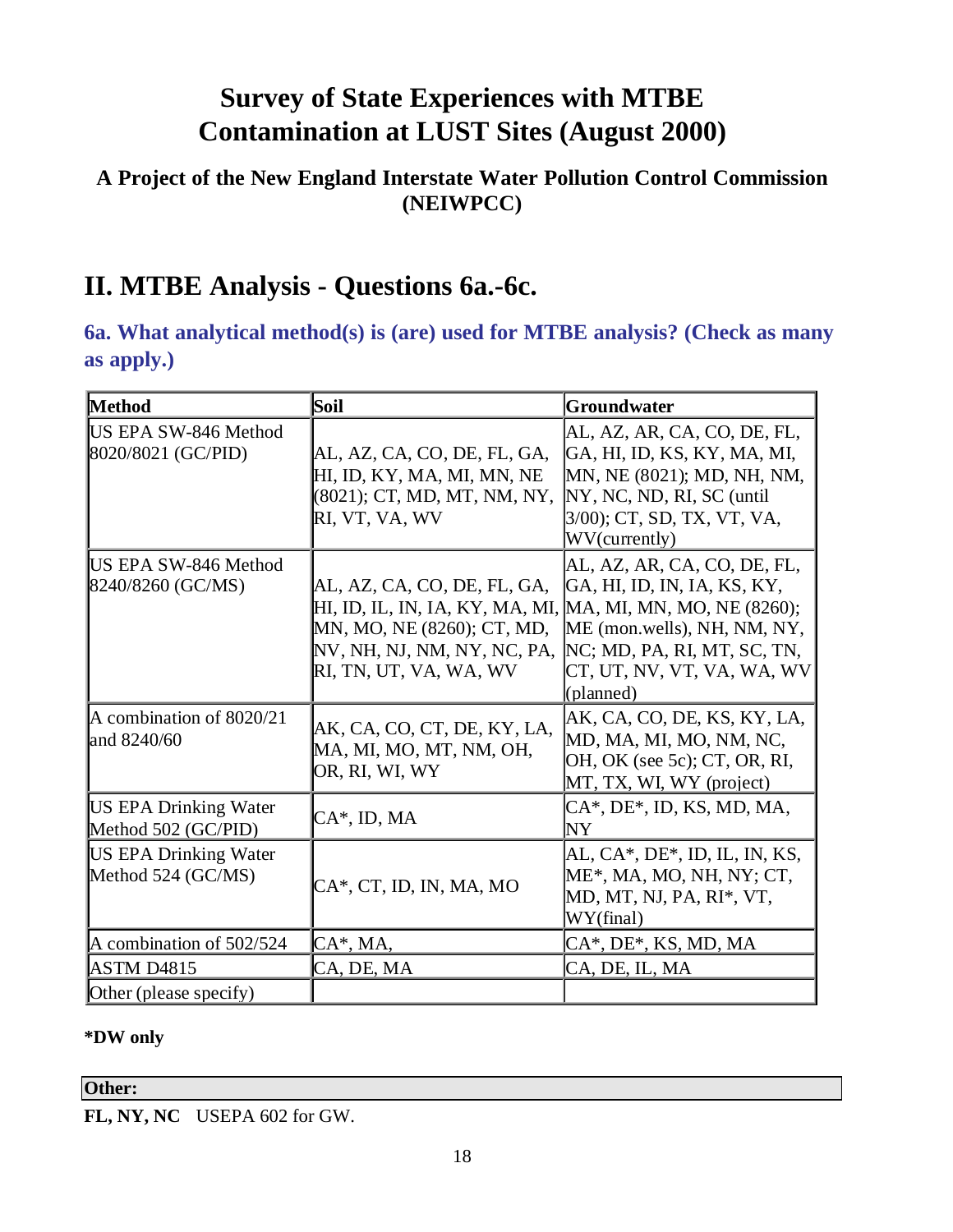# Survey of State Experiences with MTBE Contamination at LUST Sites (August 2000)

### A Project of the New England Interstate Water Pollution Control Commission (NEIWPCC)

## II. MTBE Analysis - Questions 6a.-6c.

### 6a. What analytical method(s) is (are) used for MTBE analysis? (Check as many as apply.)

| Method | Soil | Groundwater |
|---|---|---|
| US EPA SW-846 Method 8020/8021 (GC/PID) | AL, AZ, CA, CO, DE, FL, GA, HI, ID, KY, MA, MI, MN, NE (8021); CT, MD, MT, NM, NY, RI, VT, VA, WV | AL, AZ, AR, CA, CO, DE, FL, GA, HI, ID, KS, KY, MA, MI, MN, NE (8021); MD, NH, NM, NY, NC, ND, RI, SC (until 3/00); CT, SD, TX, VT, VA, WV(currently) |
| US EPA SW-846 Method 8240/8260 (GC/MS) | AL, AZ, CA, CO, DE, FL, GA, HI, ID, IL, IN, IA, KY, MA, MI, MN, MO, NE (8260); CT, MD, NV, NH, NJ, NM, NY, NC, PA, RI, TN, UT, VA, WA, WV | AL, AZ, AR, CA, CO, DE, FL, GA, HI, ID, IN, IA, KS, KY, MA, MI, MN, MO, NE (8260); ME (mon.wells), NH, NM, NY, NC; MD, PA, RI, MT, SC, TN, CT, UT, NV, VT, VA, WA, WV (planned) |
| A combination of 8020/21 and 8240/60 | AK, CA, CO, CT, DE, KY, LA, MA, MI, MO, MT, NM, OH, OR, RI, WI, WY | AK, CA, CO, DE, KS, KY, LA, MD, MA, MI, MO, NM, NC, OH, OK (see 5c); CT, OR, RI, MT, TX, WI, WY (project) |
| US EPA Drinking Water Method 502 (GC/PID) | CA*, ID, MA | CA*, DE*, ID, KS, MD, MA, NY |
| US EPA Drinking Water Method 524 (GC/MS) | CA*, CT, ID, IN, MA, MO | AL, CA*, DE*, ID, IL, IN, KS, ME*, MA, MO, NH, NY; CT, MD, MT, NJ, PA, RI*, VT, WY(final) |
| A combination of 502/524 | CA*, MA, | CA*, DE*, KS, MD, MA |
| ASTM D4815 | CA, DE, MA | CA, DE, IL, MA |
| Other (please specify) | | |

**\*DW only**

**Other:**

**FL, NY, NC** USEPA 602 for GW.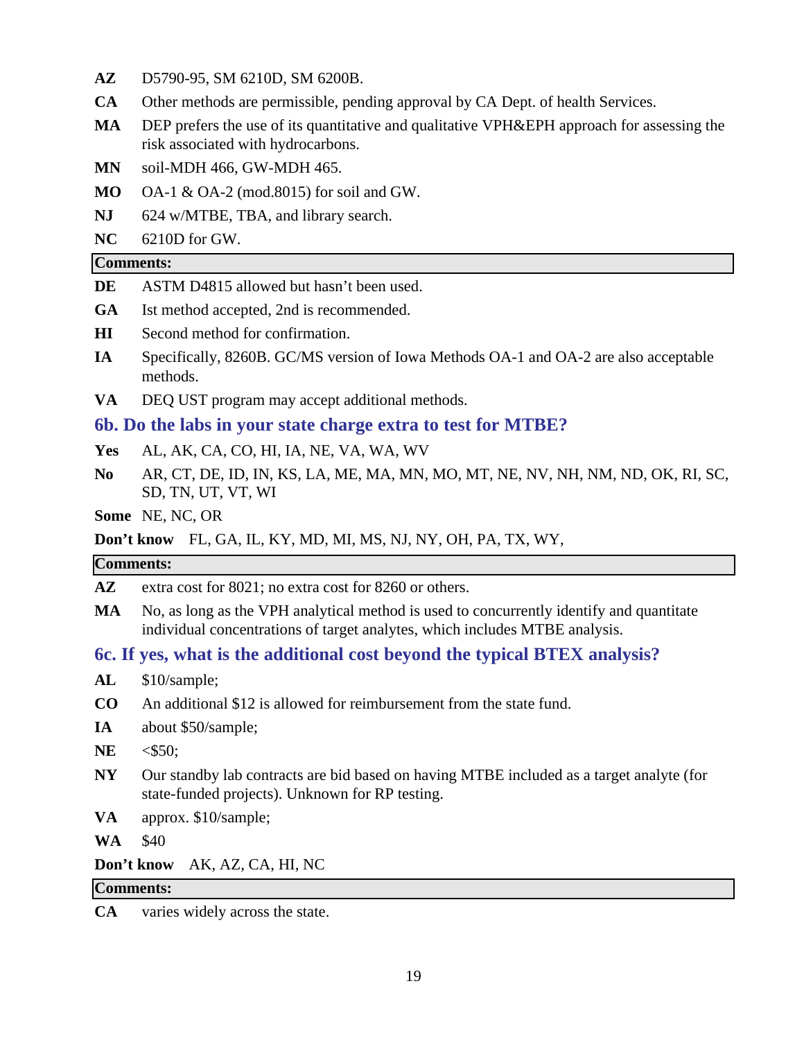**AZ** D5790-95, SM 6210D, SM 6200B.

**CA** Other methods are permissible, pending approval by CA Dept. of health Services.

**MA** DEP prefers the use of its quantitative and qualitative VPH&EPH approach for assessing the risk associated with hydrocarbons.

**MN** soil-MDH 466, GW-MDH 465.

**MO** OA-1 & OA-2 (mod.8015) for soil and GW.

**NJ** 624 w/MTBE, TBA, and library search.

**NC** 6210D for GW.

**Comments:**

**DE** ASTM D4815 allowed but hasn't been used.

**GA** Ist method accepted, 2nd is recommended.

**HI** Second method for confirmation.

**IA** Specifically, 8260B. GC/MS version of Iowa Methods OA-1 and OA-2 are also acceptable methods.

**VA** DEQ UST program may accept additional methods.

## 6b. Do the labs in your state charge extra to test for MTBE?

**Yes** AL, AK, CA, CO, HI, IA, NE, VA, WA, WV

**No** AR, CT, DE, ID, IN, KS, LA, ME, MA, MN, MO, MT, NE, NV, NH, NM, ND, OK, RI, SC, SD, TN, UT, VT, WI

**Some** NE, NC, OR

**Don't know** FL, GA, IL, KY, MD, MI, MS, NJ, NY, OH, PA, TX, WY,

**Comments:**

**AZ** extra cost for 8021; no extra cost for 8260 or others.

**MA** No, as long as the VPH analytical method is used to concurrently identify and quantitate individual concentrations of target analytes, which includes MTBE analysis.

## 6c. If yes, what is the additional cost beyond the typical BTEX analysis?

**AL** $10/sample;

**CO** An additional $12 is allowed for reimbursement from the state fund.

**IA** about $50/sample;

**NE** <$50;

**NY** Our standby lab contracts are bid based on having MTBE included as a target analyte (for state-funded projects). Unknown for RP testing.

**VA** approx. $10/sample;

**WA** $40

**Don't know** AK, AZ, CA, HI, NC

**Comments:**

**CA** varies widely across the state.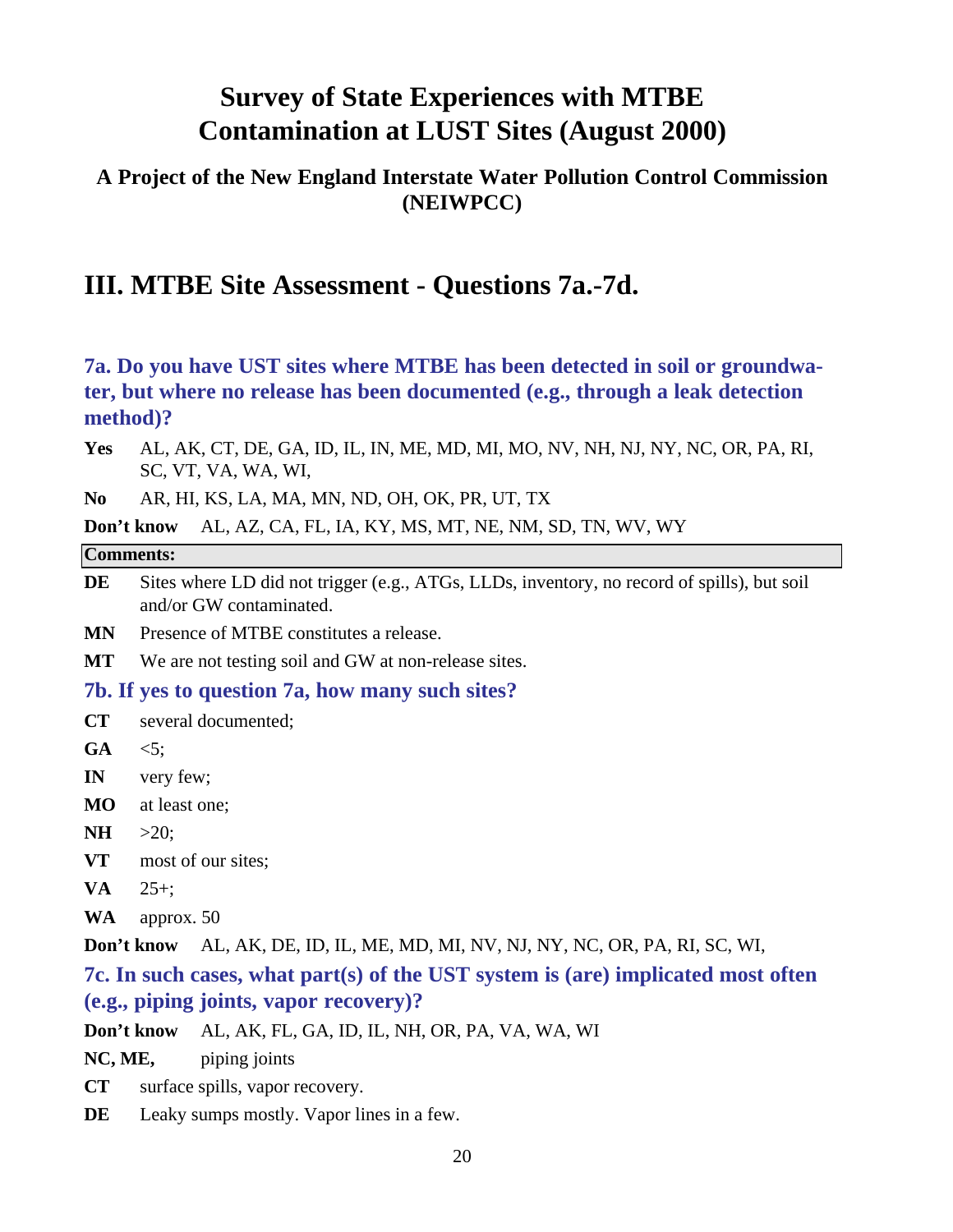# Survey of State Experiences with MTBE Contamination at LUST Sites (August 2000)

### A Project of the New England Interstate Water Pollution Control Commission (NEIWPCC)

## III. MTBE Site Assessment - Questions 7a.-7d.

### 7a. Do you have UST sites where MTBE has been detected in soil or groundwater, but where no release has been documented (e.g., through a leak detection method)?

**Yes** AL, AK, CT, DE, GA, ID, IL, IN, ME, MD, MI, MO, NV, NH, NJ, NY, NC, OR, PA, RI, SC, VT, VA, WA, WI,

**No** AR, HI, KS, LA, MA, MN, ND, OH, OK, PR, UT, TX

**Don't know** AL, AZ, CA, FL, IA, KY, MS, MT, NE, NM, SD, TN, WV, WY

**Comments:**

**DE** Sites where LD did not trigger (e.g., ATGs, LLDs, inventory, no record of spills), but soil and/or GW contaminated.

**MN** Presence of MTBE constitutes a release.

**MT** We are not testing soil and GW at non-release sites.

### 7b. If yes to question 7a, how many such sites?

**CT** several documented;

**GA** <5;

**IN** very few;

**MO** at least one;

**NH** >20;

**VT** most of our sites;

**VA** 25+;

**WA** approx. 50

**Don't know** AL, AK, DE, ID, IL, ME, MD, MI, NV, NJ, NY, NC, OR, PA, RI, SC, WI,

### 7c. In such cases, what part(s) of the UST system is (are) implicated most often (e.g., piping joints, vapor recovery)?

**Don't know** AL, AK, FL, GA, ID, IL, NH, OR, PA, VA, WA, WI

**NC, ME,** piping joints

**CT** surface spills, vapor recovery.

**DE** Leaky sumps mostly. Vapor lines in a few.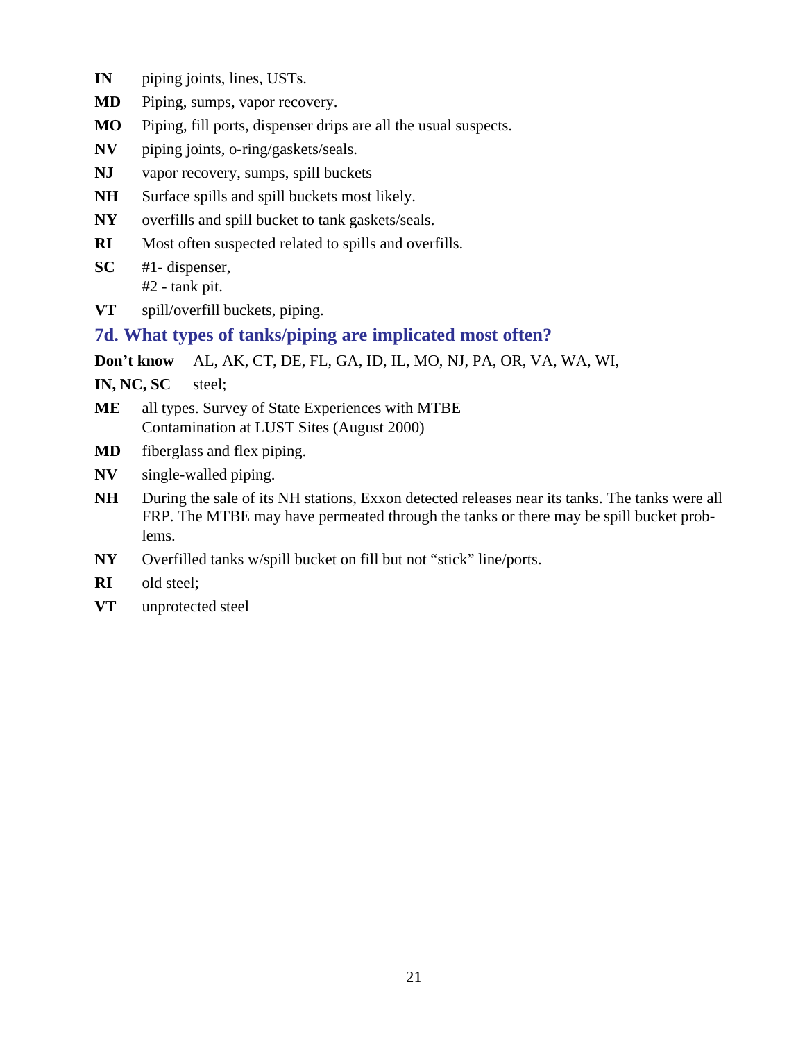**IN** piping joints, lines, USTs.

**MD** Piping, sumps, vapor recovery.

**MO** Piping, fill ports, dispenser drips are all the usual suspects.

**NV** piping joints, o-ring/gaskets/seals.

**NJ** vapor recovery, sumps, spill buckets

**NH** Surface spills and spill buckets most likely.

**NY** overfills and spill bucket to tank gaskets/seals.

**RI** Most often suspected related to spills and overfills.

**SC** #1- dispenser,
#2 - tank pit.

**VT** spill/overfill buckets, piping.

### 7d. What types of tanks/piping are implicated most often?

**Don't know** AL, AK, CT, DE, FL, GA, ID, IL, MO, NJ, PA, OR, VA, WA, WI,

**IN, NC, SC** steel;

**ME** all types. Survey of State Experiences with MTBE Contamination at LUST Sites (August 2000)

**MD** fiberglass and flex piping.

**NV** single-walled piping.

**NH** During the sale of its NH stations, Exxon detected releases near its tanks. The tanks were all FRP. The MTBE may have permeated through the tanks or there may be spill bucket problems.

**NY** Overfilled tanks w/spill bucket on fill but not "stick" line/ports.

**RI** old steel;

**VT** unprotected steel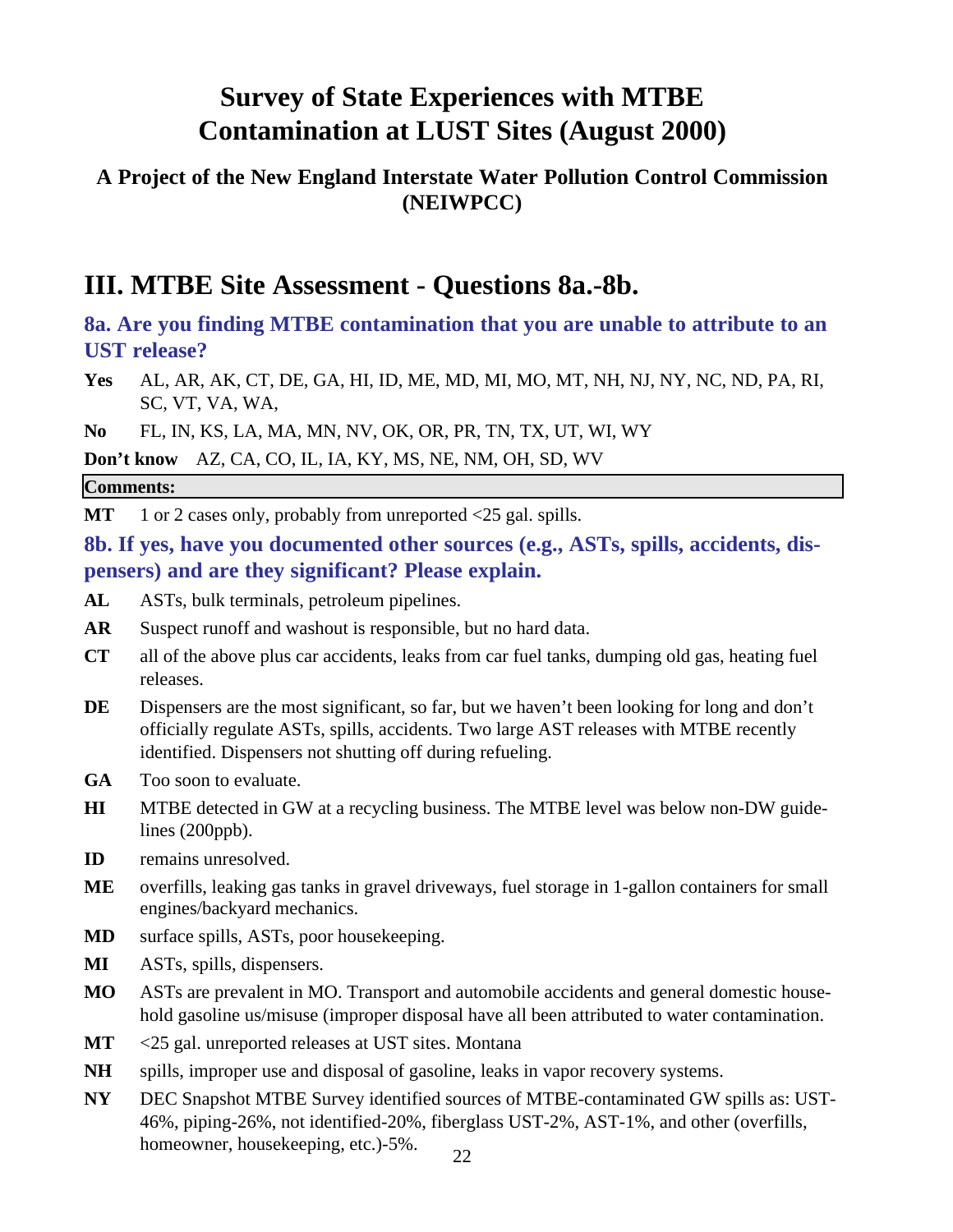# Survey of State Experiences with MTBE Contamination at LUST Sites (August 2000)

### A Project of the New England Interstate Water Pollution Control Commission (NEIWPCC)

## III. MTBE Site Assessment - Questions 8a.-8b.

### 8a. Are you finding MTBE contamination that you are unable to attribute to an UST release?

**Yes** AL, AR, AK, CT, DE, GA, HI, ID, ME, MD, MI, MO, MT, NH, NJ, NY, NC, ND, PA, RI, SC, VT, VA, WA,

**No** FL, IN, KS, LA, MA, MN, NV, OK, OR, PR, TN, TX, UT, WI, WY

**Don't know** AZ, CA, CO, IL, IA, KY, MS, NE, NM, OH, SD, WV

**Comments:**

**MT** 1 or 2 cases only, probably from unreported <25 gal. spills.

### 8b. If yes, have you documented other sources (e.g., ASTs, spills, accidents, dispensers) and are they significant? Please explain.

**AL** ASTs, bulk terminals, petroleum pipelines.

**AR** Suspect runoff and washout is responsible, but no hard data.

**CT** all of the above plus car accidents, leaks from car fuel tanks, dumping old gas, heating fuel releases.

**DE** Dispensers are the most significant, so far, but we haven't been looking for long and don't officially regulate ASTs, spills, accidents. Two large AST releases with MTBE recently identified. Dispensers not shutting off during refueling.

**GA** Too soon to evaluate.

**HI** MTBE detected in GW at a recycling business. The MTBE level was below non-DW guidelines (200ppb).

**ID** remains unresolved.

**ME** overfills, leaking gas tanks in gravel driveways, fuel storage in 1-gallon containers for small engines/backyard mechanics.

**MD** surface spills, ASTs, poor housekeeping.

**MI** ASTs, spills, dispensers.

**MO** ASTs are prevalent in MO. Transport and automobile accidents and general domestic household gasoline us/misuse (improper disposal have all been attributed to water contamination.

**MT** <25 gal. unreported releases at UST sites. Montana

**NH** spills, improper use and disposal of gasoline, leaks in vapor recovery systems.

**NY** DEC Snapshot MTBE Survey identified sources of MTBE-contaminated GW spills as: UST-46%, piping-26%, not identified-20%, fiberglass UST-2%, AST-1%, and other (overfills, homeowner, housekeeping, etc.)-5%.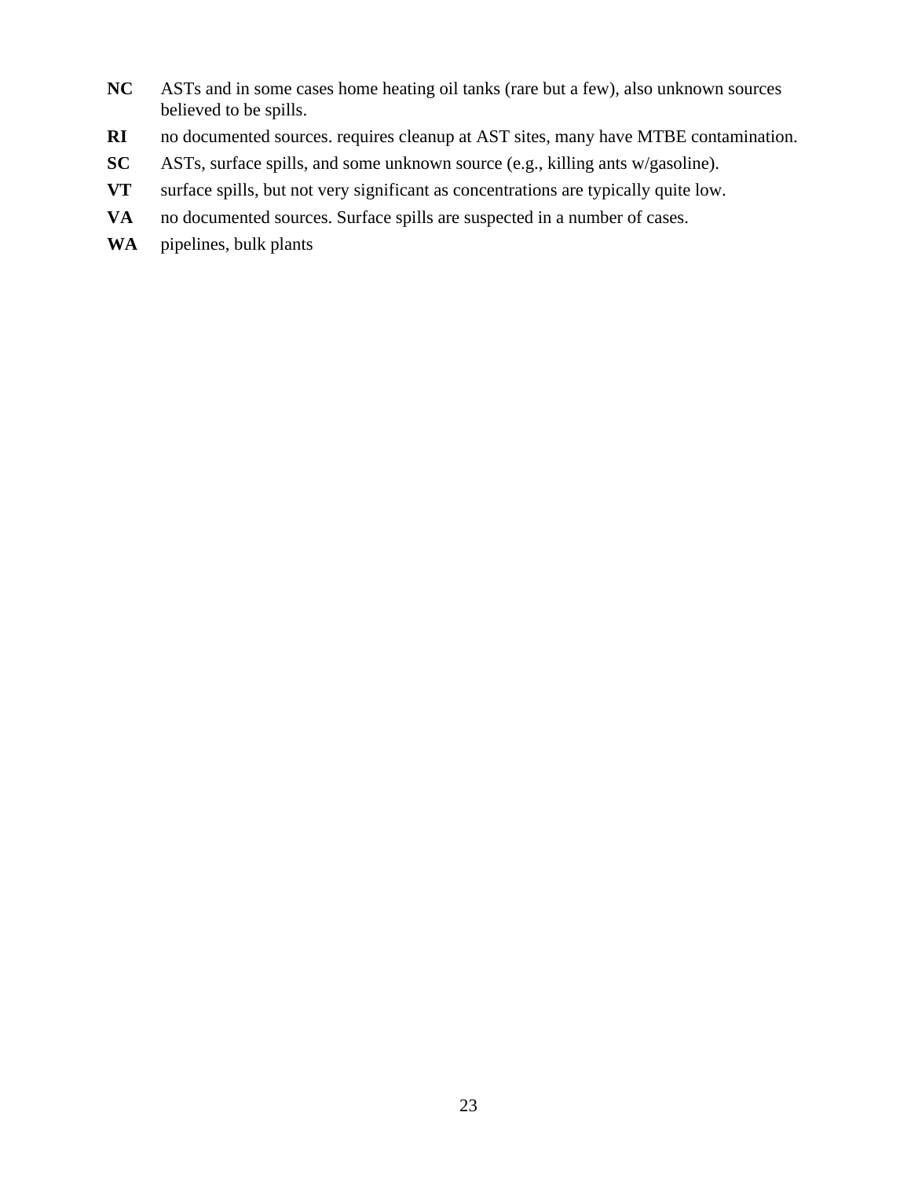**NC** ASTs and in some cases home heating oil tanks (rare but a few), also unknown sources believed to be spills.

**RI** no documented sources. requires cleanup at AST sites, many have MTBE contamination.

**SC** ASTs, surface spills, and some unknown source (e.g., killing ants w/gasoline).

**VT** surface spills, but not very significant as concentrations are typically quite low.

**VA** no documented sources. Surface spills are suspected in a number of cases.

**WA** pipelines, bulk plants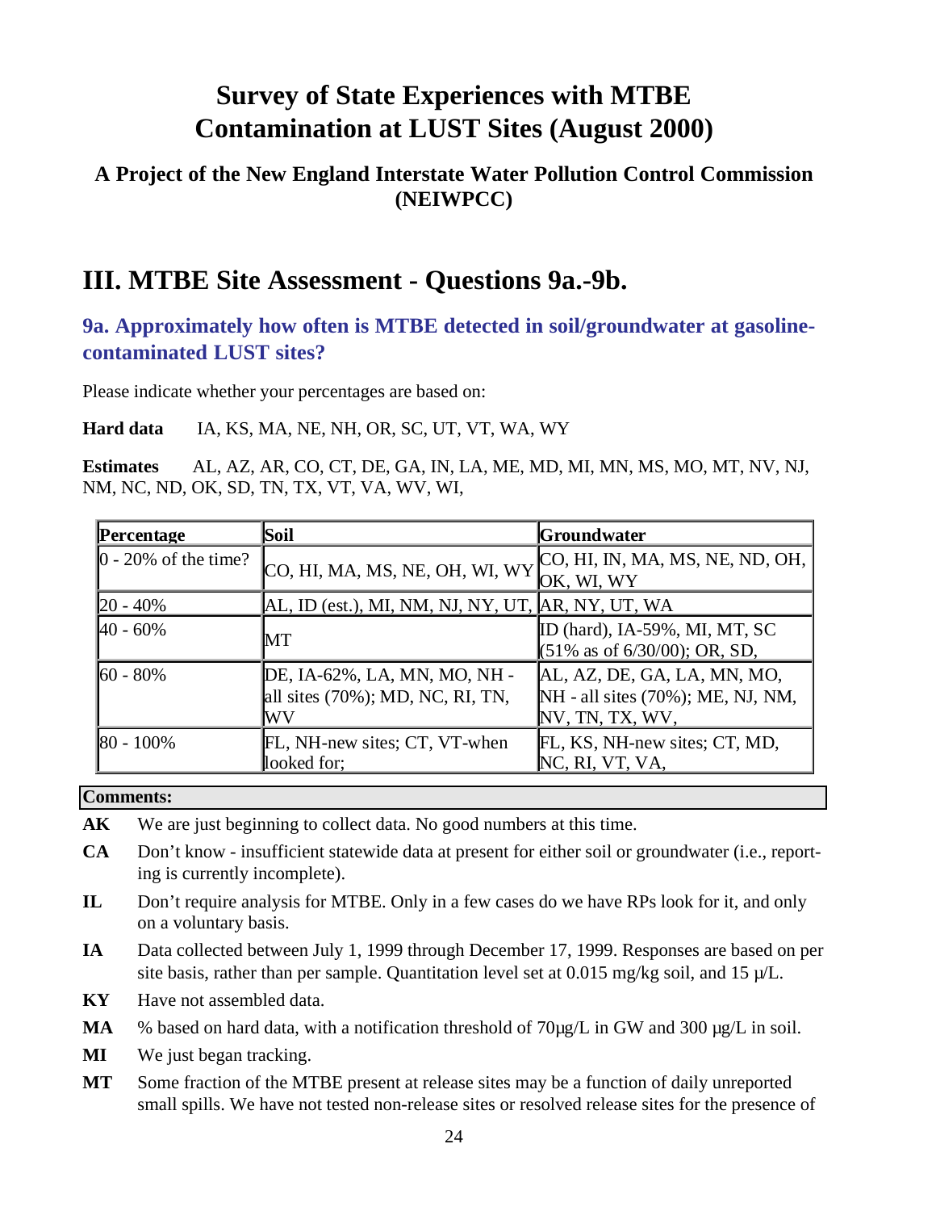# Survey of State Experiences with MTBE Contamination at LUST Sites (August 2000)

### A Project of the New England Interstate Water Pollution Control Commission (NEIWPCC)

## III. MTBE Site Assessment - Questions 9a.-9b.

### 9a. Approximately how often is MTBE detected in soil/groundwater at gasoline-contaminated LUST sites?

Please indicate whether your percentages are based on:

**Hard data** IA, KS, MA, NE, NH, OR, SC, UT, VT, WA, WY

**Estimates** AL, AZ, AR, CO, CT, DE, GA, IN, LA, ME, MD, MI, MN, MS, MO, MT, NV, NJ, NM, NC, ND, OK, SD, TN, TX, VT, VA, WV, WI,

| Percentage | Soil | Groundwater |
|---|---|---|
| 0 - 20% of the time? | CO, HI, MA, MS, NE, OH, WI, WY | CO, HI, IN, MA, MS, NE, ND, OH, OK, WI, WY |
| 20 - 40% | AL, ID (est.), MI, NM, NJ, NY, UT, | AR, NY, UT, WA |
| 40 - 60% | MT | ID (hard), IA-59%, MI, MT, SC (51% as of 6/30/00); OR, SD, |
| 60 - 80% | DE, IA-62%, LA, MN, MO, NH - all sites (70%); MD, NC, RI, TN, WV | AL, AZ, DE, GA, LA, MN, MO, NH - all sites (70%); ME, NJ, NM, NV, TN, TX, WV, |
| 80 - 100% | FL, NH-new sites; CT, VT-when looked for; | FL, KS, NH-new sites; CT, MD, NC, RI, VT, VA, |

**Comments:**

**AK** We are just beginning to collect data. No good numbers at this time.

**CA** Don't know - insufficient statewide data at present for either soil or groundwater (i.e., reporting is currently incomplete).

**IL** Don't require analysis for MTBE. Only in a few cases do we have RPs look for it, and only on a voluntary basis.

**IA** Data collected between July 1, 1999 through December 17, 1999. Responses are based on per site basis, rather than per sample. Quantitation level set at 0.015 mg/kg soil, and 15 µ/L.

**KY** Have not assembled data.

**MA** % based on hard data, with a notification threshold of 70µg/L in GW and 300 µg/L in soil.

**MI** We just began tracking.

**MT** Some fraction of the MTBE present at release sites may be a function of daily unreported small spills. We have not tested non-release sites or resolved release sites for the presence of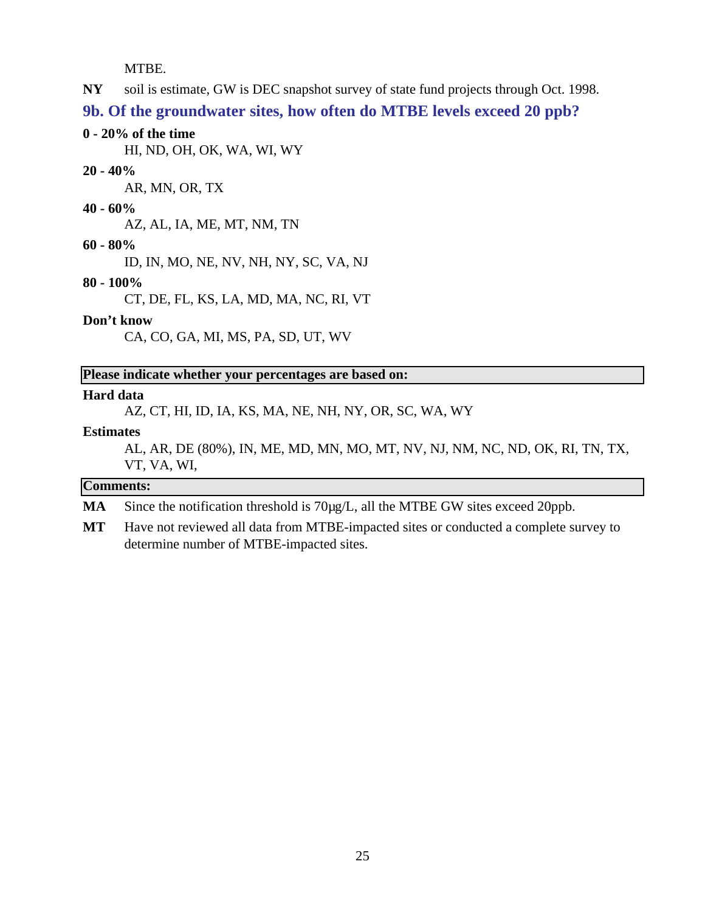MTBE.

**NY** soil is estimate, GW is DEC snapshot survey of state fund projects through Oct. 1998.

## 9b. Of the groundwater sites, how often do MTBE levels exceed 20 ppb?

**0 - 20% of the time**

HI, ND, OH, OK, WA, WI, WY

**20 - 40%**

AR, MN, OR, TX

**40 - 60%**

AZ, AL, IA, ME, MT, NM, TN

**60 - 80%**

ID, IN, MO, NE, NV, NH, NY, SC, VA, NJ

**80 - 100%**

CT, DE, FL, KS, LA, MD, MA, NC, RI, VT

**Don't know**

CA, CO, GA, MI, MS, PA, SD, UT, WV

**Please indicate whether your percentages are based on:**

**Hard data**

AZ, CT, HI, ID, IA, KS, MA, NE, NH, NY, OR, SC, WA, WY

**Estimates**

AL, AR, DE (80%), IN, ME, MD, MN, MO, MT, NV, NJ, NM, NC, ND, OK, RI, TN, TX, VT, VA, WI,

**Comments:**

**MA** Since the notification threshold is 70µg/L, all the MTBE GW sites exceed 20ppb.

**MT** Have not reviewed all data from MTBE-impacted sites or conducted a complete survey to determine number of MTBE-impacted sites.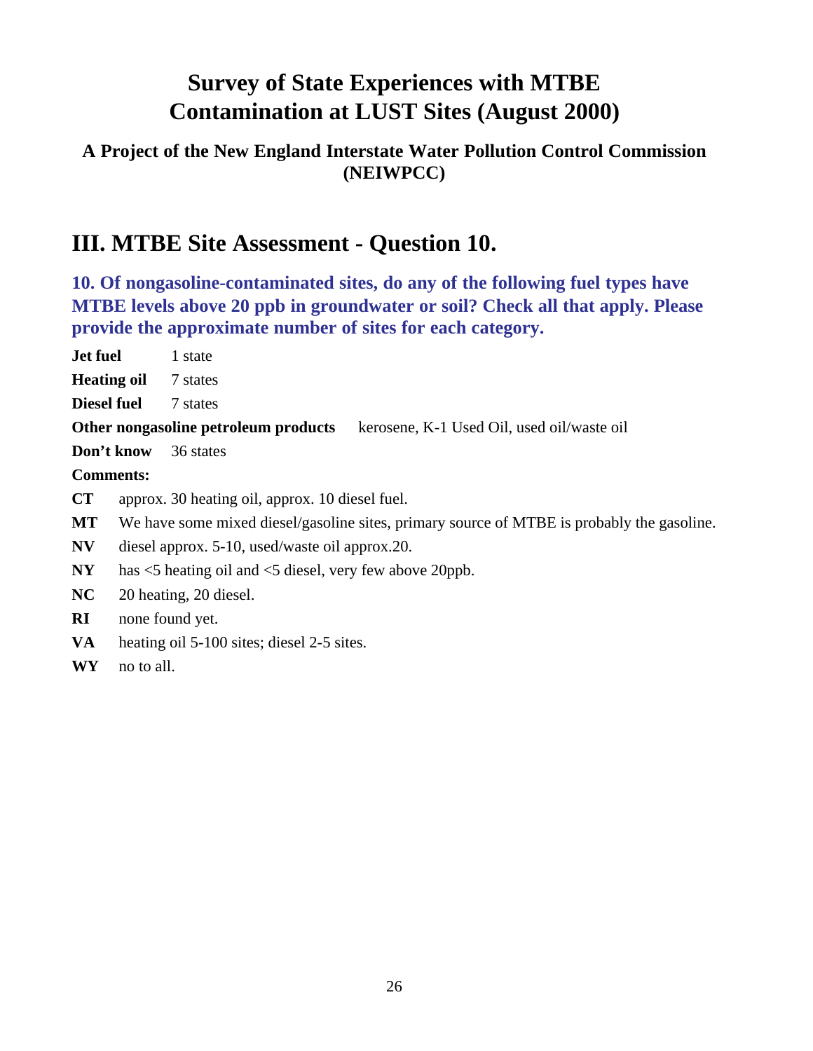# Survey of State Experiences with MTBE Contamination at LUST Sites (August 2000)

### A Project of the New England Interstate Water Pollution Control Commission (NEIWPCC)

## III. MTBE Site Assessment - Question 10.

### 10. Of nongasoline-contaminated sites, do any of the following fuel types have MTBE levels above 20 ppb in groundwater or soil? Check all that apply. Please provide the approximate number of sites for each category.

**Jet fuel** 1 state

**Heating oil** 7 states

**Diesel fuel** 7 states

**Other nongasoline petroleum products** kerosene, K-1 Used Oil, used oil/waste oil

**Don't know** 36 states

**Comments:**

**CT** approx. 30 heating oil, approx. 10 diesel fuel.

**MT** We have some mixed diesel/gasoline sites, primary source of MTBE is probably the gasoline.

**NV** diesel approx. 5-10, used/waste oil approx.20.

**NY** has <5 heating oil and <5 diesel, very few above 20ppb.

**NC** 20 heating, 20 diesel.

**RI** none found yet.

**VA** heating oil 5-100 sites; diesel 2-5 sites.

**WY** no to all.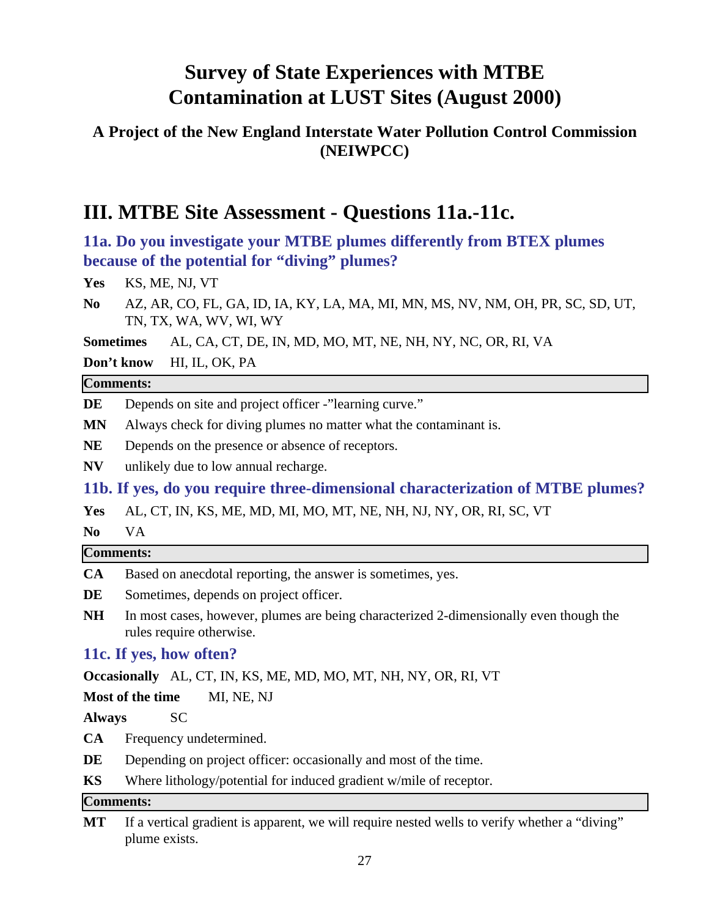# Survey of State Experiences with MTBE Contamination at LUST Sites (August 2000)

### A Project of the New England Interstate Water Pollution Control Commission (NEIWPCC)

## III. MTBE Site Assessment - Questions 11a.-11c.

### 11a. Do you investigate your MTBE plumes differently from BTEX plumes because of the potential for "diving" plumes?

**Yes** KS, ME, NJ, VT

**No** AZ, AR, CO, FL, GA, ID, IA, KY, LA, MA, MI, MN, MS, NV, NM, OH, PR, SC, SD, UT, TN, TX, WA, WV, WI, WY

**Sometimes** AL, CA, CT, DE, IN, MD, MO, MT, NE, NH, NY, NC, OR, RI, VA

**Don't know** HI, IL, OK, PA

**Comments:**

**DE** Depends on site and project officer -"learning curve."

**MN** Always check for diving plumes no matter what the contaminant is.

**NE** Depends on the presence or absence of receptors.

**NV** unlikely due to low annual recharge.

### 11b. If yes, do you require three-dimensional characterization of MTBE plumes?

**Yes** AL, CT, IN, KS, ME, MD, MI, MO, MT, NE, NH, NJ, NY, OR, RI, SC, VT

**No** VA

**Comments:**

**CA** Based on anecdotal reporting, the answer is sometimes, yes.

**DE** Sometimes, depends on project officer.

**NH** In most cases, however, plumes are being characterized 2-dimensionally even though the rules require otherwise.

### 11c. If yes, how often?

**Occasionally** AL, CT, IN, KS, ME, MD, MO, MT, NH, NY, OR, RI, VT

**Most of the time** MI, NE, NJ

**Always** SC

**CA** Frequency undetermined.

**DE** Depending on project officer: occasionally and most of the time.

**KS** Where lithology/potential for induced gradient w/mile of receptor.

**Comments:**

**MT** If a vertical gradient is apparent, we will require nested wells to verify whether a "diving" plume exists.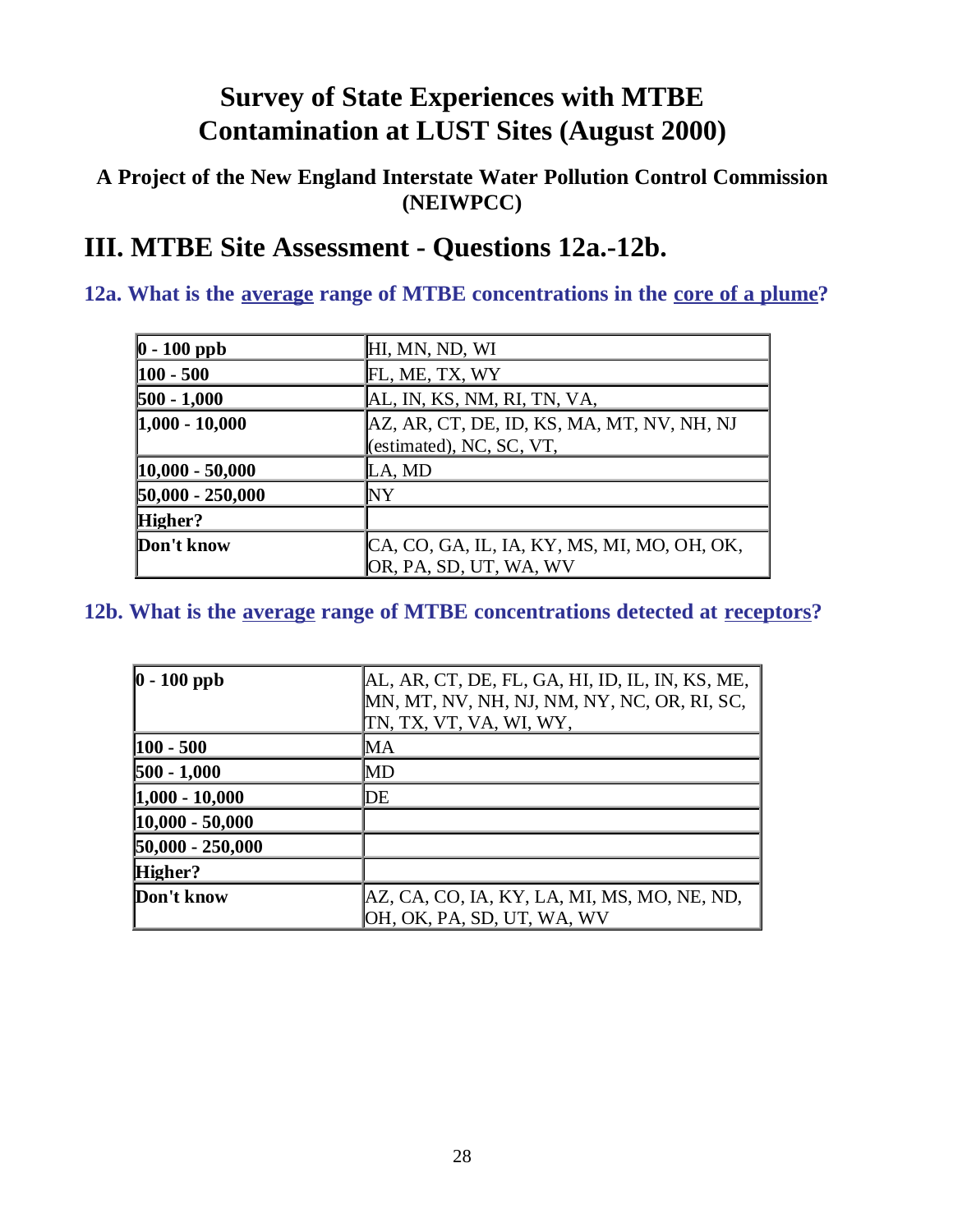# Survey of State Experiences with MTBE Contamination at LUST Sites (August 2000)

### A Project of the New England Interstate Water Pollution Control Commission (NEIWPCC)

## III. MTBE Site Assessment - Questions 12a.-12b.

### 12a. What is the average range of MTBE concentrations in the core of a plume?

| **0 - 100 ppb** | HI, MN, ND, WI |
|---|---|
| **100 - 500** | FL, ME, TX, WY |
| **500 - 1,000** | AL, IN, KS, NM, RI, TN, VA, |
| **1,000 - 10,000** | AZ, AR, CT, DE, ID, KS, MA, MT, NV, NH, NJ (estimated), NC, SC, VT, |
| **10,000 - 50,000** | LA, MD |
| **50,000 - 250,000** | NY |
| **Higher?** | |
| **Don't know** | CA, CO, GA, IL, IA, KY, MS, MI, MO, OH, OK, OR, PA, SD, UT, WA, WV |

### 12b. What is the average range of MTBE concentrations detected at receptors?

| **0 - 100 ppb** | AL, AR, CT, DE, FL, GA, HI, ID, IL, IN, KS, ME, MN, MT, NV, NH, NJ, NM, NY, NC, OR, RI, SC, TN, TX, VT, VA, WI, WY, |
|---|---|
| **100 - 500** | MA |
| **500 - 1,000** | MD |
| **1,000 - 10,000** | DE |
| **10,000 - 50,000** | |
| **50,000 - 250,000** | |
| **Higher?** | |
| **Don't know** | AZ, CA, CO, IA, KY, LA, MI, MS, MO, NE, ND, OH, OK, PA, SD, UT, WA, WV |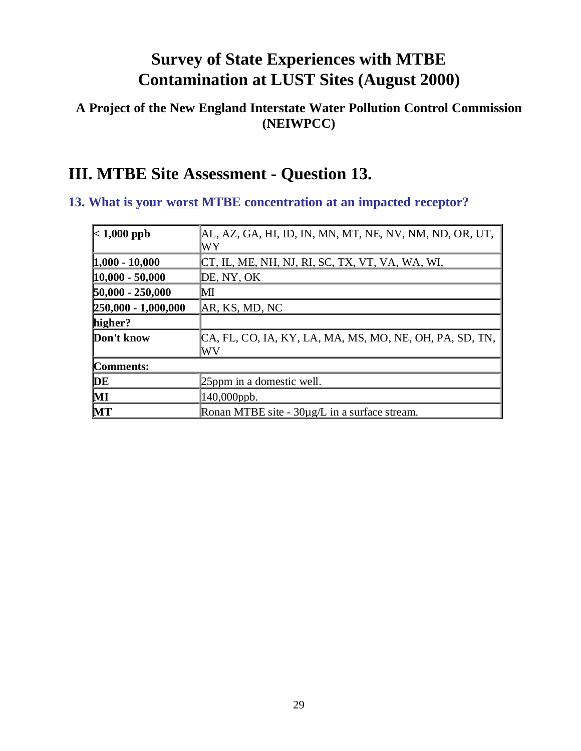# Survey of State Experiences with MTBE Contamination at LUST Sites (August 2000)

### A Project of the New England Interstate Water Pollution Control Commission (NEIWPCC)

## III. MTBE Site Assessment - Question 13.

### 13. What is your worst MTBE concentration at an impacted receptor?

| **< 1,000 ppb** | AL, AZ, GA, HI, ID, IN, MN, MT, NE, NV, NM, ND, OR, UT, WY |
|---|---|
| **1,000 - 10,000** | CT, IL, ME, NH, NJ, RI, SC, TX, VT, VA, WA, WI, |
| **10,000 - 50,000** | DE, NY, OK |
| **50,000 - 250,000** | MI |
| **250,000 - 1,000,000** | AR, KS, MD, NC |
| **higher?** | |
| **Don't know** | CA, FL, CO, IA, KY, LA, MA, MS, MO, NE, OH, PA, SD, TN, WV |
| **Comments:** | |
| **DE** | 25ppm in a domestic well. |
| **MI** | 140,000ppb. |
| **MT** | Ronan MTBE site - 30µg/L in a surface stream. |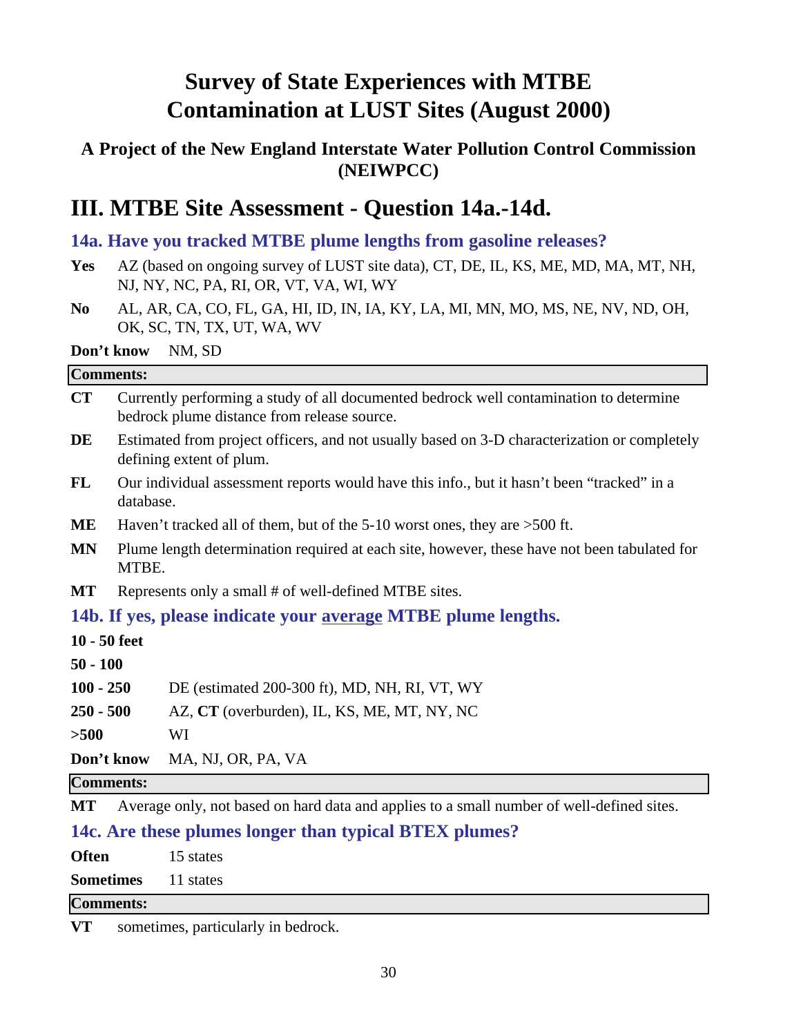# Survey of State Experiences with MTBE Contamination at LUST Sites (August 2000)

### A Project of the New England Interstate Water Pollution Control Commission (NEIWPCC)

## III. MTBE Site Assessment - Question 14a.-14d.

### 14a. Have you tracked MTBE plume lengths from gasoline releases?

**Yes** AZ (based on ongoing survey of LUST site data), CT, DE, IL, KS, ME, MD, MA, MT, NH, NJ, NY, NC, PA, RI, OR, VT, VA, WI, WY

**No** AL, AR, CA, CO, FL, GA, HI, ID, IN, IA, KY, LA, MI, MN, MO, MS, NE, NV, ND, OH, OK, SC, TN, TX, UT, WA, WV

**Don't know** NM, SD

**Comments:**

**CT** Currently performing a study of all documented bedrock well contamination to determine bedrock plume distance from release source.

**DE** Estimated from project officers, and not usually based on 3-D characterization or completely defining extent of plum.

**FL** Our individual assessment reports would have this info., but it hasn't been "tracked" in a database.

**ME** Haven't tracked all of them, but of the 5-10 worst ones, they are >500 ft.

**MN** Plume length determination required at each site, however, these have not been tabulated for MTBE.

**MT** Represents only a small # of well-defined MTBE sites.

### 14b. If yes, please indicate your <u>average</u> MTBE plume lengths.

**10 - 50 feet**

**50 - 100**

**100 - 250** DE (estimated 200-300 ft), MD, NH, RI, VT, WY

**250 - 500** AZ, **CT** (overburden), IL, KS, ME, MT, NY, NC

**>500** WI

**Don't know** MA, NJ, OR, PA, VA

**Comments:**

**MT** Average only, not based on hard data and applies to a small number of well-defined sites.

### 14c. Are these plumes longer than typical BTEX plumes?

**Often** 15 states

**Sometimes** 11 states

**Comments:**

**VT** sometimes, particularly in bedrock.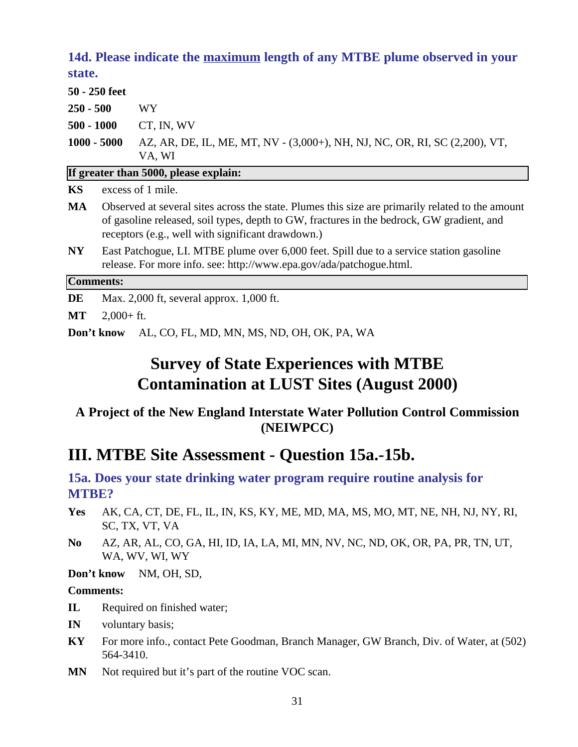### 14d. Please indicate the <u>maximum</u> length of any MTBE plume observed in your state.

**50 - 250 feet**

**250 - 500** WY

**500 - 1000** CT, IN, WV

**1000 - 5000** AZ, AR, DE, IL, ME, MT, NV - (3,000+), NH, NJ, NC, OR, RI, SC (2,200), VT, VA, WI

**If greater than 5000, please explain:**

**KS** excess of 1 mile.

**MA** Observed at several sites across the state. Plumes this size are primarily related to the amount of gasoline released, soil types, depth to GW, fractures in the bedrock, GW gradient, and receptors (e.g., well with significant drawdown.)

**NY** East Patchogue, LI. MTBE plume over 6,000 feet. Spill due to a service station gasoline release. For more info. see: http://www.epa.gov/ada/patchogue.html.

**Comments:**

**DE** Max. 2,000 ft, several approx. 1,000 ft.

**MT** 2,000+ ft.

**Don't know** AL, CO, FL, MD, MN, MS, ND, OH, OK, PA, WA

# Survey of State Experiences with MTBE Contamination at LUST Sites (August 2000)

## A Project of the New England Interstate Water Pollution Control Commission (NEIWPCC)

# III. MTBE Site Assessment - Question 15a.-15b.

### 15a. Does your state drinking water program require routine analysis for MTBE?

**Yes** AK, CA, CT, DE, FL, IL, IN, KS, KY, ME, MD, MA, MS, MO, MT, NE, NH, NJ, NY, RI, SC, TX, VT, VA

**No** AZ, AR, AL, CO, GA, HI, ID, IA, LA, MI, MN, NV, NC, ND, OK, OR, PA, PR, TN, UT, WA, WV, WI, WY

**Don't know** NM, OH, SD,

**Comments:**

**IL** Required on finished water;

**IN** voluntary basis;

**KY** For more info., contact Pete Goodman, Branch Manager, GW Branch, Div. of Water, at (502) 564-3410.

**MN** Not required but it's part of the routine VOC scan.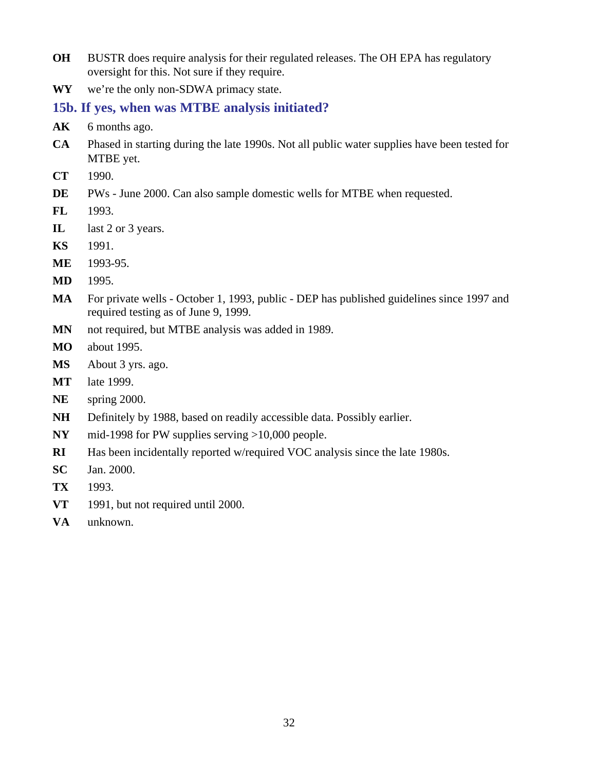**OH** BUSTR does require analysis for their regulated releases. The OH EPA has regulatory oversight for this. Not sure if they require.

**WY** we're the only non-SDWA primacy state.

### 15b. If yes, when was MTBE analysis initiated?

**AK** 6 months ago.

**CA** Phased in starting during the late 1990s. Not all public water supplies have been tested for MTBE yet.

**CT** 1990.

**DE** PWs - June 2000. Can also sample domestic wells for MTBE when requested.

**FL** 1993.

**IL** last 2 or 3 years.

**KS** 1991.

**ME** 1993-95.

**MD** 1995.

**MA** For private wells - October 1, 1993, public - DEP has published guidelines since 1997 and required testing as of June 9, 1999.

**MN** not required, but MTBE analysis was added in 1989.

**MO** about 1995.

**MS** About 3 yrs. ago.

**MT** late 1999.

**NE** spring 2000.

**NH** Definitely by 1988, based on readily accessible data. Possibly earlier.

**NY** mid-1998 for PW supplies serving >10,000 people.

**RI** Has been incidentally reported w/required VOC analysis since the late 1980s.

**SC** Jan. 2000.

**TX** 1993.

**VT** 1991, but not required until 2000.

**VA** unknown.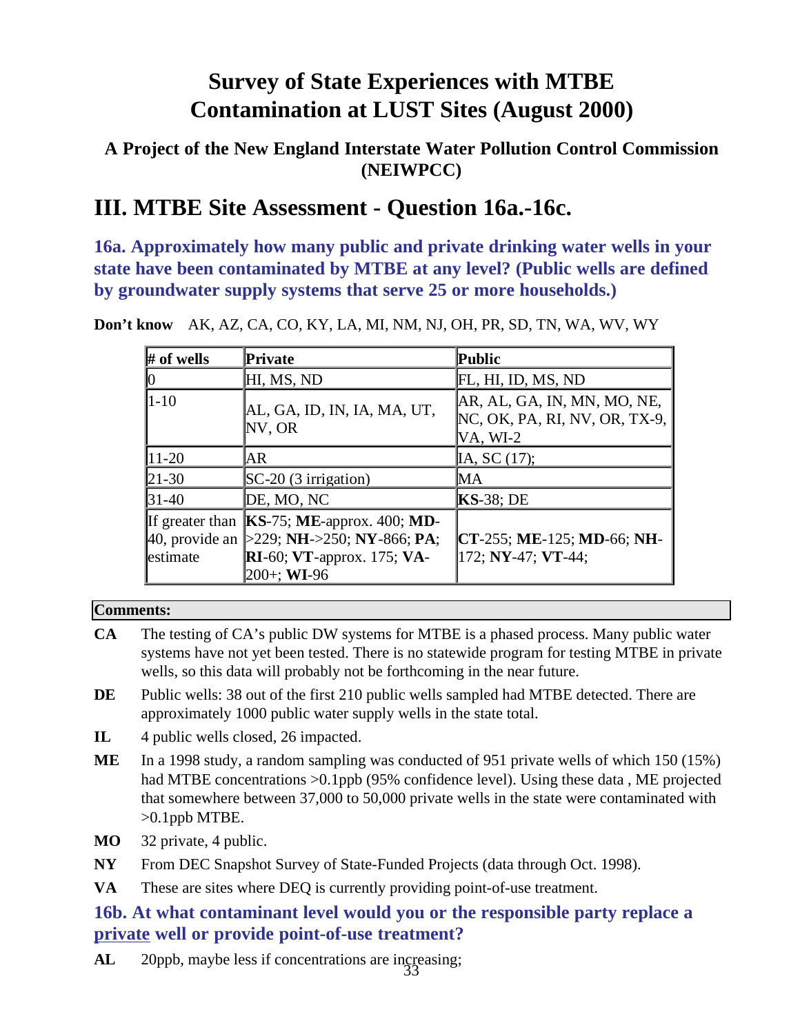# Survey of State Experiences with MTBE Contamination at LUST Sites (August 2000)

### A Project of the New England Interstate Water Pollution Control Commission (NEIWPCC)

## III. MTBE Site Assessment - Question 16a.-16c.

### 16a. Approximately how many public and private drinking water wells in your state have been contaminated by MTBE at any level? (Public wells are defined by groundwater supply systems that serve 25 or more households.)

**Don't know** AK, AZ, CA, CO, KY, LA, MI, NM, NJ, OH, PR, SD, TN, WA, WV, WY

| # of wells | Private | Public |
|---|---|---|
| 0 | HI, MS, ND | FL, HI, ID, MS, ND |
| 1-10 | AL, GA, ID, IN, IA, MA, UT, NV, OR | AR, AL, GA, IN, MN, MO, NE, NC, OK, PA, RI, NV, OR, TX-9, VA, WI-2 |
| 11-20 | AR | IA, SC (17); |
| 21-30 | SC-20 (3 irrigation) | MA |
| 31-40 | DE, MO, NC | **KS**-38; DE |
| If greater than 40, provide an estimate | **KS**-75; **ME**-approx. 400; **MD**->229; **NH**->250; **NY**-866; **PA**; **RI**-60; **VT**-approx. 175; **VA**-200+; **WI**-96 | **CT**-255; **ME**-125; **MD**-66; **NH**-172; **NY**-47; **VT**-44; |

**Comments:**

**CA** The testing of CA's public DW systems for MTBE is a phased process. Many public water systems have not yet been tested. There is no statewide program for testing MTBE in private wells, so this data will probably not be forthcoming in the near future.

**DE** Public wells: 38 out of the first 210 public wells sampled had MTBE detected. There are approximately 1000 public water supply wells in the state total.

**IL** 4 public wells closed, 26 impacted.

**ME** In a 1998 study, a random sampling was conducted of 951 private wells of which 150 (15%) had MTBE concentrations >0.1ppb (95% confidence level). Using these data , ME projected that somewhere between 37,000 to 50,000 private wells in the state were contaminated with >0.1ppb MTBE.

**MO** 32 private, 4 public.

**NY** From DEC Snapshot Survey of State-Funded Projects (data through Oct. 1998).

**VA** These are sites where DEQ is currently providing point-of-use treatment.

### 16b. At what contaminant level would you or the responsible party replace a private well or provide point-of-use treatment?

**AL** 20ppb, maybe less if concentrations are increasing;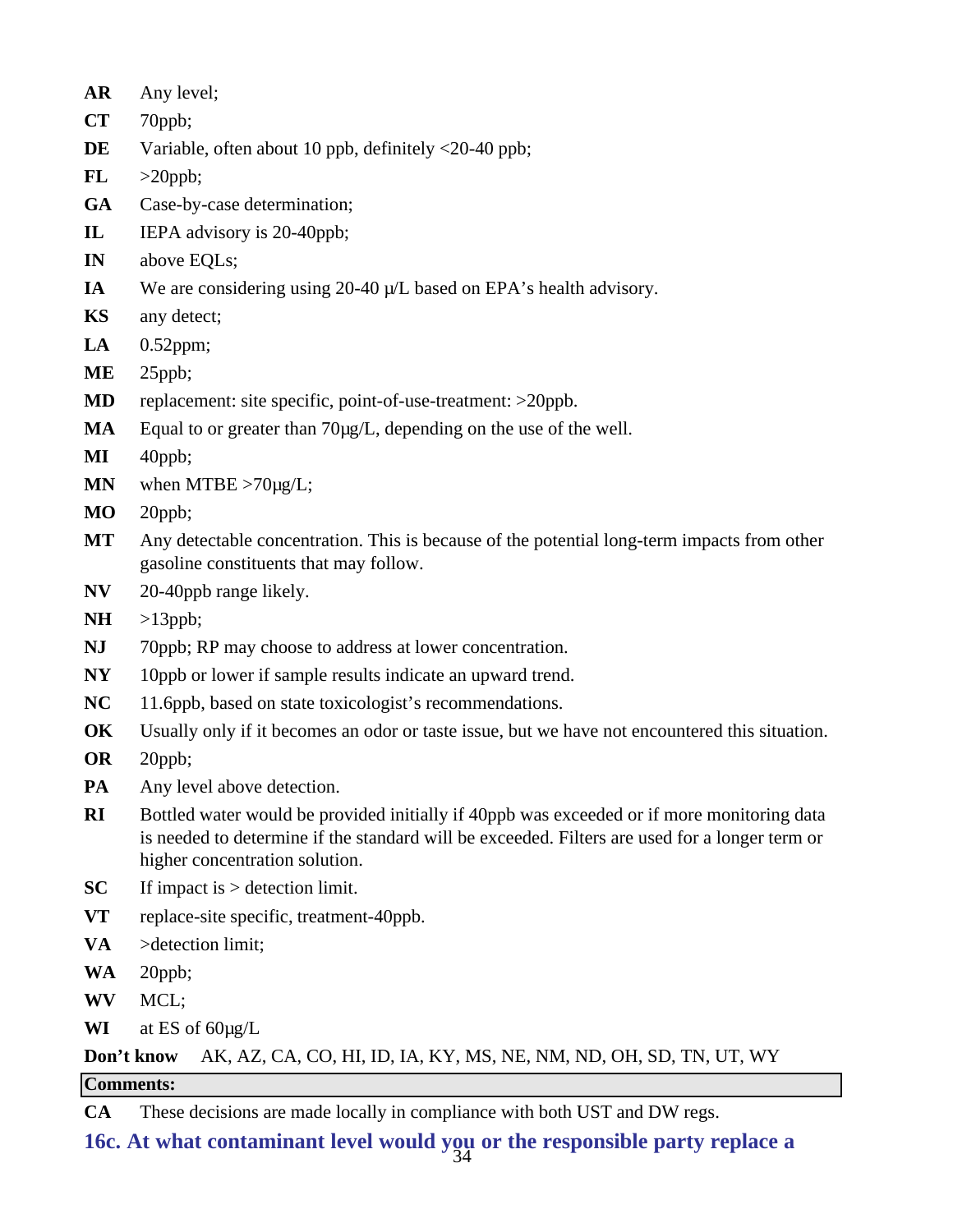**AR** Any level;

**CT** 70ppb;

**DE** Variable, often about 10 ppb, definitely <20-40 ppb;

**FL** >20ppb;

**GA** Case-by-case determination;

**IL** IEPA advisory is 20-40ppb;

**IN** above EQLs;

**IA** We are considering using 20-40 μ/L based on EPA's health advisory.

**KS** any detect;

**LA** 0.52ppm;

**ME** 25ppb;

**MD** replacement: site specific, point-of-use-treatment: >20ppb.

**MA** Equal to or greater than 70μg/L, depending on the use of the well.

**MI** 40ppb;

**MN** when MTBE >70μg/L;

**MO** 20ppb;

**MT** Any detectable concentration. This is because of the potential long-term impacts from other gasoline constituents that may follow.

**NV** 20-40ppb range likely.

**NH** >13ppb;

**NJ** 70ppb; RP may choose to address at lower concentration.

**NY** 10ppb or lower if sample results indicate an upward trend.

**NC** 11.6ppb, based on state toxicologist's recommendations.

**OK** Usually only if it becomes an odor or taste issue, but we have not encountered this situation.

**OR** 20ppb;

**PA** Any level above detection.

**RI** Bottled water would be provided initially if 40ppb was exceeded or if more monitoring data is needed to determine if the standard will be exceeded. Filters are used for a longer term or higher concentration solution.

**SC** If impact is > detection limit.

**VT** replace-site specific, treatment-40ppb.

**VA** >detection limit;

**WA** 20ppb;

**WV** MCL;

**WI** at ES of 60μg/L

**Don't know** AK, AZ, CA, CO, HI, ID, IA, KY, MS, NE, NM, ND, OH, SD, TN, UT, WY

**Comments:**

**CA** These decisions are made locally in compliance with both UST and DW regs.

### 16c. At what contaminant level would you or the responsible party replace a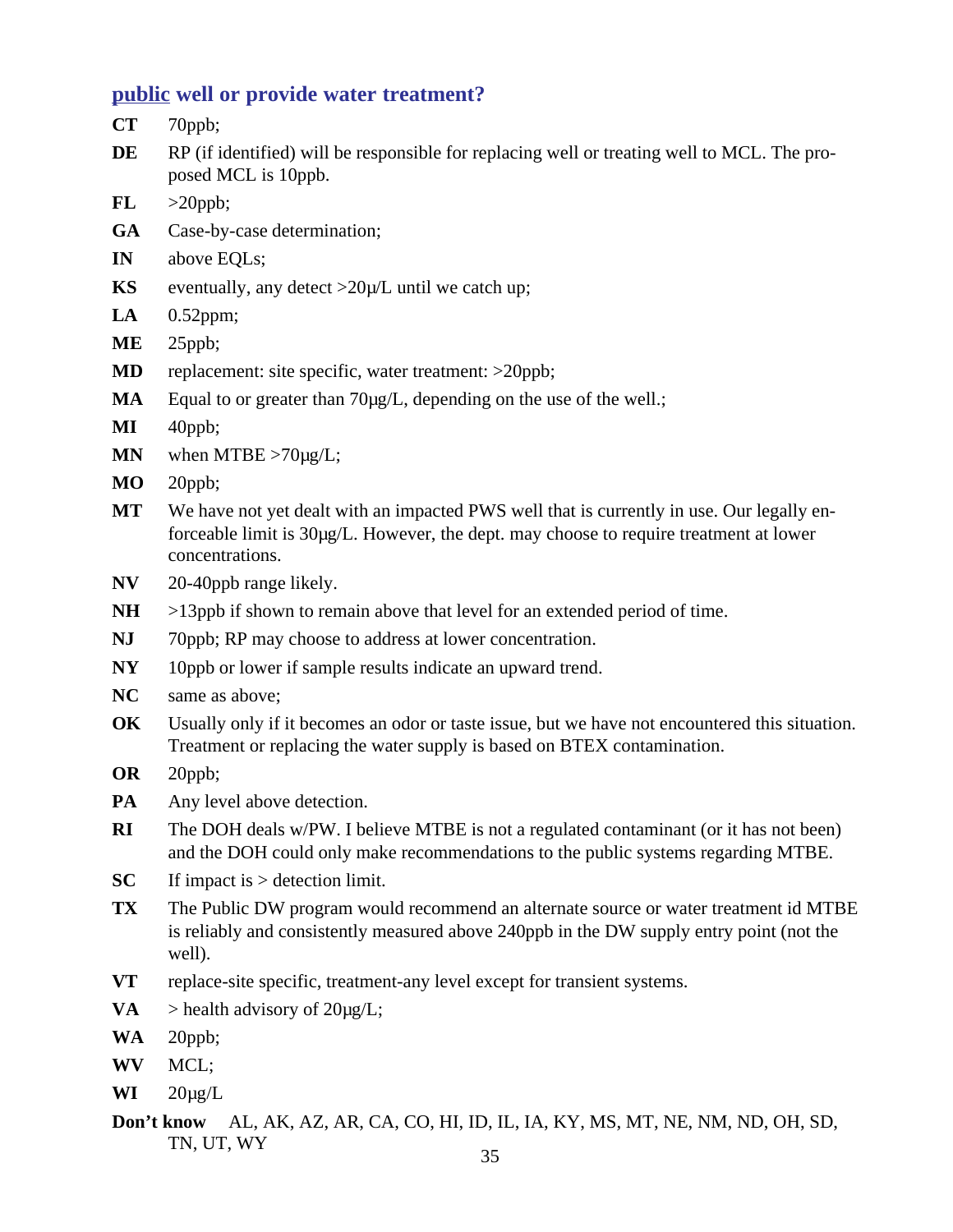### <u>public</u> well or provide water treatment?

**CT** 70ppb;

**DE** RP (if identified) will be responsible for replacing well or treating well to MCL. The proposed MCL is 10ppb.

**FL** >20ppb;

**GA** Case-by-case determination;

**IN** above EQLs;

**KS** eventually, any detect >20µ/L until we catch up;

**LA** 0.52ppm;

**ME** 25ppb;

**MD** replacement: site specific, water treatment: >20ppb;

**MA** Equal to or greater than 70µg/L, depending on the use of the well.;

**MI** 40ppb;

**MN** when MTBE >70µg/L;

**MO** 20ppb;

**MT** We have not yet dealt with an impacted PWS well that is currently in use. Our legally enforceable limit is 30µg/L. However, the dept. may choose to require treatment at lower concentrations.

**NV** 20-40ppb range likely.

**NH** >13ppb if shown to remain above that level for an extended period of time.

**NJ** 70ppb; RP may choose to address at lower concentration.

**NY** 10ppb or lower if sample results indicate an upward trend.

**NC** same as above;

**OK** Usually only if it becomes an odor or taste issue, but we have not encountered this situation. Treatment or replacing the water supply is based on BTEX contamination.

**OR** 20ppb;

**PA** Any level above detection.

**RI** The DOH deals w/PW. I believe MTBE is not a regulated contaminant (or it has not been) and the DOH could only make recommendations to the public systems regarding MTBE.

**SC** If impact is > detection limit.

**TX** The Public DW program would recommend an alternate source or water treatment id MTBE is reliably and consistently measured above 240ppb in the DW supply entry point (not the well).

**VT** replace-site specific, treatment-any level except for transient systems.

**VA** > health advisory of 20µg/L;

**WA** 20ppb;

**WV** MCL;

**WI** 20µg/L

**Don't know** AL, AK, AZ, AR, CA, CO, HI, ID, IL, IA, KY, MS, MT, NE, NM, ND, OH, SD, TN, UT, WY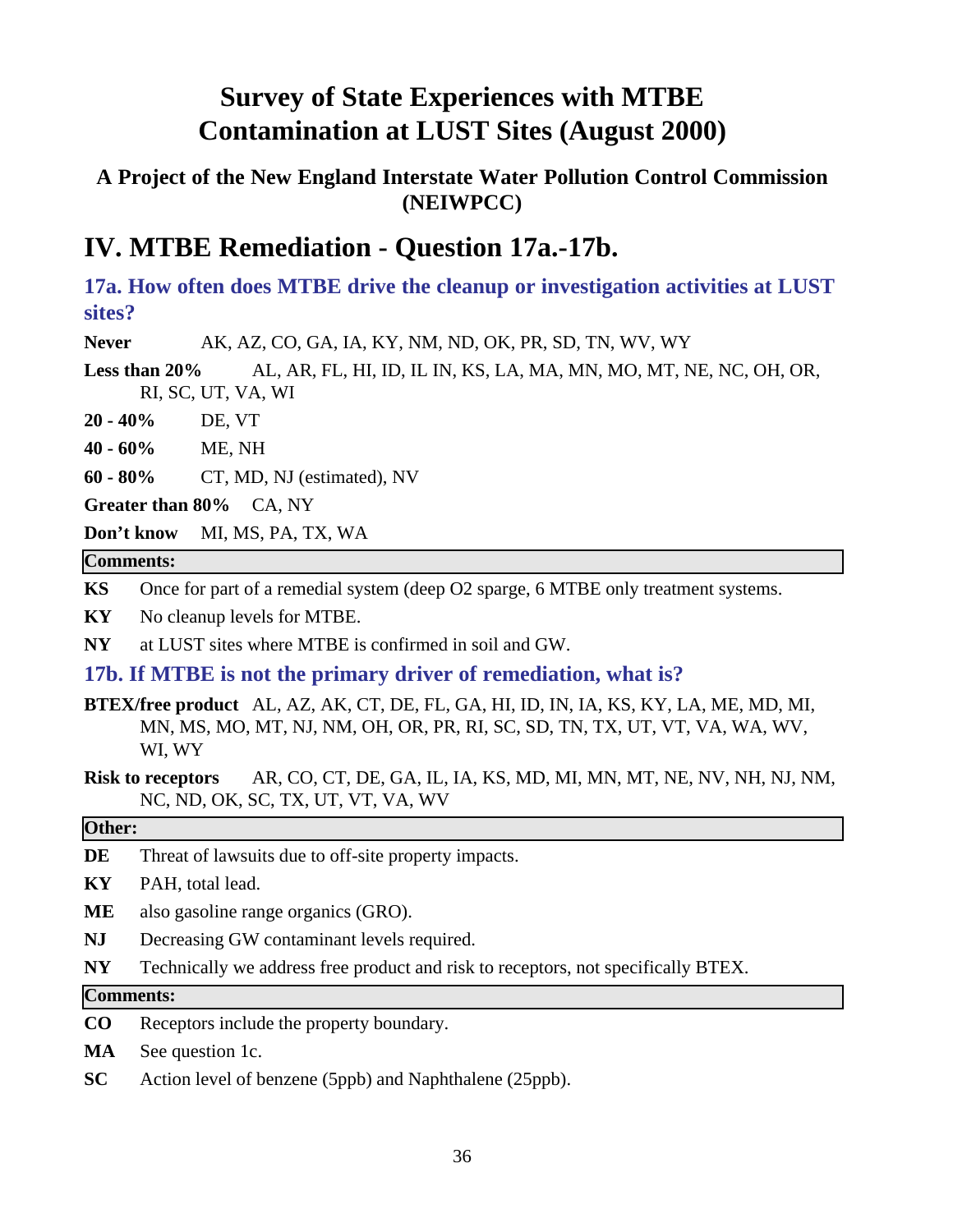# Survey of State Experiences with MTBE Contamination at LUST Sites (August 2000)

### A Project of the New England Interstate Water Pollution Control Commission (NEIWPCC)

## IV. MTBE Remediation - Question 17a.-17b.

### 17a. How often does MTBE drive the cleanup or investigation activities at LUST sites?

**Never** AK, AZ, CO, GA, IA, KY, NM, ND, OK, PR, SD, TN, WV, WY

**Less than 20%** AL, AR, FL, HI, ID, IL IN, KS, LA, MA, MN, MO, MT, NE, NC, OH, OR, RI, SC, UT, VA, WI

**20 - 40%** DE, VT

**40 - 60%** ME, NH

**60 - 80%** CT, MD, NJ (estimated), NV

**Greater than 80%** CA, NY

**Don't know** MI, MS, PA, TX, WA

**Comments:**

**KS** Once for part of a remedial system (deep O2 sparge, 6 MTBE only treatment systems.

**KY** No cleanup levels for MTBE.

**NY** at LUST sites where MTBE is confirmed in soil and GW.

### 17b. If MTBE is not the primary driver of remediation, what is?

**BTEX/free product** AL, AZ, AK, CT, DE, FL, GA, HI, ID, IN, IA, KS, KY, LA, ME, MD, MI, MN, MS, MO, MT, NJ, NM, OH, OR, PR, RI, SC, SD, TN, TX, UT, VT, VA, WA, WV, WI, WY

**Risk to receptors** AR, CO, CT, DE, GA, IL, IA, KS, MD, MI, MN, MT, NE, NV, NH, NJ, NM, NC, ND, OK, SC, TX, UT, VT, VA, WV

**Other:**

**DE** Threat of lawsuits due to off-site property impacts.

**KY** PAH, total lead.

**ME** also gasoline range organics (GRO).

**NJ** Decreasing GW contaminant levels required.

**NY** Technically we address free product and risk to receptors, not specifically BTEX.

**Comments:**

**CO** Receptors include the property boundary.

**MA** See question 1c.

**SC** Action level of benzene (5ppb) and Naphthalene (25ppb).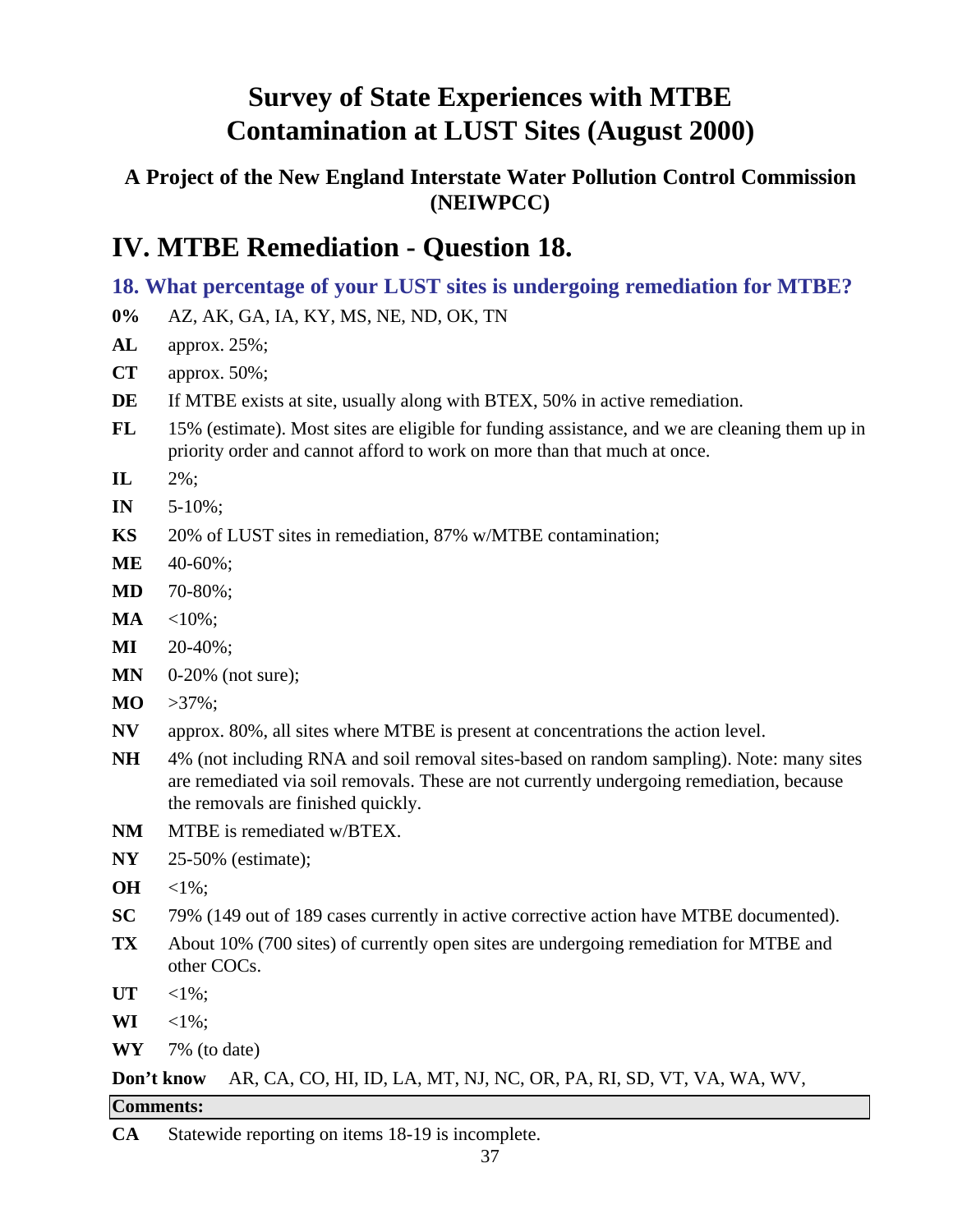# Survey of State Experiences with MTBE Contamination at LUST Sites (August 2000)

### A Project of the New England Interstate Water Pollution Control Commission (NEIWPCC)

## IV. MTBE Remediation - Question 18.

### 18. What percentage of your LUST sites is undergoing remediation for MTBE?

**0%** AZ, AK, GA, IA, KY, MS, NE, ND, OK, TN

**AL** approx. 25%;

**CT** approx. 50%;

**DE** If MTBE exists at site, usually along with BTEX, 50% in active remediation.

**FL** 15% (estimate). Most sites are eligible for funding assistance, and we are cleaning them up in priority order and cannot afford to work on more than that much at once.

**IL** 2%;

**IN** 5-10%;

**KS** 20% of LUST sites in remediation, 87% w/MTBE contamination;

**ME** 40-60%;

**MD** 70-80%;

**MA** <10%;

**MI** 20-40%;

**MN** 0-20% (not sure);

**MO** >37%;

**NV** approx. 80%, all sites where MTBE is present at concentrations the action level.

**NH** 4% (not including RNA and soil removal sites-based on random sampling). Note: many sites are remediated via soil removals. These are not currently undergoing remediation, because the removals are finished quickly.

**NM** MTBE is remediated w/BTEX.

**NY** 25-50% (estimate);

**OH** <1%;

**SC** 79% (149 out of 189 cases currently in active corrective action have MTBE documented).

**TX** About 10% (700 sites) of currently open sites are undergoing remediation for MTBE and other COCs.

**UT** <1%;

**WI** <1%;

**WY** 7% (to date)

**Don't know** AR, CA, CO, HI, ID, LA, MT, NJ, NC, OR, PA, RI, SD, VT, VA, WA, WV,

**Comments:**

**CA** Statewide reporting on items 18-19 is incomplete.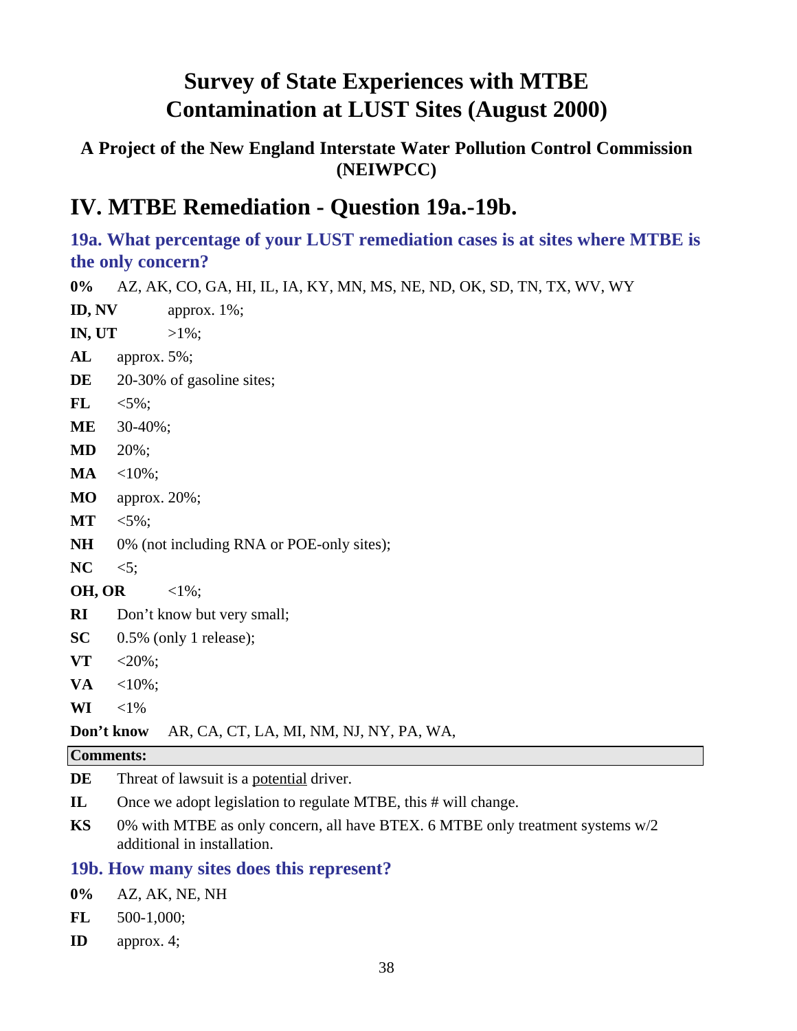# Survey of State Experiences with MTBE Contamination at LUST Sites (August 2000)

### A Project of the New England Interstate Water Pollution Control Commission (NEIWPCC)

## IV. MTBE Remediation - Question 19a.-19b.

### 19a. What percentage of your LUST remediation cases is at sites where MTBE is the only concern?

**0%** AZ, AK, CO, GA, HI, IL, IA, KY, MN, MS, NE, ND, OK, SD, TN, TX, WV, WY

**ID, NV** approx. 1%;

**IN, UT** >1%;

**AL** approx. 5%;

**DE** 20-30% of gasoline sites;

**FL** <5%;

**ME** 30-40%;

**MD** 20%;

**MA** <10%;

**MO** approx. 20%;

**MT** <5%;

**NH** 0% (not including RNA or POE-only sites);

**NC** <5;

**OH, OR** <1%;

**RI** Don't know but very small;

**SC** 0.5% (only 1 release);

**VT** <20%;

**VA** <10%;

**WI** <1%

**Don't know** AR, CA, CT, LA, MI, NM, NJ, NY, PA, WA,

**Comments:**

**DE** Threat of lawsuit is a potential driver.

**IL** Once we adopt legislation to regulate MTBE, this # will change.

**KS** 0% with MTBE as only concern, all have BTEX. 6 MTBE only treatment systems w/2 additional in installation.

### 19b. How many sites does this represent?

**0%** AZ, AK, NE, NH

**FL** 500-1,000;

**ID** approx. 4;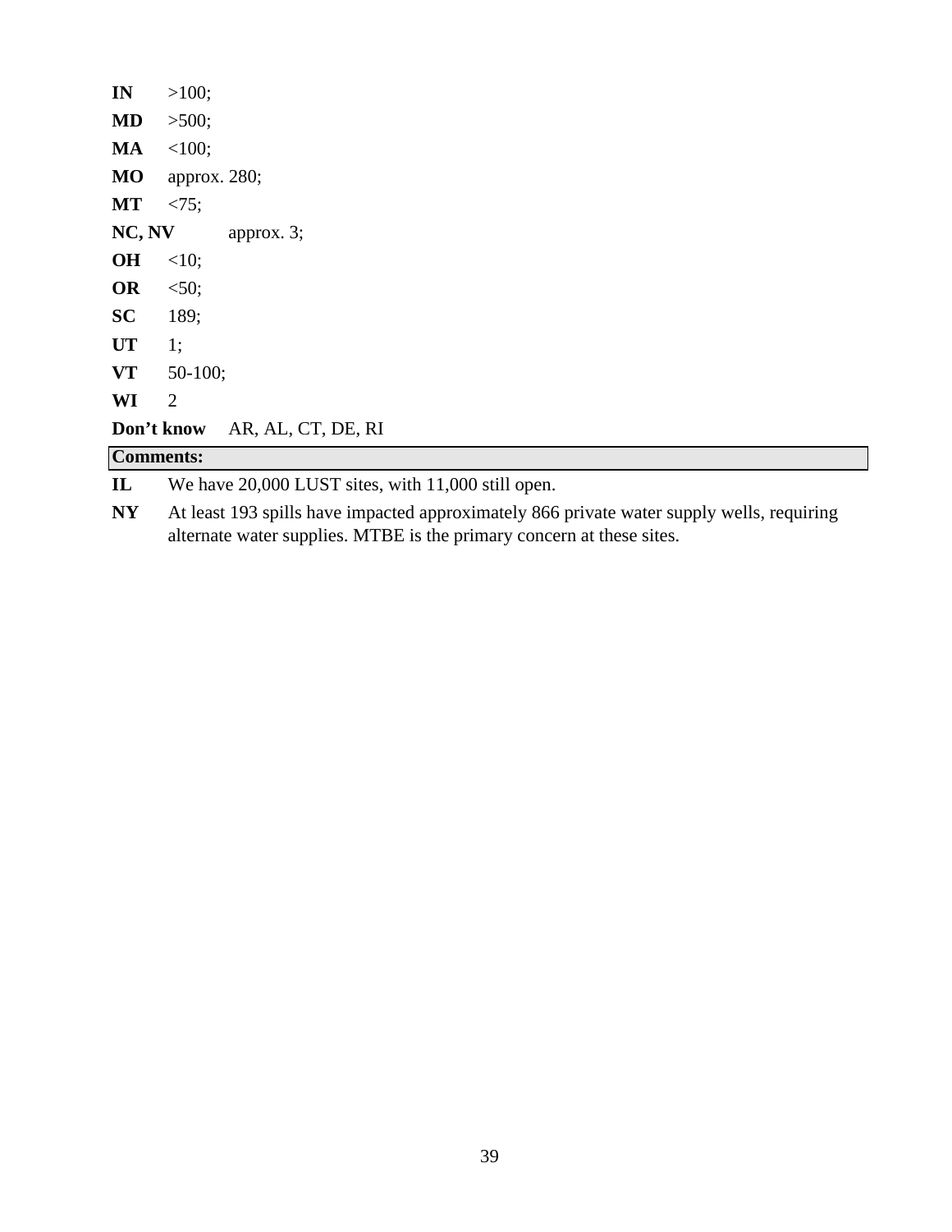**IN** >100;

**MD** >500;

**MA** <100;

**MO** approx. 280;

**MT** <75;

**NC, NV** approx. 3;

**OH** <10;

**OR** <50;

**SC** 189;

**UT** 1;

**VT** 50-100;

**WI** 2

**Don't know** AR, AL, CT, DE, RI

**Comments:**

**IL** We have 20,000 LUST sites, with 11,000 still open.

**NY** At least 193 spills have impacted approximately 866 private water supply wells, requiring alternate water supplies. MTBE is the primary concern at these sites.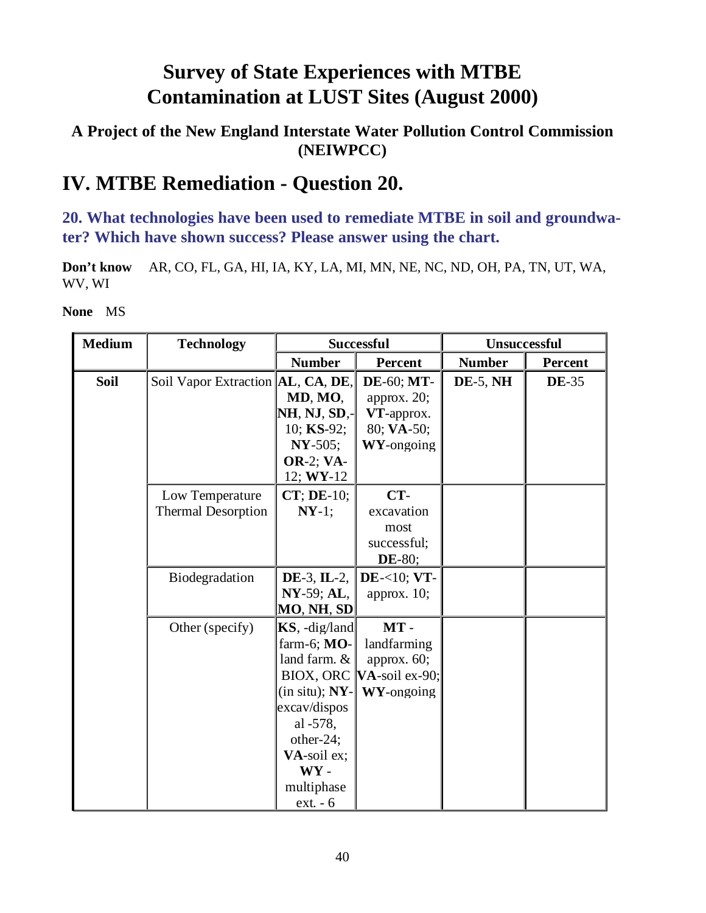# Survey of State Experiences with MTBE Contamination at LUST Sites (August 2000)

### A Project of the New England Interstate Water Pollution Control Commission (NEIWPCC)

## IV. MTBE Remediation - Question 20.

### 20. What technologies have been used to remediate MTBE in soil and groundwater? Which have shown success? Please answer using the chart.

**Don't know** AR, CO, FL, GA, HI, IA, KY, LA, MI, MN, NE, NC, ND, OH, PA, TN, UT, WA, WV, WI

**None** MS

| Medium | Technology | Successful | | Unsuccessful | |
|---|---|---|---|---|---|
| | | Number | Percent | Number | Percent |
| **Soil** | Soil Vapor Extraction | **AL**, **CA**, **DE**, **MD**, **MO**, **NH**, **NJ**, **SD**,-10; **KS**-92; **NY**-505; **OR**-2; **VA**-12; **WY**-12 | **DE**-60; **MT**-approx. 20; **VT**-approx. 80; **VA**-50; **WY**-ongoing | **DE**-5, **NH** | **DE**-35 |
| | Low Temperature Thermal Desorption | **CT**; **DE**-10; **NY**-1; | **CT**-excavation most successful; **DE**-80; | | |
| | Biodegradation | **DE**-3, **IL**-2, **NY**-59; **AL**, **MO**, **NH**, **SD** | **DE**-<10; **VT**-approx. 10; | | |
| | Other (specify) | **KS**, -dig/land farm-6; **MO**-land farm. & BIOX, ORC (in situ); **NY**-excav/disposal -578, other-24; **VA**-soil ex; **WY** - multiphase ext. - 6 | **MT** - landfarming approx. 60; **VA**-soil ex-90; **WY**-ongoing | | |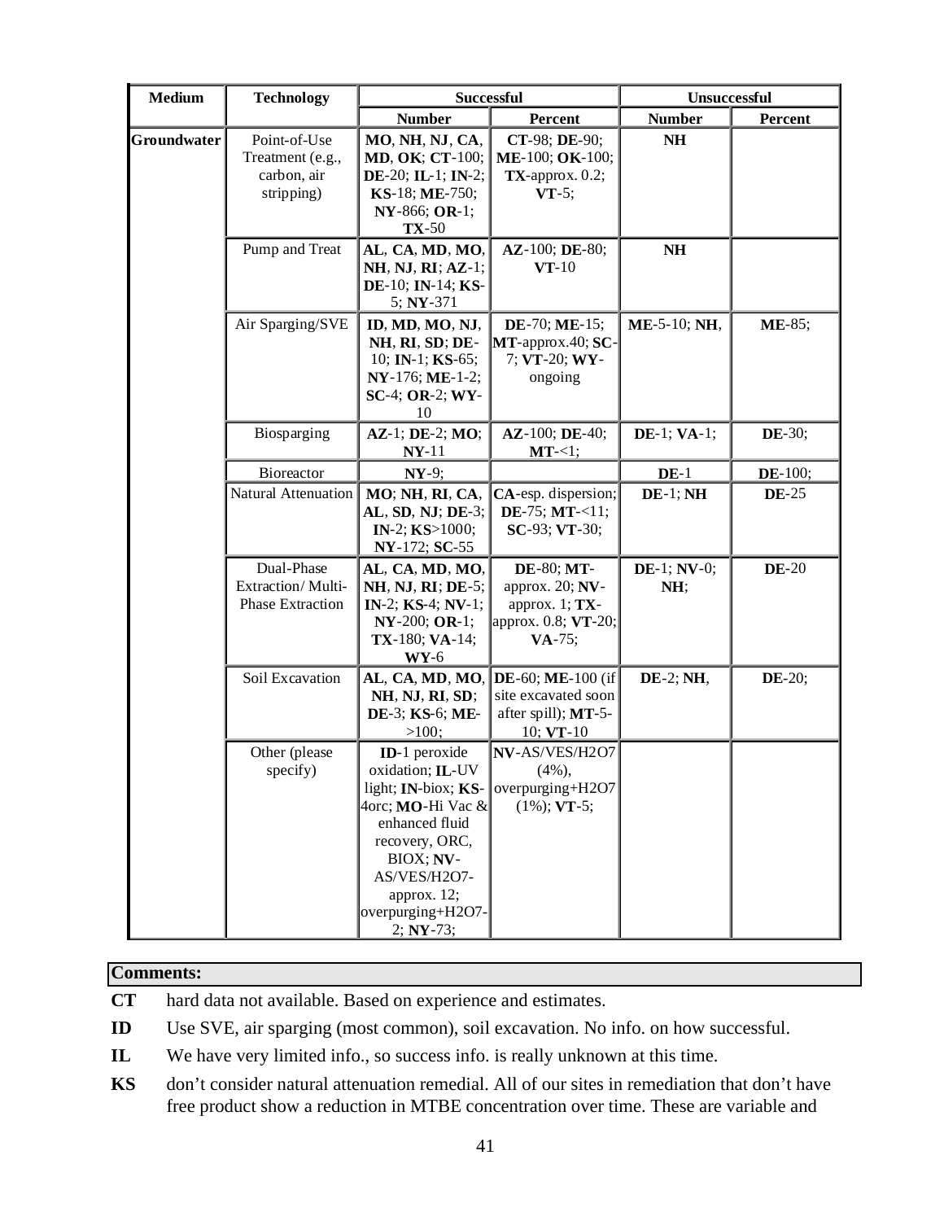| Medium | Technology | Successful | | Unsuccessful | |
|---|---|---|---|---|---|
| | | Number | Percent | Number | Percent |
| Groundwater | Point-of-Use Treatment (e.g., carbon, air stripping) | **MO**, **NH**, **NJ**, **CA**, **MD**, **OK**; **CT**-100; **DE**-20; **IL**-1; **IN**-2; **KS**-18; **ME**-750; **NY**-866; **OR**-1; **TX**-50 | **CT**-98; **DE**-90; **ME**-100; **OK**-100; **TX**-approx. 0.2; **VT**-5; | **NH** | |
| | Pump and Treat | **AL**, **CA**, **MD**, **MO**, **NH**, **NJ**, **RI**; **AZ**-1; **DE**-10; **IN**-14; **KS**-5; **NY**-371 | **AZ**-100; **DE**-80; **VT**-10 | **NH** | |
| | Air Sparging/SVE | **ID**, **MD**, **MO**, **NJ**, **NH**, **RI**, **SD**; **DE**-10; **IN**-1; **KS**-65; **NY**-176; **ME**-1-2; **SC**-4; **OR**-2; **WY**-10 | **DE**-70; **ME**-15; **MT**-approx.40; **SC**-7; **VT**-20; **WY**-ongoing | **ME**-5-10; **NH**, | **ME**-85; |
| | Biosparging | **AZ**-1; **DE**-2; **MO**; **NY**-11 | **AZ**-100; **DE**-40; **MT**-<1; | **DE**-1; **VA**-1; | **DE**-30; |
| | Bioreactor | **NY**-9; | | **DE**-1 | **DE**-100; |
| | Natural Attenuation | **MO**; **NH**, **RI**, **CA**, **AL**, **SD**, **NJ**; **DE**-3; **IN**-2; **KS**>1000; **NY**-172; **SC**-55 | **CA**-esp. dispersion; **DE**-75; **MT**-<11; **SC**-93; **VT**-30; | **DE**-1; **NH** | **DE**-25 |
| | Dual-Phase Extraction/ Multi-Phase Extraction | **AL**, **CA**, **MD**, **MO**, **NH**, **NJ**, **RI**; **DE**-5; **IN**-2; **KS**-4; **NV**-1; **NY**-200; **OR**-1; **TX**-180; **VA**-14; **WY**-6 | **DE**-80; **MT**-approx. 20; **NV**-approx. 1; **TX**-approx. 0.8; **VT**-20; **VA**-75; | **DE**-1; **NV**-0; **NH**; | **DE**-20 |
| | Soil Excavation | **AL**, **CA**, **MD**, **MO**, **NH**, **NJ**, **RI**, **SD**; **DE**-3; **KS**-6; **ME**->100; | **DE**-60; **ME**-100 (if site excavated soon after spill); **MT**-5-10; **VT**-10 | **DE**-2; **NH**, | **DE**-20; |
| | Other (please specify) | **ID**-1 peroxide oxidation; **IL**-UV light; **IN**-biox; **KS**-4orc; **MO**-Hi Vac & enhanced fluid recovery, ORC, BIOX; **NV**-AS/VES/H2O7-approx. 12; overpurging+H2O7-2; **NY**-73; | **NV**-AS/VES/H2O7 (4%), overpurging+H2O7 (1%); **VT**-5; | | |

**Comments:**

**CT** hard data not available. Based on experience and estimates.

**ID** Use SVE, air sparging (most common), soil excavation. No info. on how successful.

**IL** We have very limited info., so success info. is really unknown at this time.

**KS** don't consider natural attenuation remedial. All of our sites in remediation that don't have free product show a reduction in MTBE concentration over time. These are variable and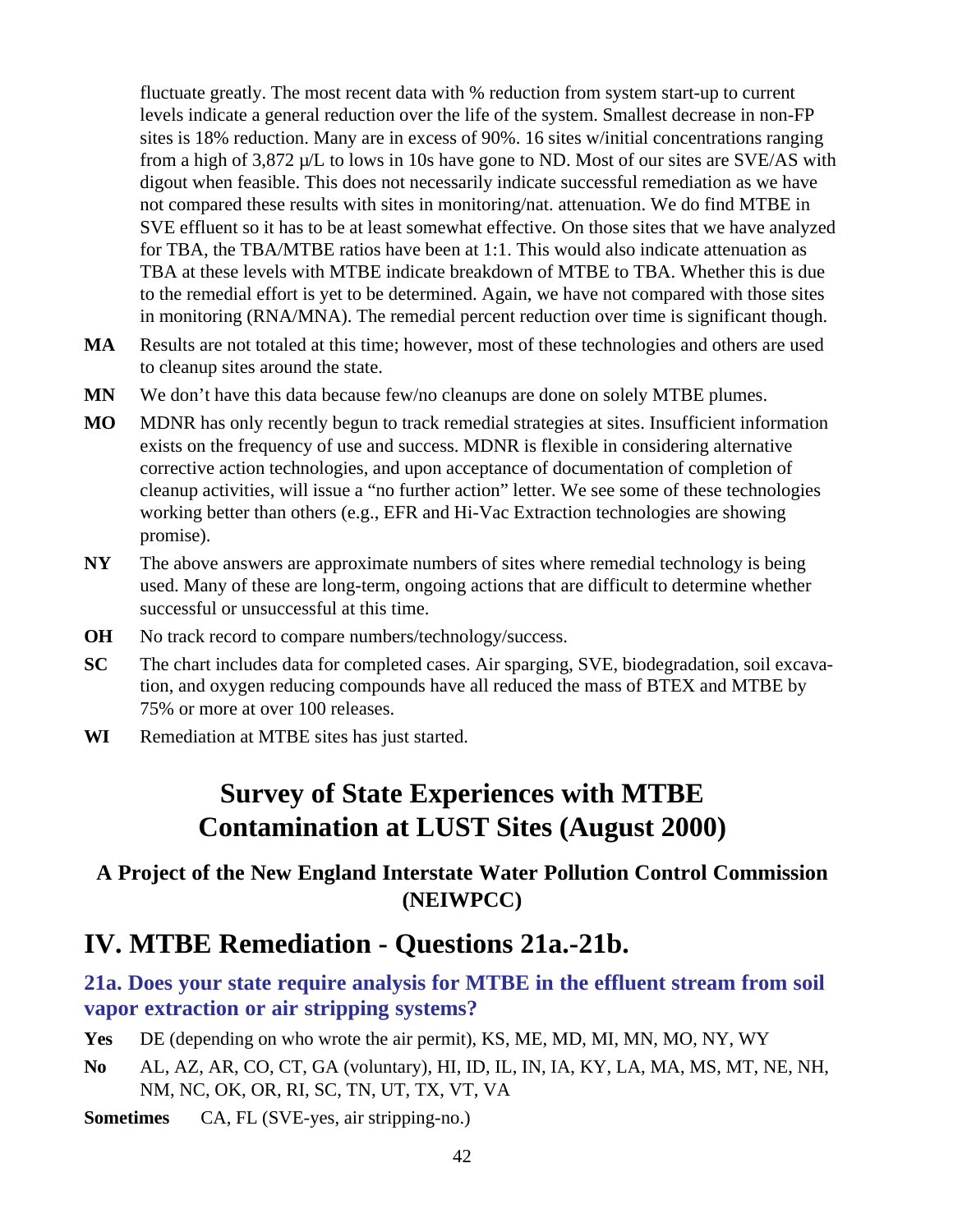fluctuate greatly. The most recent data with % reduction from system start-up to current levels indicate a general reduction over the life of the system. Smallest decrease in non-FP sites is 18% reduction. Many are in excess of 90%. 16 sites w/initial concentrations ranging from a high of 3,872 µ/L to lows in 10s have gone to ND. Most of our sites are SVE/AS with digout when feasible. This does not necessarily indicate successful remediation as we have not compared these results with sites in monitoring/nat. attenuation. We do find MTBE in SVE effluent so it has to be at least somewhat effective. On those sites that we have analyzed for TBA, the TBA/MTBE ratios have been at 1:1. This would also indicate attenuation as TBA at these levels with MTBE indicate breakdown of MTBE to TBA. Whether this is due to the remedial effort is yet to be determined. Again, we have not compared with those sites in monitoring (RNA/MNA). The remedial percent reduction over time is significant though.

**MA** Results are not totaled at this time; however, most of these technologies and others are used to cleanup sites around the state.

**MN** We don't have this data because few/no cleanups are done on solely MTBE plumes.

**MO** MDNR has only recently begun to track remedial strategies at sites. Insufficient information exists on the frequency of use and success. MDNR is flexible in considering alternative corrective action technologies, and upon acceptance of documentation of completion of cleanup activities, will issue a "no further action" letter. We see some of these technologies working better than others (e.g., EFR and Hi-Vac Extraction technologies are showing promise).

**NY** The above answers are approximate numbers of sites where remedial technology is being used. Many of these are long-term, ongoing actions that are difficult to determine whether successful or unsuccessful at this time.

**OH** No track record to compare numbers/technology/success.

**SC** The chart includes data for completed cases. Air sparging, SVE, biodegradation, soil excavation, and oxygen reducing compounds have all reduced the mass of BTEX and MTBE by 75% or more at over 100 releases.

**WI** Remediation at MTBE sites has just started.

# Survey of State Experiences with MTBE Contamination at LUST Sites (August 2000)

### A Project of the New England Interstate Water Pollution Control Commission (NEIWPCC)

## IV. MTBE Remediation - Questions 21a.-21b.

### 21a. Does your state require analysis for MTBE in the effluent stream from soil vapor extraction or air stripping systems?

**Yes** DE (depending on who wrote the air permit), KS, ME, MD, MI, MN, MO, NY, WY

**No** AL, AZ, AR, CO, CT, GA (voluntary), HI, ID, IL, IN, IA, KY, LA, MA, MS, MT, NE, NH, NM, NC, OK, OR, RI, SC, TN, UT, TX, VT, VA

**Sometimes** CA, FL (SVE-yes, air stripping-no.)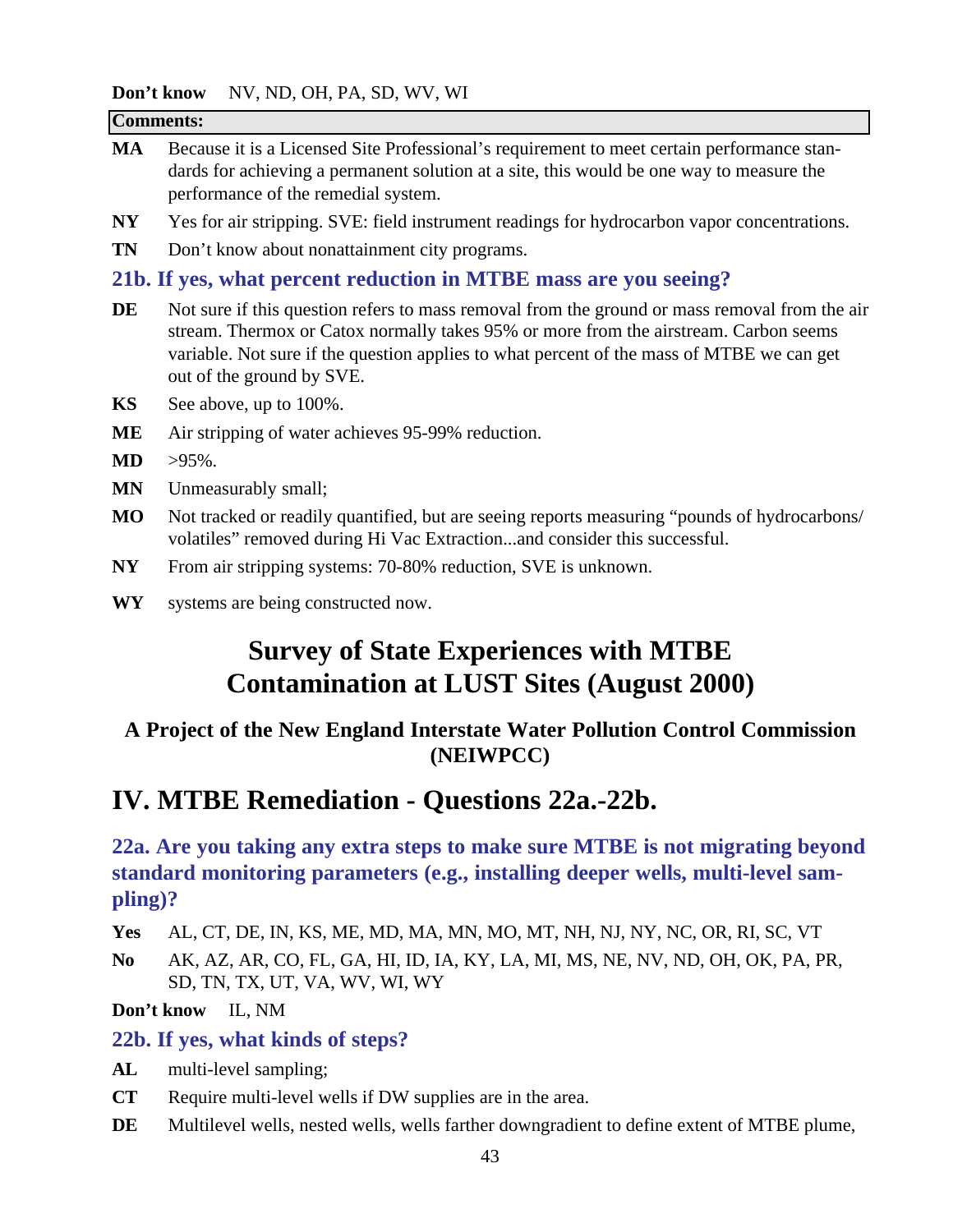**Don't know** NV, ND, OH, PA, SD, WV, WI

**Comments:**

**MA** Because it is a Licensed Site Professional's requirement to meet certain performance standards for achieving a permanent solution at a site, this would be one way to measure the performance of the remedial system.

**NY** Yes for air stripping. SVE: field instrument readings for hydrocarbon vapor concentrations.

**TN** Don't know about nonattainment city programs.

### 21b. If yes, what percent reduction in MTBE mass are you seeing?

**DE** Not sure if this question refers to mass removal from the ground or mass removal from the air stream. Thermox or Catox normally takes 95% or more from the airstream. Carbon seems variable. Not sure if the question applies to what percent of the mass of MTBE we can get out of the ground by SVE.

**KS** See above, up to 100%.

**ME** Air stripping of water achieves 95-99% reduction.

**MD** >95%.

**MN** Unmeasurably small;

**MO** Not tracked or readily quantified, but are seeing reports measuring "pounds of hydrocarbons/volatiles" removed during Hi Vac Extraction...and consider this successful.

**NY** From air stripping systems: 70-80% reduction, SVE is unknown.

**WY** systems are being constructed now.

# Survey of State Experiences with MTBE Contamination at LUST Sites (August 2000)

**A Project of the New England Interstate Water Pollution Control Commission (NEIWPCC)**

## IV. MTBE Remediation - Questions 22a.-22b.

### 22a. Are you taking any extra steps to make sure MTBE is not migrating beyond standard monitoring parameters (e.g., installing deeper wells, multi-level sampling)?

**Yes** AL, CT, DE, IN, KS, ME, MD, MA, MN, MO, MT, NH, NJ, NY, NC, OR, RI, SC, VT

**No** AK, AZ, AR, CO, FL, GA, HI, ID, IA, KY, LA, MI, MS, NE, NV, ND, OH, OK, PA, PR, SD, TN, TX, UT, VA, WV, WI, WY

**Don't know** IL, NM

### 22b. If yes, what kinds of steps?

**AL** multi-level sampling;

**CT** Require multi-level wells if DW supplies are in the area.

**DE** Multilevel wells, nested wells, wells farther downgradient to define extent of MTBE plume,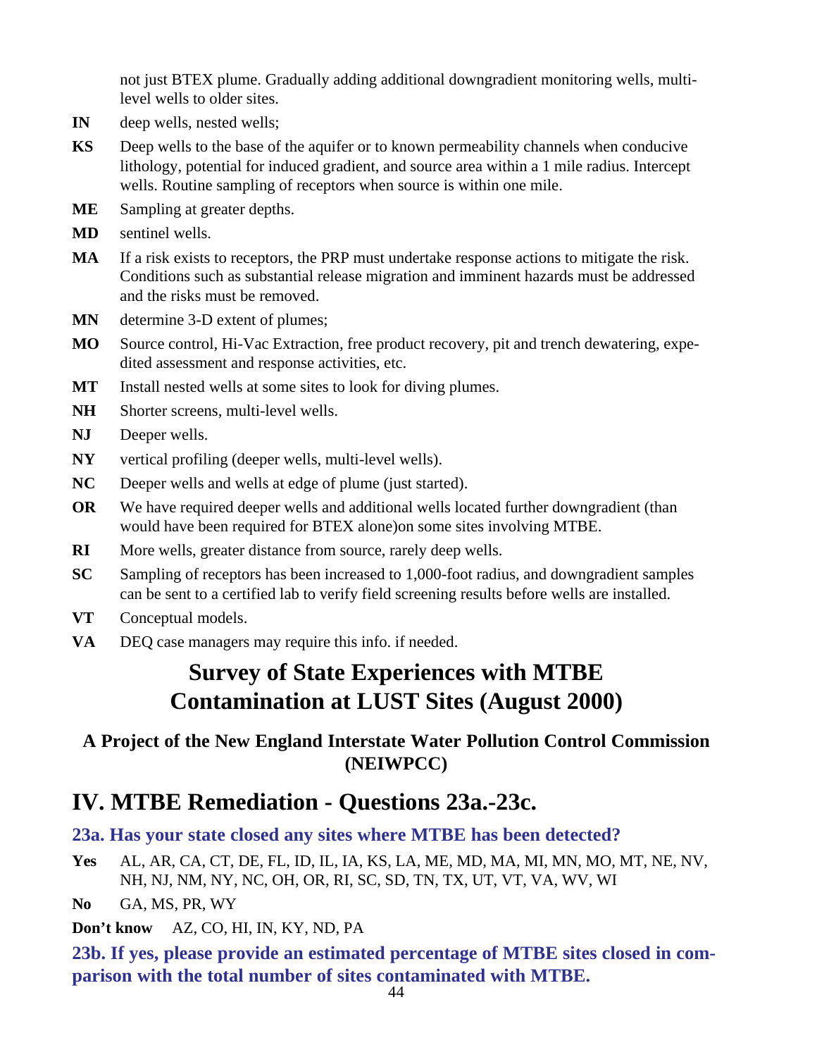not just BTEX plume. Gradually adding additional downgradient monitoring wells, multi-level wells to older sites.

**IN** deep wells, nested wells;

**KS** Deep wells to the base of the aquifer or to known permeability channels when conducive lithology, potential for induced gradient, and source area within a 1 mile radius. Intercept wells. Routine sampling of receptors when source is within one mile.

**ME** Sampling at greater depths.

**MD** sentinel wells.

**MA** If a risk exists to receptors, the PRP must undertake response actions to mitigate the risk. Conditions such as substantial release migration and imminent hazards must be addressed and the risks must be removed.

**MN** determine 3-D extent of plumes;

**MO** Source control, Hi-Vac Extraction, free product recovery, pit and trench dewatering, expedited assessment and response activities, etc.

**MT** Install nested wells at some sites to look for diving plumes.

**NH** Shorter screens, multi-level wells.

**NJ** Deeper wells.

**NY** vertical profiling (deeper wells, multi-level wells).

**NC** Deeper wells and wells at edge of plume (just started).

**OR** We have required deeper wells and additional wells located further downgradient (than would have been required for BTEX alone)on some sites involving MTBE.

**RI** More wells, greater distance from source, rarely deep wells.

**SC** Sampling of receptors has been increased to 1,000-foot radius, and downgradient samples can be sent to a certified lab to verify field screening results before wells are installed.

**VT** Conceptual models.

**VA** DEQ case managers may require this info. if needed.

# Survey of State Experiences with MTBE Contamination at LUST Sites (August 2000)

### A Project of the New England Interstate Water Pollution Control Commission (NEIWPCC)

## IV. MTBE Remediation - Questions 23a.-23c.

### 23a. Has your state closed any sites where MTBE has been detected?

**Yes** AL, AR, CA, CT, DE, FL, ID, IL, IA, KS, LA, ME, MD, MA, MI, MN, MO, MT, NE, NV, NH, NJ, NM, NY, NC, OH, OR, RI, SC, SD, TN, TX, UT, VT, VA, WV, WI

**No** GA, MS, PR, WY

**Don't know** AZ, CO, HI, IN, KY, ND, PA

### 23b. If yes, please provide an estimated percentage of MTBE sites closed in comparison with the total number of sites contaminated with MTBE.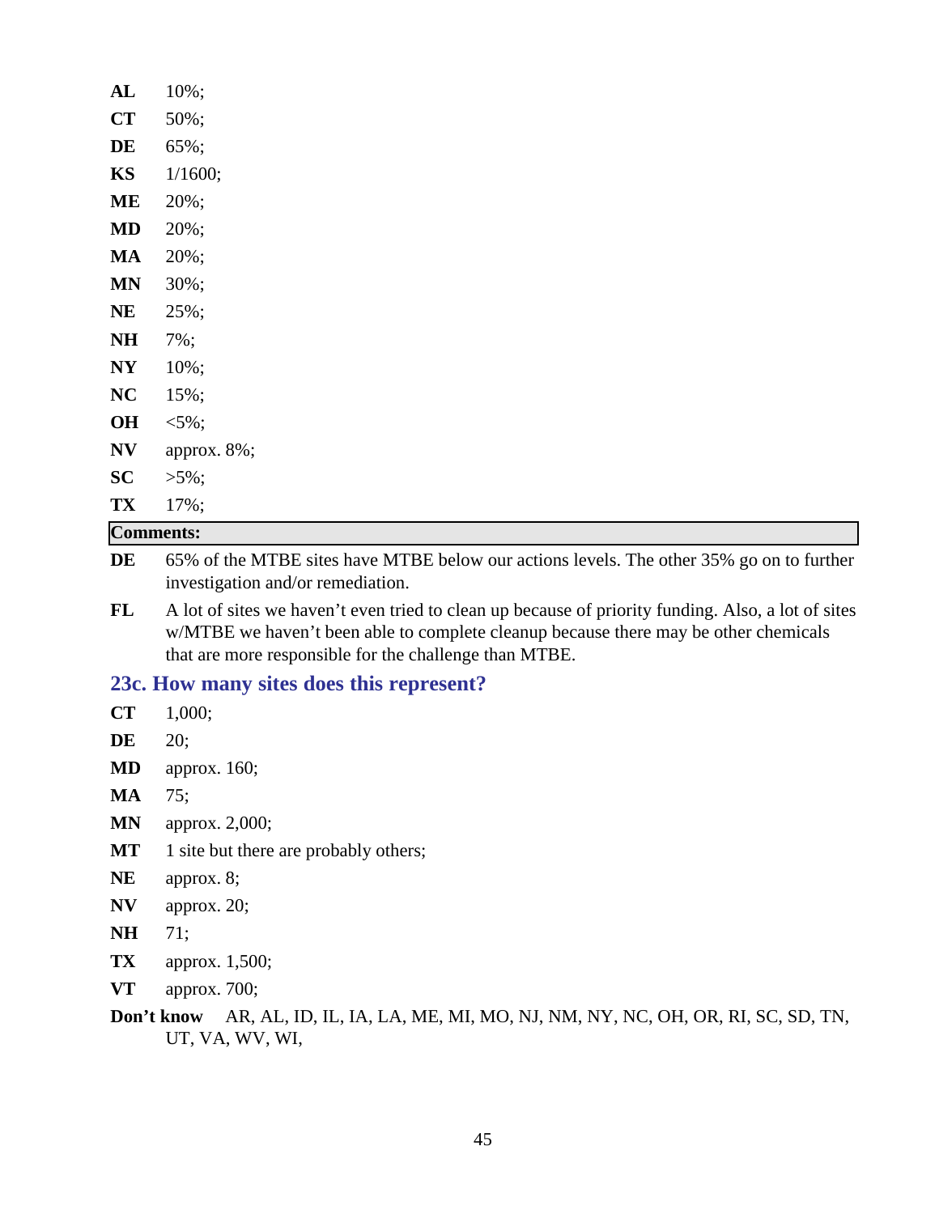**AL** 10%;

**CT** 50%;

**DE** 65%;

**KS** 1/1600;

**ME** 20%;

**MD** 20%;

**MA** 20%;

**MN** 30%;

**NE** 25%;

**NH** 7%;

**NY** 10%;

**NC** 15%;

**OH** <5%;

**NV** approx. 8%;

**SC** >5%;

**TX** 17%;

**Comments:**

**DE** 65% of the MTBE sites have MTBE below our actions levels. The other 35% go on to further investigation and/or remediation.

**FL** A lot of sites we haven't even tried to clean up because of priority funding. Also, a lot of sites w/MTBE we haven't been able to complete cleanup because there may be other chemicals that are more responsible for the challenge than MTBE.

### 23c. How many sites does this represent?

**CT** 1,000;

**DE** 20;

**MD** approx. 160;

**MA** 75;

**MN** approx. 2,000;

**MT** 1 site but there are probably others;

**NE** approx. 8;

**NV** approx. 20;

**NH** 71;

**TX** approx. 1,500;

**VT** approx. 700;

**Don't know** AR, AL, ID, IL, IA, LA, ME, MI, MO, NJ, NM, NY, NC, OH, OR, RI, SC, SD, TN, UT, VA, WV, WI,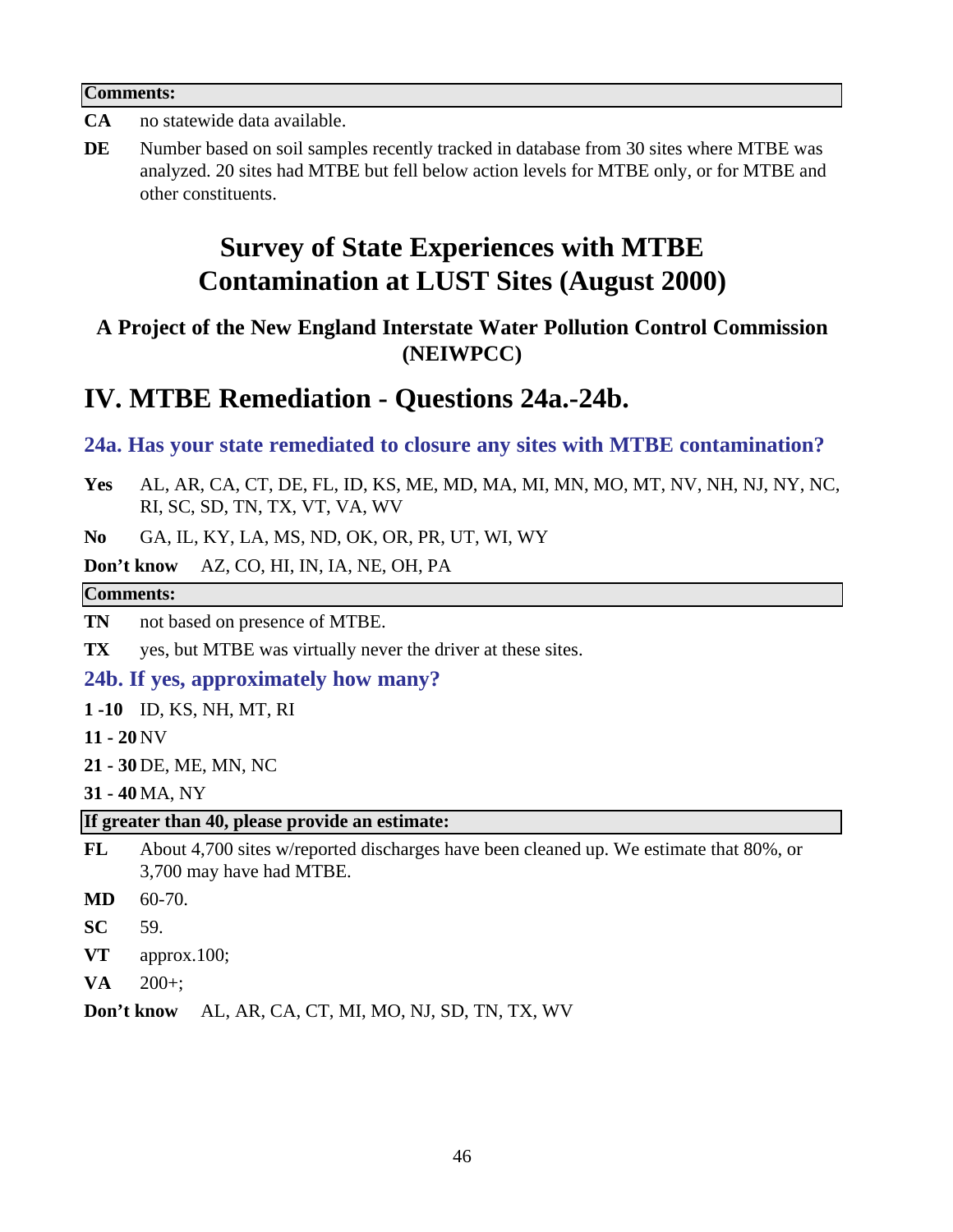**Comments:**

**CA** no statewide data available.

**DE** Number based on soil samples recently tracked in database from 30 sites where MTBE was analyzed. 20 sites had MTBE but fell below action levels for MTBE only, or for MTBE and other constituents.

# Survey of State Experiences with MTBE Contamination at LUST Sites (August 2000)

### A Project of the New England Interstate Water Pollution Control Commission (NEIWPCC)

## IV. MTBE Remediation - Questions 24a.-24b.

### 24a. Has your state remediated to closure any sites with MTBE contamination?

**Yes** AL, AR, CA, CT, DE, FL, ID, KS, ME, MD, MA, MI, MN, MO, MT, NV, NH, NJ, NY, NC, RI, SC, SD, TN, TX, VT, VA, WV

**No** GA, IL, KY, LA, MS, ND, OK, OR, PR, UT, WI, WY

**Don't know** AZ, CO, HI, IN, IA, NE, OH, PA

**Comments:**

**TN** not based on presence of MTBE.

**TX** yes, but MTBE was virtually never the driver at these sites.

### 24b. If yes, approximately how many?

**1 -10** ID, KS, NH, MT, RI

**11 - 20** NV

**21 - 30** DE, ME, MN, NC

**31 - 40** MA, NY

**If greater than 40, please provide an estimate:**

**FL** About 4,700 sites w/reported discharges have been cleaned up. We estimate that 80%, or 3,700 may have had MTBE.

**MD** 60-70.

**SC** 59.

**VT** approx.100;

**VA** 200+;

**Don't know** AL, AR, CA, CT, MI, MO, NJ, SD, TN, TX, WV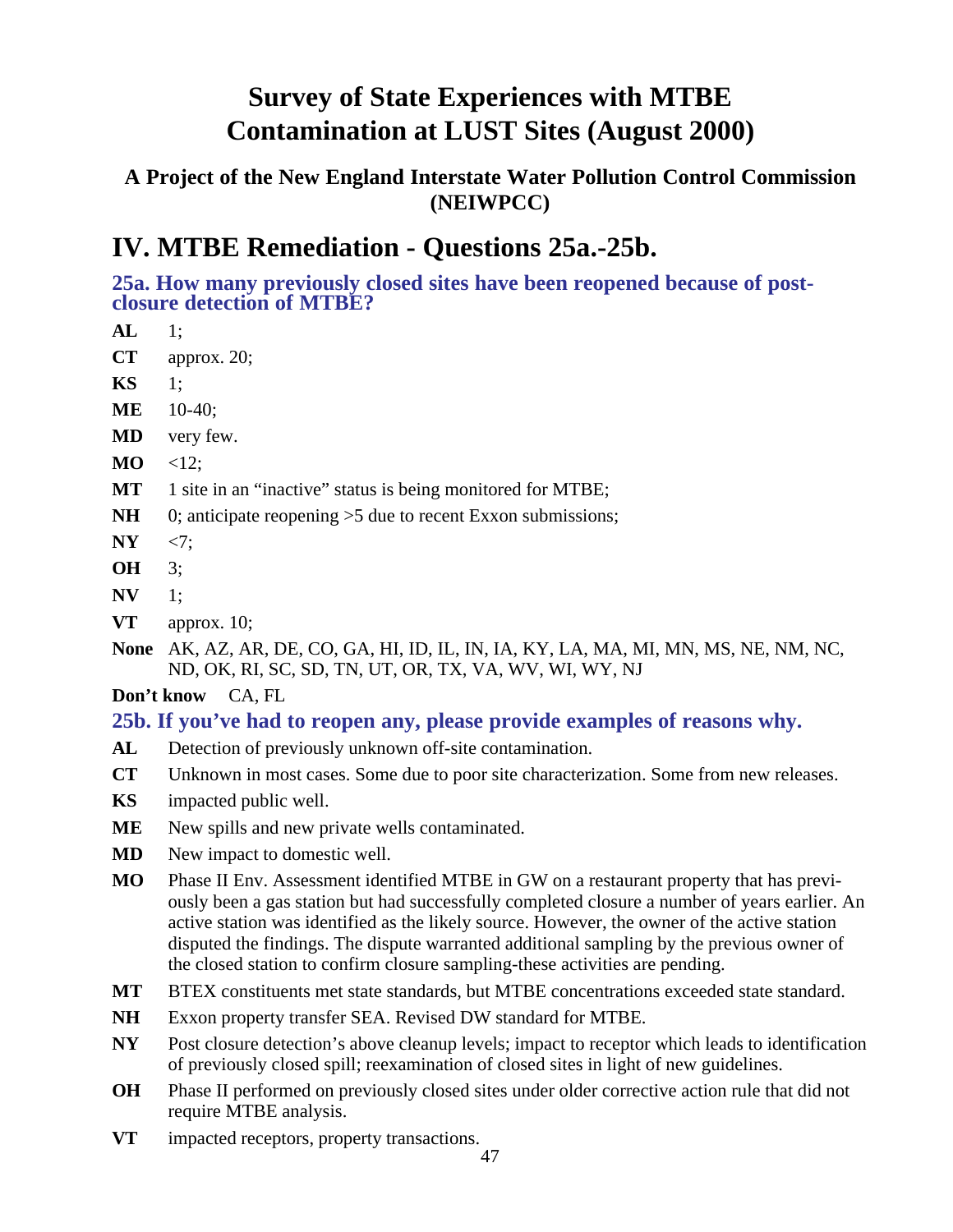# Survey of State Experiences with MTBE Contamination at LUST Sites (August 2000)

### A Project of the New England Interstate Water Pollution Control Commission (NEIWPCC)

## IV. MTBE Remediation - Questions 25a.-25b.

### 25a. How many previously closed sites have been reopened because of post-closure detection of MTBE?

**AL** 1;

**CT** approx. 20;

**KS** 1;

**ME** 10-40;

**MD** very few.

**MO** <12;

**MT** 1 site in an "inactive" status is being monitored for MTBE;

**NH** 0; anticipate reopening >5 due to recent Exxon submissions;

**NY** <7;

**OH** 3;

**NV** 1;

**VT** approx. 10;

**None** AK, AZ, AR, DE, CO, GA, HI, ID, IL, IN, IA, KY, LA, MA, MI, MN, MS, NE, NM, NC, ND, OK, RI, SC, SD, TN, UT, OR, TX, VA, WV, WI, WY, NJ

**Don't know** CA, FL

### 25b. If you've had to reopen any, please provide examples of reasons why.

**AL** Detection of previously unknown off-site contamination.

**CT** Unknown in most cases. Some due to poor site characterization. Some from new releases.

**KS** impacted public well.

**ME** New spills and new private wells contaminated.

**MD** New impact to domestic well.

**MO** Phase II Env. Assessment identified MTBE in GW on a restaurant property that has previously been a gas station but had successfully completed closure a number of years earlier. An active station was identified as the likely source. However, the owner of the active station disputed the findings. The dispute warranted additional sampling by the previous owner of the closed station to confirm closure sampling-these activities are pending.

**MT** BTEX constituents met state standards, but MTBE concentrations exceeded state standard.

**NH** Exxon property transfer SEA. Revised DW standard for MTBE.

**NY** Post closure detection's above cleanup levels; impact to receptor which leads to identification of previously closed spill; reexamination of closed sites in light of new guidelines.

**OH** Phase II performed on previously closed sites under older corrective action rule that did not require MTBE analysis.

**VT** impacted receptors, property transactions.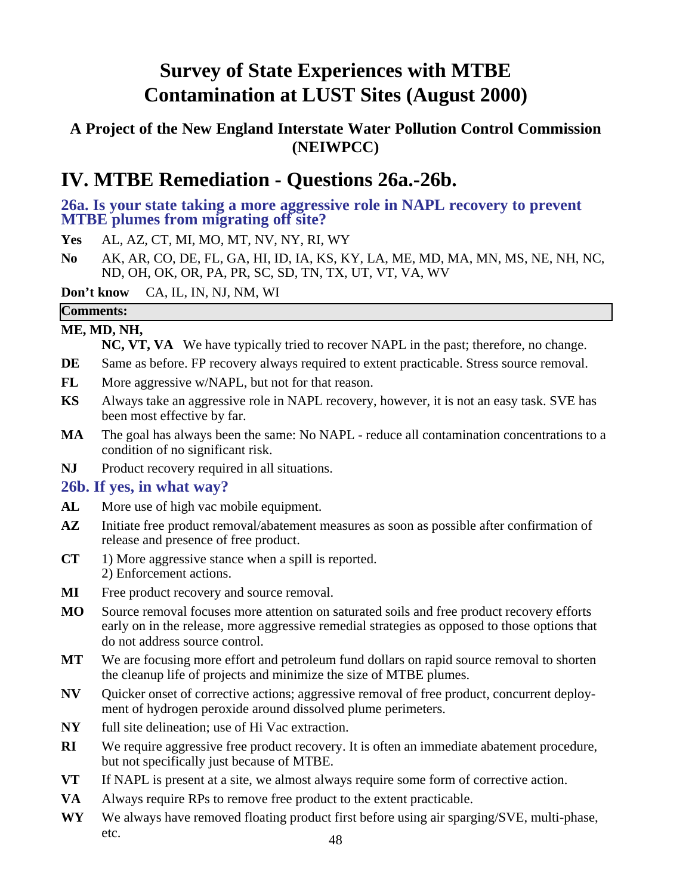# Survey of State Experiences with MTBE Contamination at LUST Sites (August 2000)

## A Project of the New England Interstate Water Pollution Control Commission (NEIWPCC)

# IV. MTBE Remediation - Questions 26a.-26b.

### 26a. Is your state taking a more aggressive role in NAPL recovery to prevent MTBE plumes from migrating off site?

**Yes** AL, AZ, CT, MI, MO, MT, NV, NY, RI, WY

**No** AK, AR, CO, DE, FL, GA, HI, ID, IA, KS, KY, LA, ME, MD, MA, MN, MS, NE, NH, NC, ND, OH, OK, OR, PA, PR, SC, SD, TN, TX, UT, VT, VA, WV

**Don't know** CA, IL, IN, NJ, NM, WI

**Comments:**

**ME, MD, NH, NC, VT, VA** We have typically tried to recover NAPL in the past; therefore, no change.

**DE** Same as before. FP recovery always required to extent practicable. Stress source removal.

**FL** More aggressive w/NAPL, but not for that reason.

**KS** Always take an aggressive role in NAPL recovery, however, it is not an easy task. SVE has been most effective by far.

**MA** The goal has always been the same: No NAPL - reduce all contamination concentrations to a condition of no significant risk.

**NJ** Product recovery required in all situations.

### 26b. If yes, in what way?

**AL** More use of high vac mobile equipment.

**AZ** Initiate free product removal/abatement measures as soon as possible after confirmation of release and presence of free product.

**CT** 1) More aggressive stance when a spill is reported.
2) Enforcement actions.

**MI** Free product recovery and source removal.

**MO** Source removal focuses more attention on saturated soils and free product recovery efforts early on in the release, more aggressive remedial strategies as opposed to those options that do not address source control.

**MT** We are focusing more effort and petroleum fund dollars on rapid source removal to shorten the cleanup life of projects and minimize the size of MTBE plumes.

**NV** Quicker onset of corrective actions; aggressive removal of free product, concurrent deployment of hydrogen peroxide around dissolved plume perimeters.

**NY** full site delineation; use of Hi Vac extraction.

**RI** We require aggressive free product recovery. It is often an immediate abatement procedure, but not specifically just because of MTBE.

**VT** If NAPL is present at a site, we almost always require some form of corrective action.

**VA** Always require RPs to remove free product to the extent practicable.

**WY** We always have removed floating product first before using air sparging/SVE, multi-phase, etc.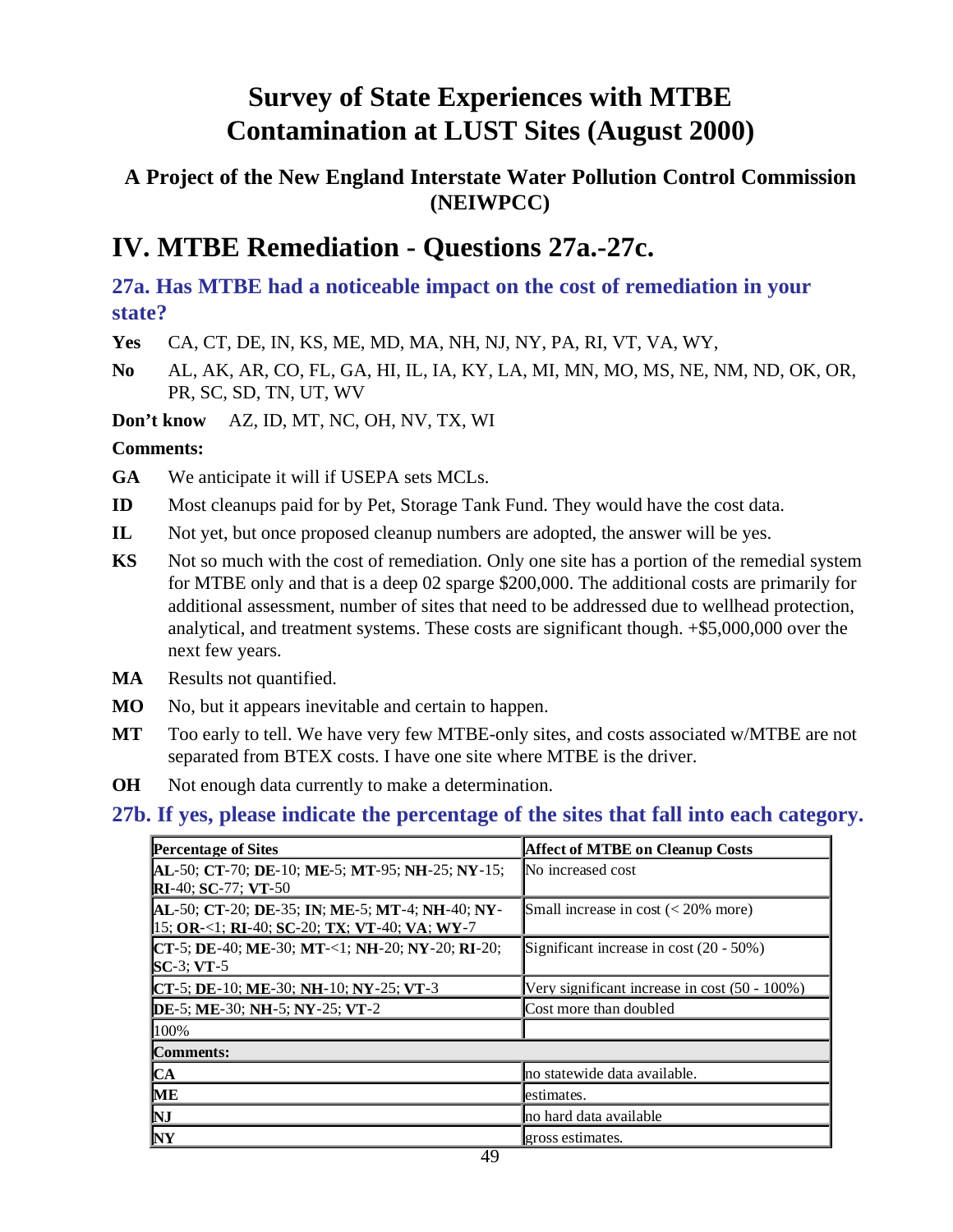# Survey of State Experiences with MTBE Contamination at LUST Sites (August 2000)

### A Project of the New England Interstate Water Pollution Control Commission (NEIWPCC)

## IV. MTBE Remediation - Questions 27a.-27c.

### 27a. Has MTBE had a noticeable impact on the cost of remediation in your state?

**Yes** CA, CT, DE, IN, KS, ME, MD, MA, NH, NJ, NY, PA, RI, VT, VA, WY,

**No** AL, AK, AR, CO, FL, GA, HI, IL, IA, KY, LA, MI, MN, MO, MS, NE, NM, ND, OK, OR, PR, SC, SD, TN, UT, WV

**Don't know** AZ, ID, MT, NC, OH, NV, TX, WI

**Comments:**

**GA** We anticipate it will if USEPA sets MCLs.

**ID** Most cleanups paid for by Pet, Storage Tank Fund. They would have the cost data.

**IL** Not yet, but once proposed cleanup numbers are adopted, the answer will be yes.

**KS** Not so much with the cost of remediation. Only one site has a portion of the remedial system for MTBE only and that is a deep 02 sparge $200,000. The additional costs are primarily for additional assessment, number of sites that need to be addressed due to wellhead protection, analytical, and treatment systems. These costs are significant though. +$5,000,000 over the next few years.

**MA** Results not quantified.

**MO** No, but it appears inevitable and certain to happen.

**MT** Too early to tell. We have very few MTBE-only sites, and costs associated w/MTBE are not separated from BTEX costs. I have one site where MTBE is the driver.

**OH** Not enough data currently to make a determination.

### 27b. If yes, please indicate the percentage of the sites that fall into each category.

| Percentage of Sites | Affect of MTBE on Cleanup Costs |
|---|---|
| **AL**-50; **CT**-70; **DE**-10; **ME**-5; **MT**-95; **NH**-25; **NY**-15; **RI**-40; **SC**-77; **VT**-50 | No increased cost |
| **AL**-50; **CT**-20; **DE**-35; **IN**; **ME**-5; **MT**-4; **NH**-40; **NY**-15; **OR**-<1; **RI**-40; **SC**-20; **TX**; **VT**-40; **VA**; **WY**-7 | Small increase in cost (< 20% more) |
| **CT**-5; **DE**-40; **ME**-30; **MT**-<1; **NH**-20; **NY**-20; **RI**-20; **SC**-3; **VT**-5 | Significant increase in cost (20 - 50%) |
| **CT**-5; **DE**-10; **ME**-30; **NH**-10; **NY**-25; **VT**-3 | Very significant increase in cost (50 - 100%) |
| **DE**-5; **ME**-30; **NH**-5; **NY**-25; **VT**-2 | Cost more than doubled |
| 100% | |
| **Comments:** | |
| **CA** | no statewide data available. |
| **ME** | estimates. |
| **NJ** | no hard data available |
| **NY** | gross estimates. |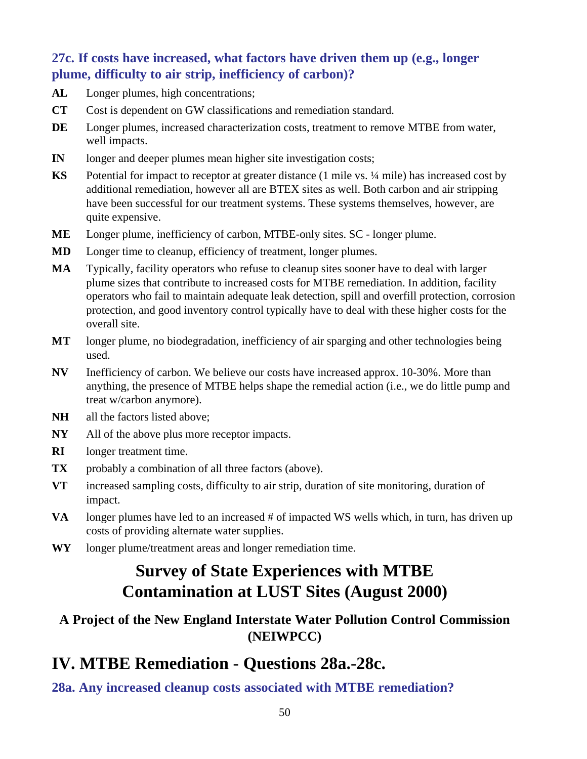### 27c. If costs have increased, what factors have driven them up (e.g., longer plume, difficulty to air strip, inefficiency of carbon)?

**AL** Longer plumes, high concentrations;

**CT** Cost is dependent on GW classifications and remediation standard.

**DE** Longer plumes, increased characterization costs, treatment to remove MTBE from water, well impacts.

**IN** longer and deeper plumes mean higher site investigation costs;

**KS** Potential for impact to receptor at greater distance (1 mile vs. ¼ mile) has increased cost by additional remediation, however all are BTEX sites as well. Both carbon and air stripping have been successful for our treatment systems. These systems themselves, however, are quite expensive.

**ME** Longer plume, inefficiency of carbon, MTBE-only sites. SC - longer plume.

**MD** Longer time to cleanup, efficiency of treatment, longer plumes.

**MA** Typically, facility operators who refuse to cleanup sites sooner have to deal with larger plume sizes that contribute to increased costs for MTBE remediation. In addition, facility operators who fail to maintain adequate leak detection, spill and overfill protection, corrosion protection, and good inventory control typically have to deal with these higher costs for the overall site.

**MT** longer plume, no biodegradation, inefficiency of air sparging and other technologies being used.

**NV** Inefficiency of carbon. We believe our costs have increased approx. 10-30%. More than anything, the presence of MTBE helps shape the remedial action (i.e., we do little pump and treat w/carbon anymore).

**NH** all the factors listed above;

**NY** All of the above plus more receptor impacts.

**RI** longer treatment time.

**TX** probably a combination of all three factors (above).

**VT** increased sampling costs, difficulty to air strip, duration of site monitoring, duration of impact.

**VA** longer plumes have led to an increased # of impacted WS wells which, in turn, has driven up costs of providing alternate water supplies.

**WY** longer plume/treatment areas and longer remediation time.

# Survey of State Experiences with MTBE Contamination at LUST Sites (August 2000)

## A Project of the New England Interstate Water Pollution Control Commission (NEIWPCC)

# IV. MTBE Remediation - Questions 28a.-28c.

### 28a. Any increased cleanup costs associated with MTBE remediation?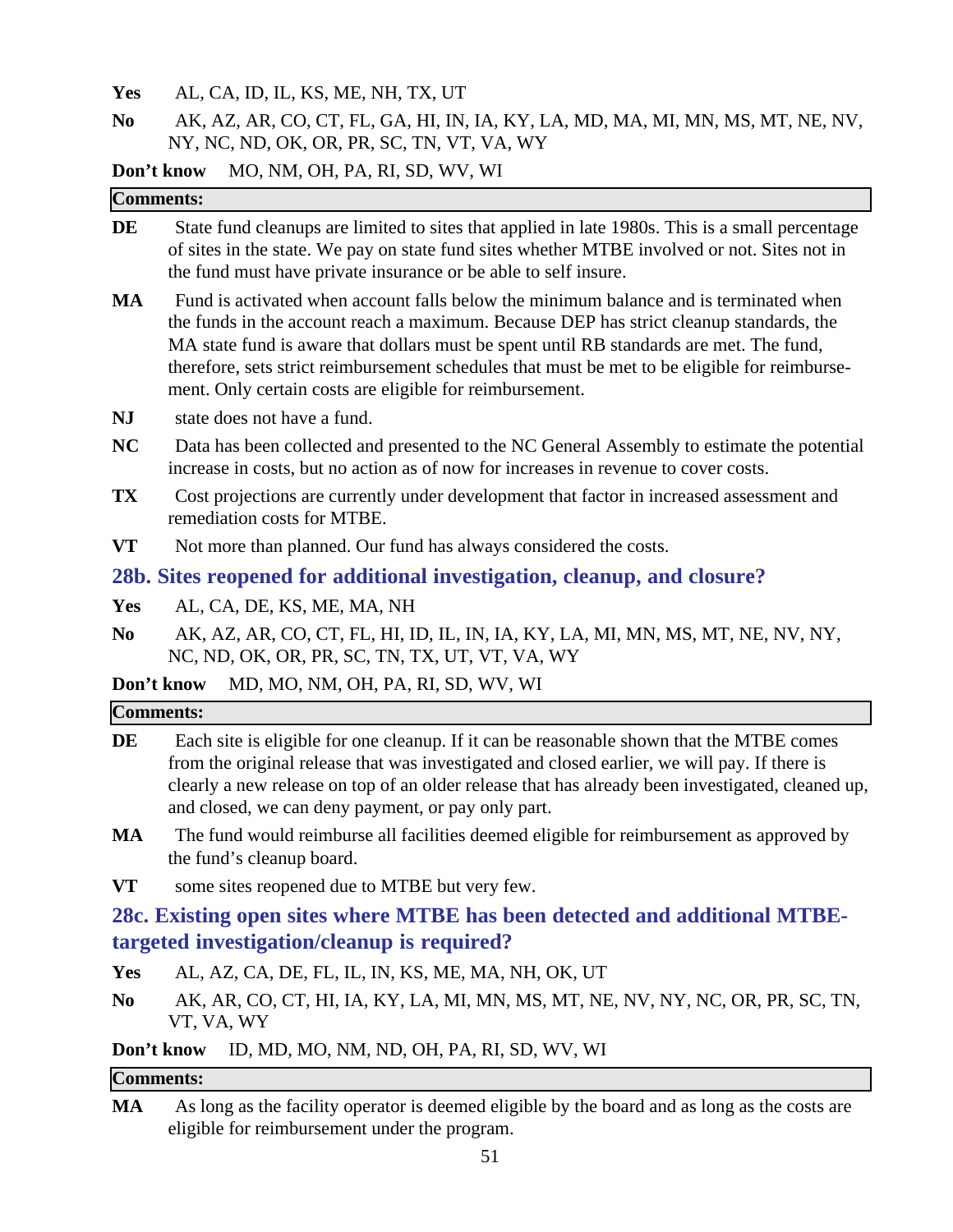**Yes** AL, CA, ID, IL, KS, ME, NH, TX, UT

**No** AK, AZ, AR, CO, CT, FL, GA, HI, IN, IA, KY, LA, MD, MA, MI, MN, MS, MT, NE, NV, NY, NC, ND, OK, OR, PR, SC, TN, VT, VA, WY

**Don't know** MO, NM, OH, PA, RI, SD, WV, WI

**Comments:**

**DE** State fund cleanups are limited to sites that applied in late 1980s. This is a small percentage of sites in the state. We pay on state fund sites whether MTBE involved or not. Sites not in the fund must have private insurance or be able to self insure.

**MA** Fund is activated when account falls below the minimum balance and is terminated when the funds in the account reach a maximum. Because DEP has strict cleanup standards, the MA state fund is aware that dollars must be spent until RB standards are met. The fund, therefore, sets strict reimbursement schedules that must be met to be eligible for reimbursement. Only certain costs are eligible for reimbursement.

**NJ** state does not have a fund.

**NC** Data has been collected and presented to the NC General Assembly to estimate the potential increase in costs, but no action as of now for increases in revenue to cover costs.

**TX** Cost projections are currently under development that factor in increased assessment and remediation costs for MTBE.

**VT** Not more than planned. Our fund has always considered the costs.

## 28b. Sites reopened for additional investigation, cleanup, and closure?

**Yes** AL, CA, DE, KS, ME, MA, NH

**No** AK, AZ, AR, CO, CT, FL, HI, ID, IL, IN, IA, KY, LA, MI, MN, MS, MT, NE, NV, NY, NC, ND, OK, OR, PR, SC, TN, TX, UT, VT, VA, WY

**Don't know** MD, MO, NM, OH, PA, RI, SD, WV, WI

**Comments:**

**DE** Each site is eligible for one cleanup. If it can be reasonable shown that the MTBE comes from the original release that was investigated and closed earlier, we will pay. If there is clearly a new release on top of an older release that has already been investigated, cleaned up, and closed, we can deny payment, or pay only part.

**MA** The fund would reimburse all facilities deemed eligible for reimbursement as approved by the fund's cleanup board.

**VT** some sites reopened due to MTBE but very few.

## 28c. Existing open sites where MTBE has been detected and additional MTBE-targeted investigation/cleanup is required?

**Yes** AL, AZ, CA, DE, FL, IL, IN, KS, ME, MA, NH, OK, UT

**No** AK, AR, CO, CT, HI, IA, KY, LA, MI, MN, MS, MT, NE, NV, NY, NC, OR, PR, SC, TN, VT, VA, WY

**Don't know** ID, MD, MO, NM, ND, OH, PA, RI, SD, WV, WI

**Comments:**

**MA** As long as the facility operator is deemed eligible by the board and as long as the costs are eligible for reimbursement under the program.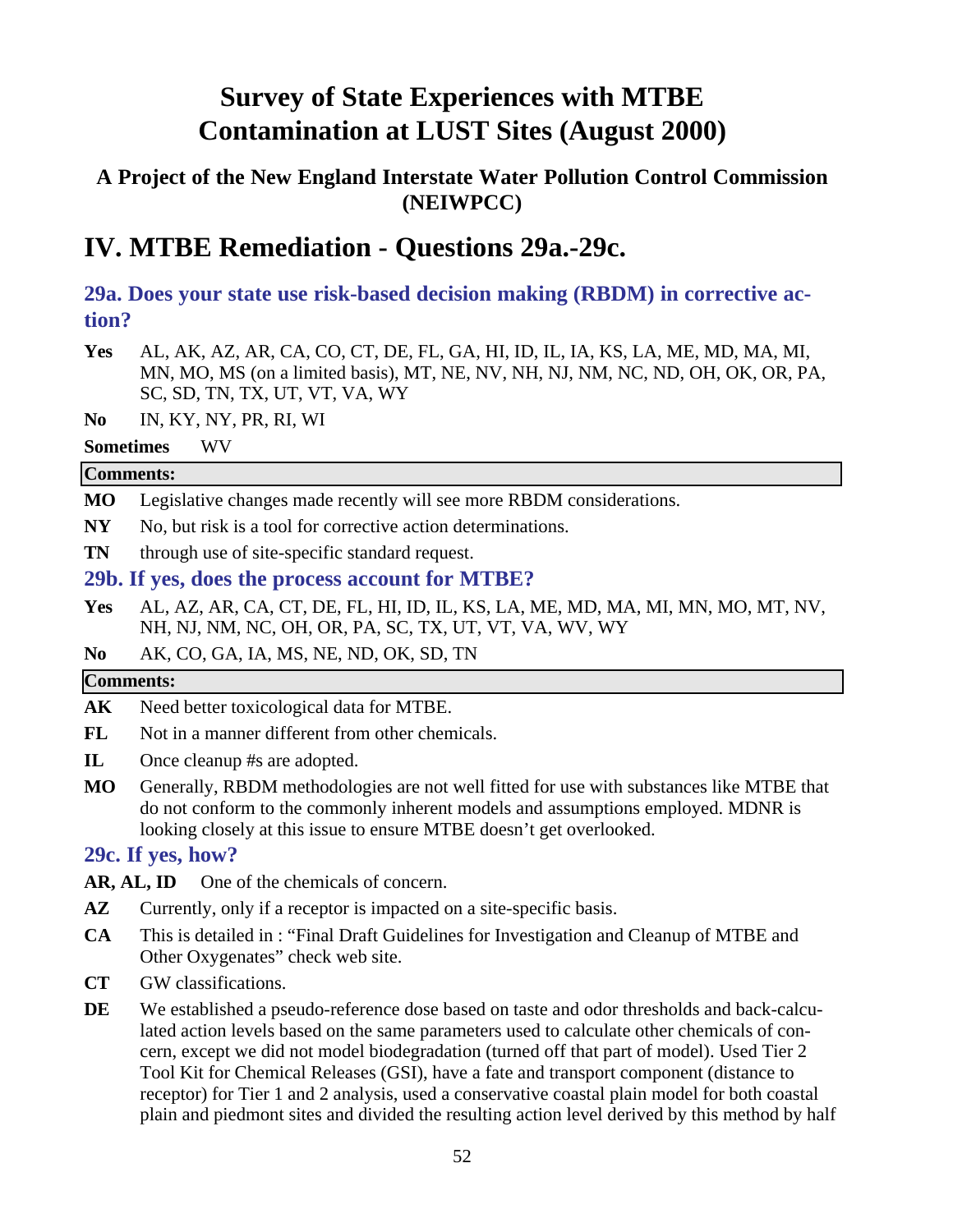# Survey of State Experiences with MTBE Contamination at LUST Sites (August 2000)

### A Project of the New England Interstate Water Pollution Control Commission (NEIWPCC)

## IV. MTBE Remediation - Questions 29a.-29c.

### 29a. Does your state use risk-based decision making (RBDM) in corrective action?

**Yes** AL, AK, AZ, AR, CA, CO, CT, DE, FL, GA, HI, ID, IL, IA, KS, LA, ME, MD, MA, MI, MN, MO, MS (on a limited basis), MT, NE, NV, NH, NJ, NM, NC, ND, OH, OK, OR, PA, SC, SD, TN, TX, UT, VT, VA, WY

**No** IN, KY, NY, PR, RI, WI

**Sometimes** WV

**Comments:**

**MO** Legislative changes made recently will see more RBDM considerations.

**NY** No, but risk is a tool for corrective action determinations.

**TN** through use of site-specific standard request.

### 29b. If yes, does the process account for MTBE?

**Yes** AL, AZ, AR, CA, CT, DE, FL, HI, ID, IL, KS, LA, ME, MD, MA, MI, MN, MO, MT, NV, NH, NJ, NM, NC, OH, OR, PA, SC, TX, UT, VT, VA, WV, WY

**No** AK, CO, GA, IA, MS, NE, ND, OK, SD, TN

**Comments:**

**AK** Need better toxicological data for MTBE.

**FL** Not in a manner different from other chemicals.

**IL** Once cleanup #s are adopted.

**MO** Generally, RBDM methodologies are not well fitted for use with substances like MTBE that do not conform to the commonly inherent models and assumptions employed. MDNR is looking closely at this issue to ensure MTBE doesn't get overlooked.

### 29c. If yes, how?

**AR, AL, ID** One of the chemicals of concern.

**AZ** Currently, only if a receptor is impacted on a site-specific basis.

**CA** This is detailed in : "Final Draft Guidelines for Investigation and Cleanup of MTBE and Other Oxygenates" check web site.

**CT** GW classifications.

**DE** We established a pseudo-reference dose based on taste and odor thresholds and back-calculated action levels based on the same parameters used to calculate other chemicals of concern, except we did not model biodegradation (turned off that part of model). Used Tier 2 Tool Kit for Chemical Releases (GSI), have a fate and transport component (distance to receptor) for Tier 1 and 2 analysis, used a conservative coastal plain model for both coastal plain and piedmont sites and divided the resulting action level derived by this method by half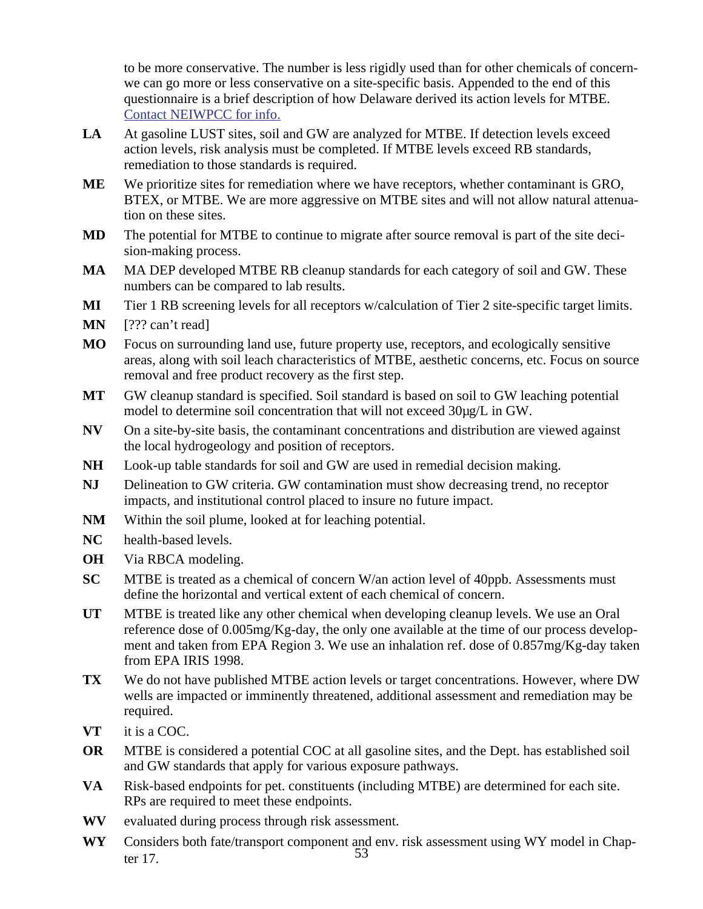to be more conservative. The number is less rigidly used than for other chemicals of concern-we can go more or less conservative on a site-specific basis. Appended to the end of this questionnaire is a brief description of how Delaware derived its action levels for MTBE. Contact NEIWPCC for info.

**LA** At gasoline LUST sites, soil and GW are analyzed for MTBE. If detection levels exceed action levels, risk analysis must be completed. If MTBE levels exceed RB standards, remediation to those standards is required.

**ME** We prioritize sites for remediation where we have receptors, whether contaminant is GRO, BTEX, or MTBE. We are more aggressive on MTBE sites and will not allow natural attenuation on these sites.

**MD** The potential for MTBE to continue to migrate after source removal is part of the site decision-making process.

**MA** MA DEP developed MTBE RB cleanup standards for each category of soil and GW. These numbers can be compared to lab results.

**MI** Tier 1 RB screening levels for all receptors w/calculation of Tier 2 site-specific target limits.

**MN** [??? can't read]

**MO** Focus on surrounding land use, future property use, receptors, and ecologically sensitive areas, along with soil leach characteristics of MTBE, aesthetic concerns, etc. Focus on source removal and free product recovery as the first step.

**MT** GW cleanup standard is specified. Soil standard is based on soil to GW leaching potential model to determine soil concentration that will not exceed 30µg/L in GW.

**NV** On a site-by-site basis, the contaminant concentrations and distribution are viewed against the local hydrogeology and position of receptors.

**NH** Look-up table standards for soil and GW are used in remedial decision making.

**NJ** Delineation to GW criteria. GW contamination must show decreasing trend, no receptor impacts, and institutional control placed to insure no future impact.

**NM** Within the soil plume, looked at for leaching potential.

**NC** health-based levels.

**OH** Via RBCA modeling.

**SC** MTBE is treated as a chemical of concern W/an action level of 40ppb. Assessments must define the horizontal and vertical extent of each chemical of concern.

**UT** MTBE is treated like any other chemical when developing cleanup levels. We use an Oral reference dose of 0.005mg/Kg-day, the only one available at the time of our process development and taken from EPA Region 3. We use an inhalation ref. dose of 0.857mg/Kg-day taken from EPA IRIS 1998.

**TX** We do not have published MTBE action levels or target concentrations. However, where DW wells are impacted or imminently threatened, additional assessment and remediation may be required.

**VT** it is a COC.

**OR** MTBE is considered a potential COC at all gasoline sites, and the Dept. has established soil and GW standards that apply for various exposure pathways.

**VA** Risk-based endpoints for pet. constituents (including MTBE) are determined for each site. RPs are required to meet these endpoints.

**WV** evaluated during process through risk assessment.

**WY** Considers both fate/transport component and env. risk assessment using WY model in Chapter 17.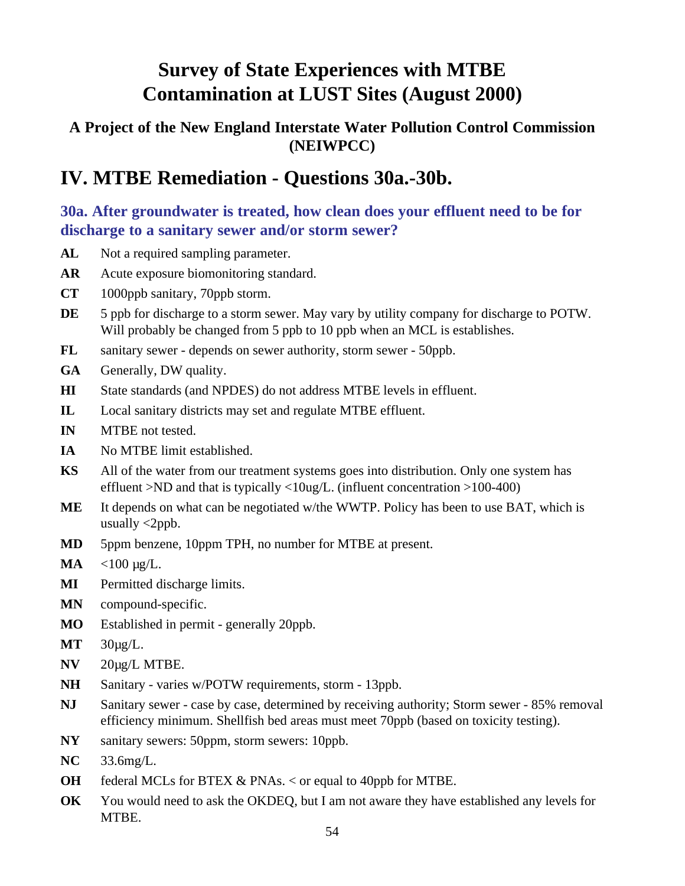# Survey of State Experiences with MTBE Contamination at LUST Sites (August 2000)

### A Project of the New England Interstate Water Pollution Control Commission (NEIWPCC)

## IV. MTBE Remediation - Questions 30a.-30b.

### 30a. After groundwater is treated, how clean does your effluent need to be for discharge to a sanitary sewer and/or storm sewer?

**AL** Not a required sampling parameter.

**AR** Acute exposure biomonitoring standard.

**CT** 1000ppb sanitary, 70ppb storm.

**DE** 5 ppb for discharge to a storm sewer. May vary by utility company for discharge to POTW. Will probably be changed from 5 ppb to 10 ppb when an MCL is establishes.

**FL** sanitary sewer - depends on sewer authority, storm sewer - 50ppb.

**GA** Generally, DW quality.

**HI** State standards (and NPDES) do not address MTBE levels in effluent.

**IL** Local sanitary districts may set and regulate MTBE effluent.

**IN** MTBE not tested.

**IA** No MTBE limit established.

**KS** All of the water from our treatment systems goes into distribution. Only one system has effluent >ND and that is typically <10ug/L. (influent concentration >100-400)

**ME** It depends on what can be negotiated w/the WWTP. Policy has been to use BAT, which is usually <2ppb.

**MD** 5ppm benzene, 10ppm TPH, no number for MTBE at present.

**MA** <100 µg/L.

**MI** Permitted discharge limits.

**MN** compound-specific.

**MO** Established in permit - generally 20ppb.

**MT** 30µg/L.

**NV** 20µg/L MTBE.

**NH** Sanitary - varies w/POTW requirements, storm - 13ppb.

**NJ** Sanitary sewer - case by case, determined by receiving authority; Storm sewer - 85% removal efficiency minimum. Shellfish bed areas must meet 70ppb (based on toxicity testing).

**NY** sanitary sewers: 50ppm, storm sewers: 10ppb.

**NC** 33.6mg/L.

**OH** federal MCLs for BTEX & PNAs. < or equal to 40ppb for MTBE.

**OK** You would need to ask the OKDEQ, but I am not aware they have established any levels for MTBE.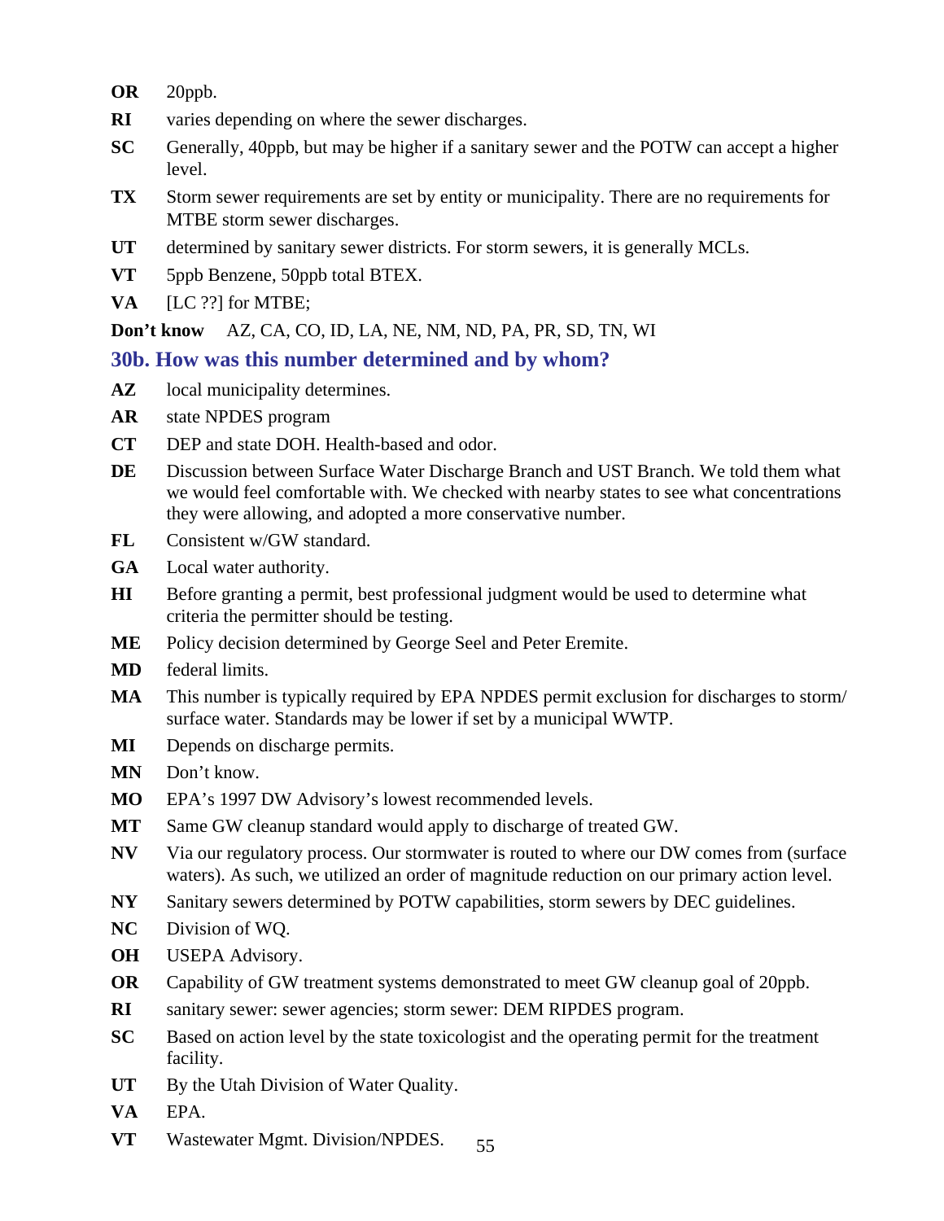**OR** 20ppb.

**RI** varies depending on where the sewer discharges.

**SC** Generally, 40ppb, but may be higher if a sanitary sewer and the POTW can accept a higher level.

**TX** Storm sewer requirements are set by entity or municipality. There are no requirements for MTBE storm sewer discharges.

**UT** determined by sanitary sewer districts. For storm sewers, it is generally MCLs.

**VT** 5ppb Benzene, 50ppb total BTEX.

**VA** [LC ??] for MTBE;

**Don't know** AZ, CA, CO, ID, LA, NE, NM, ND, PA, PR, SD, TN, WI

### 30b. How was this number determined and by whom?

**AZ** local municipality determines.

**AR** state NPDES program

**CT** DEP and state DOH. Health-based and odor.

**DE** Discussion between Surface Water Discharge Branch and UST Branch. We told them what we would feel comfortable with. We checked with nearby states to see what concentrations they were allowing, and adopted a more conservative number.

**FL** Consistent w/GW standard.

**GA** Local water authority.

**HI** Before granting a permit, best professional judgment would be used to determine what criteria the permitter should be testing.

**ME** Policy decision determined by George Seel and Peter Eremite.

**MD** federal limits.

**MA** This number is typically required by EPA NPDES permit exclusion for discharges to storm/ surface water. Standards may be lower if set by a municipal WWTP.

**MI** Depends on discharge permits.

**MN** Don't know.

**MO** EPA's 1997 DW Advisory's lowest recommended levels.

**MT** Same GW cleanup standard would apply to discharge of treated GW.

**NV** Via our regulatory process. Our stormwater is routed to where our DW comes from (surface waters). As such, we utilized an order of magnitude reduction on our primary action level.

**NY** Sanitary sewers determined by POTW capabilities, storm sewers by DEC guidelines.

**NC** Division of WQ.

**OH** USEPA Advisory.

**OR** Capability of GW treatment systems demonstrated to meet GW cleanup goal of 20ppb.

**RI** sanitary sewer: sewer agencies; storm sewer: DEM RIPDES program.

**SC** Based on action level by the state toxicologist and the operating permit for the treatment facility.

**UT** By the Utah Division of Water Quality.

**VA** EPA.

**VT** Wastewater Mgmt. Division/NPDES.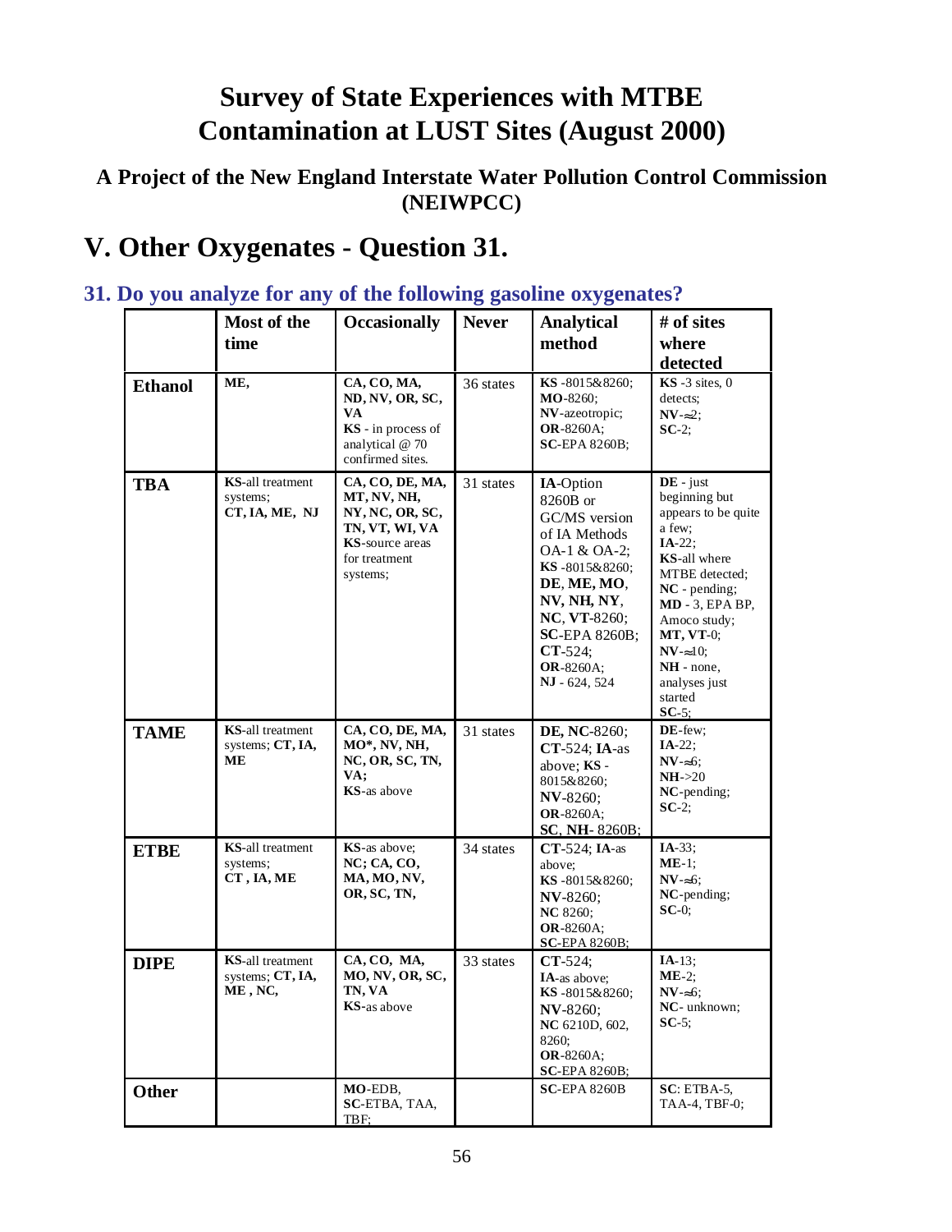# Survey of State Experiences with MTBE Contamination at LUST Sites (August 2000)

**A Project of the New England Interstate Water Pollution Control Commission (NEIWPCC)**

## V. Other Oxygenates - Question 31.

### 31. Do you analyze for any of the following gasoline oxygenates?

| | Most of the time | Occasionally | Never | Analytical method | # of sites where detected |
|---|---|---|---|---|---|
| **Ethanol** | **ME**, | **CA, CO, MA, ND, NV, OR, SC, VA** **KS** - in process of analytical @ 70 confirmed sites. | 36 states | **KS** -8015&8260; **MO**-8260; **NV**-azeotropic; **OR**-8260A; **SC**-EPA 8260B; | **KS** -3 sites, 0 detects; **NV**-≈2; **SC**-2; |
| **TBA** | **KS**-all treatment systems; **CT, IA, ME, NJ** | **CA, CO, DE, MA, MT, NV, NH, NY, NC, OR, SC, TN, VT, WI, VA** **KS**-source areas for treatment systems; | 31 states | **IA**-Option 8260B or GC/MS version of IA Methods OA-1 & OA-2; **KS** -8015&8260; **DE, ME, MO, NV, NH, NY, NC, VT**-8260; **SC**-EPA 8260B; **CT**-524; **OR**-8260A; **NJ** - 624, 524 | **DE** - just beginning but appears to be quite a few; **IA**-22; **KS**-all where MTBE detected; **NC** - pending; **MD** - 3, EPA BP, Amoco study; **MT, VT**-0; **NV**-≈10; **NH** - none, analyses just started **SC**-5; |
| **TAME** | **KS**-all treatment systems; **CT, IA, ME** | **CA, CO, DE, MA, MO\*, NV, NH, NC, OR, SC, TN, VA;** **KS**-as above | 31 states | **DE, NC**-8260; **CT**-524; **IA**-as above; **KS** -8015&8260; **NV**-8260; **OR**-8260A; **SC**, **NH**- 8260B; | **DE**-few; **IA**-22; **NV**-≈6; **NH**->20 **NC**-pending; **SC**-2; |
| **ETBE** | **KS**-all treatment systems; **CT , IA, ME** | **KS**-as above; **NC; CA, CO, MA, MO, NV, OR, SC, TN,** | 34 states | **CT**-524; **IA**-as above; **KS** -8015&8260; **NV**-8260; **NC** 8260; **OR**-8260A; **SC**-EPA 8260B; | **IA**-33; **ME**-1; **NV**-≈6; **NC**-pending; **SC**-0; |
| **DIPE** | **KS**-all treatment systems; **CT, IA, ME , NC,** | **CA, CO, MA, MO, NV, OR, SC, TN, VA** **KS**-as above | 33 states | **CT**-524; **IA**-as above; **KS** -8015&8260; **NV**-8260; **NC** 6210D, 602, 8260; **OR**-8260A; **SC**-EPA 8260B; | **IA**-13; **ME**-2; **NV**-≈6; **NC**- unknown; **SC**-5; |
| **Other** | | **MO**-EDB, **SC**-ETBA, TAA, TBF; | | **SC**-EPA 8260B | **SC**: ETBA-5, TAA-4, TBF-0; |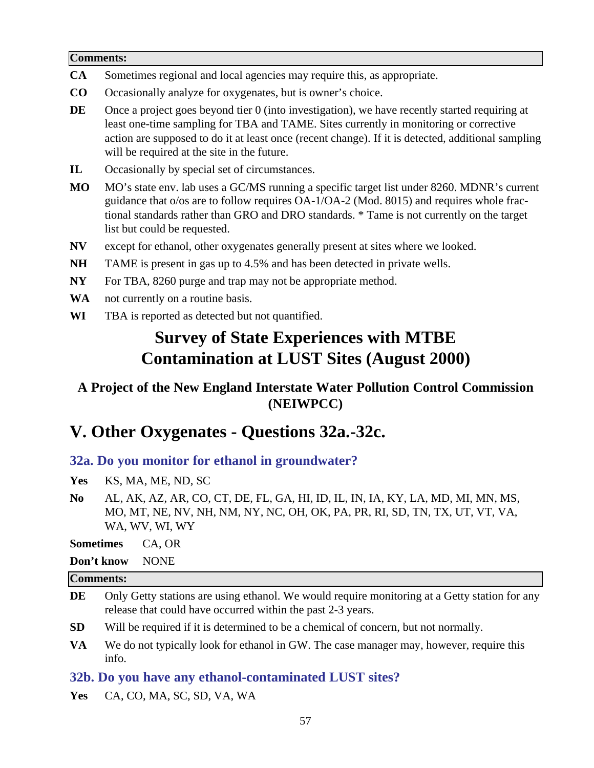**Comments:**

**CA** Sometimes regional and local agencies may require this, as appropriate.

**CO** Occasionally analyze for oxygenates, but is owner's choice.

**DE** Once a project goes beyond tier 0 (into investigation), we have recently started requiring at least one-time sampling for TBA and TAME. Sites currently in monitoring or corrective action are supposed to do it at least once (recent change). If it is detected, additional sampling will be required at the site in the future.

**IL** Occasionally by special set of circumstances.

**MO** MO's state env. lab uses a GC/MS running a specific target list under 8260. MDNR's current guidance that o/os are to follow requires OA-1/OA-2 (Mod. 8015) and requires whole fractional standards rather than GRO and DRO standards. * Tame is not currently on the target list but could be requested.

**NV** except for ethanol, other oxygenates generally present at sites where we looked.

**NH** TAME is present in gas up to 4.5% and has been detected in private wells.

**NY** For TBA, 8260 purge and trap may not be appropriate method.

**WA** not currently on a routine basis.

**WI** TBA is reported as detected but not quantified.

# Survey of State Experiences with MTBE Contamination at LUST Sites (August 2000)

### A Project of the New England Interstate Water Pollution Control Commission (NEIWPCC)

## V. Other Oxygenates - Questions 32a.-32c.

### 32a. Do you monitor for ethanol in groundwater?

**Yes** KS, MA, ME, ND, SC

**No** AL, AK, AZ, AR, CO, CT, DE, FL, GA, HI, ID, IL, IN, IA, KY, LA, MD, MI, MN, MS, MO, MT, NE, NV, NH, NM, NY, NC, OH, OK, PA, PR, RI, SD, TN, TX, UT, VT, VA, WA, WV, WI, WY

**Sometimes** CA, OR

**Don't know** NONE

**Comments:**

**DE** Only Getty stations are using ethanol. We would require monitoring at a Getty station for any release that could have occurred within the past 2-3 years.

**SD** Will be required if it is determined to be a chemical of concern, but not normally.

**VA** We do not typically look for ethanol in GW. The case manager may, however, require this info.

### 32b. Do you have any ethanol-contaminated LUST sites?

**Yes** CA, CO, MA, SC, SD, VA, WA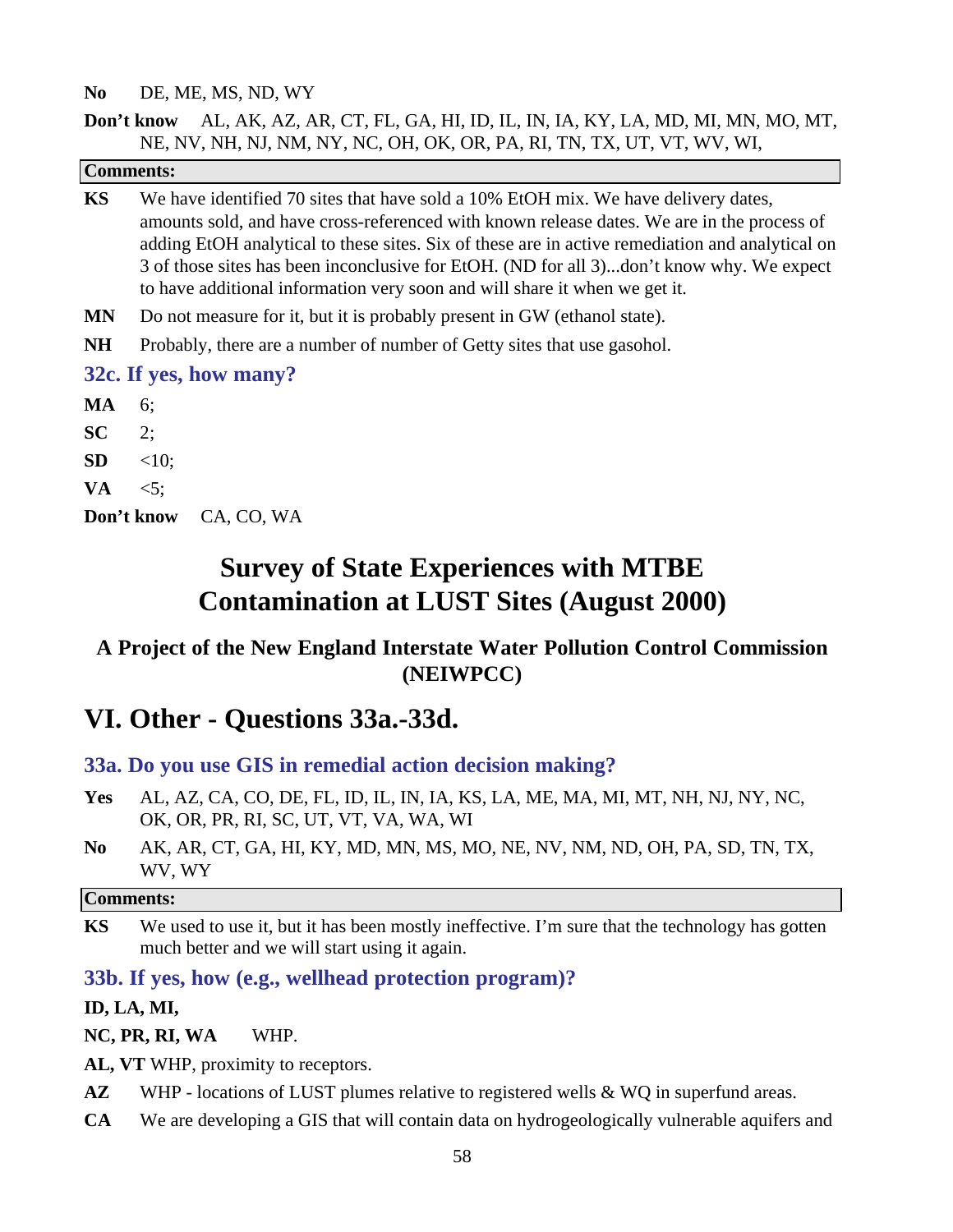**No** DE, ME, MS, ND, WY

**Don't know** AL, AK, AZ, AR, CT, FL, GA, HI, ID, IL, IN, IA, KY, LA, MD, MI, MN, MO, MT, NE, NV, NH, NJ, NM, NY, NC, OH, OK, OR, PA, RI, TN, TX, UT, VT, WV, WI,

**Comments:**

**KS** We have identified 70 sites that have sold a 10% EtOH mix. We have delivery dates, amounts sold, and have cross-referenced with known release dates. We are in the process of adding EtOH analytical to these sites. Six of these are in active remediation and analytical on 3 of those sites has been inconclusive for EtOH. (ND for all 3)...don't know why. We expect to have additional information very soon and will share it when we get it.

**MN** Do not measure for it, but it is probably present in GW (ethanol state).

**NH** Probably, there are a number of number of Getty sites that use gasohol.

### 32c. If yes, how many?

**MA** 6;

**SC** 2;

**SD** <10;

**VA** <5;

**Don't know** CA, CO, WA

# Survey of State Experiences with MTBE Contamination at LUST Sites (August 2000)

## A Project of the New England Interstate Water Pollution Control Commission (NEIWPCC)

# VI. Other - Questions 33a.-33d.

### 33a. Do you use GIS in remedial action decision making?

**Yes** AL, AZ, CA, CO, DE, FL, ID, IL, IN, IA, KS, LA, ME, MA, MI, MT, NH, NJ, NY, NC, OK, OR, PR, RI, SC, UT, VT, VA, WA, WI

**No** AK, AR, CT, GA, HI, KY, MD, MN, MS, MO, NE, NV, NM, ND, OH, PA, SD, TN, TX, WV, WY

**Comments:**

**KS** We used to use it, but it has been mostly ineffective. I'm sure that the technology has gotten much better and we will start using it again.

### 33b. If yes, how (e.g., wellhead protection program)?

**ID, LA, MI,**

**NC, PR, RI, WA** WHP.

**AL, VT** WHP, proximity to receptors.

**AZ** WHP - locations of LUST plumes relative to registered wells & WQ in superfund areas.

**CA** We are developing a GIS that will contain data on hydrogeologically vulnerable aquifers and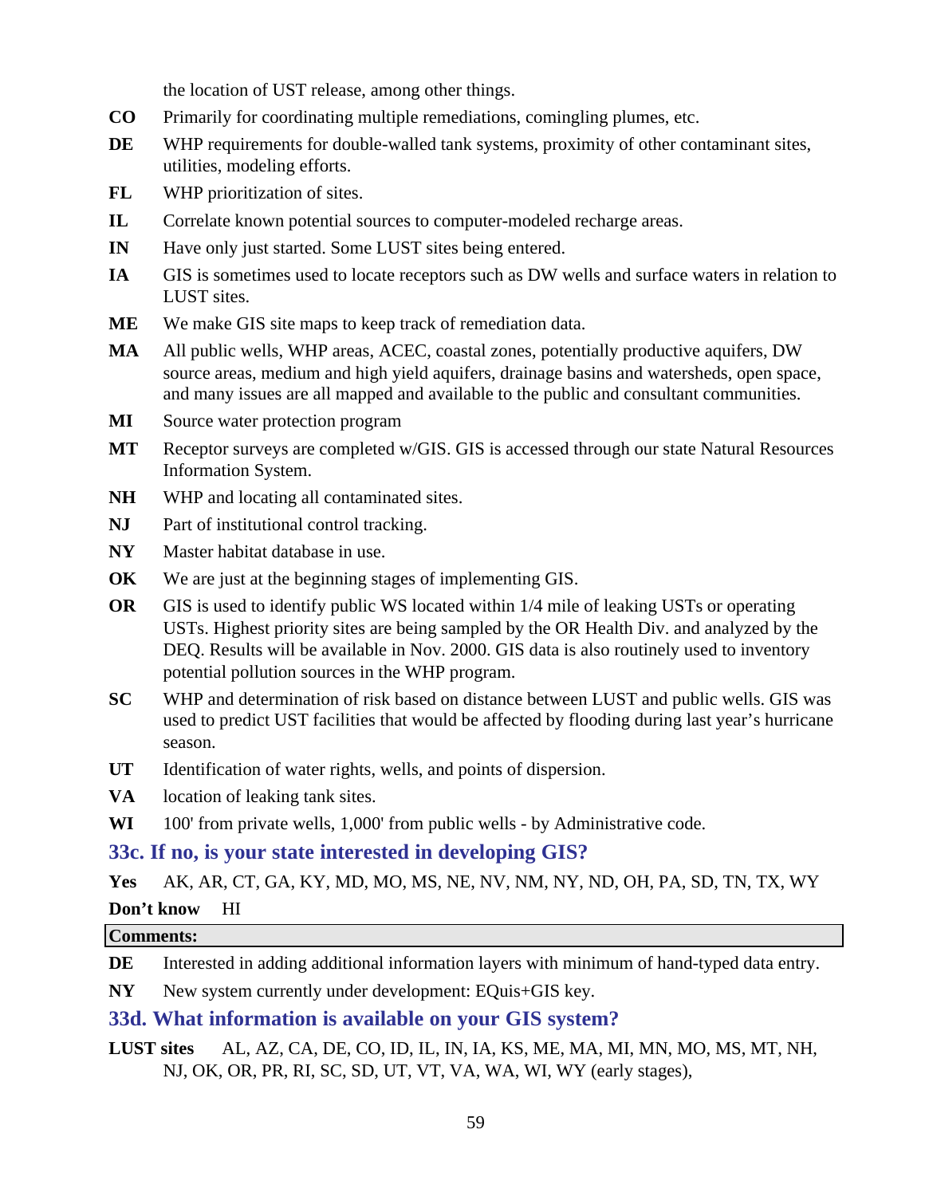the location of UST release, among other things.

**CO** Primarily for coordinating multiple remediations, comingling plumes, etc.

**DE** WHP requirements for double-walled tank systems, proximity of other contaminant sites, utilities, modeling efforts.

**FL** WHP prioritization of sites.

**IL** Correlate known potential sources to computer-modeled recharge areas.

**IN** Have only just started. Some LUST sites being entered.

**IA** GIS is sometimes used to locate receptors such as DW wells and surface waters in relation to LUST sites.

**ME** We make GIS site maps to keep track of remediation data.

**MA** All public wells, WHP areas, ACEC, coastal zones, potentially productive aquifers, DW source areas, medium and high yield aquifers, drainage basins and watersheds, open space, and many issues are all mapped and available to the public and consultant communities.

**MI** Source water protection program

**MT** Receptor surveys are completed w/GIS. GIS is accessed through our state Natural Resources Information System.

**NH** WHP and locating all contaminated sites.

**NJ** Part of institutional control tracking.

**NY** Master habitat database in use.

**OK** We are just at the beginning stages of implementing GIS.

**OR** GIS is used to identify public WS located within 1/4 mile of leaking USTs or operating USTs. Highest priority sites are being sampled by the OR Health Div. and analyzed by the DEQ. Results will be available in Nov. 2000. GIS data is also routinely used to inventory potential pollution sources in the WHP program.

**SC** WHP and determination of risk based on distance between LUST and public wells. GIS was used to predict UST facilities that would be affected by flooding during last year's hurricane season.

**UT** Identification of water rights, wells, and points of dispersion.

**VA** location of leaking tank sites.

**WI** 100' from private wells, 1,000' from public wells - by Administrative code.

## 33c. If no, is your state interested in developing GIS?

**Yes** AK, AR, CT, GA, KY, MD, MO, MS, NE, NV, NM, NY, ND, OH, PA, SD, TN, TX, WY

**Don't know** HI

**Comments:**

**DE** Interested in adding additional information layers with minimum of hand-typed data entry.

**NY** New system currently under development: EQuis+GIS key.

## 33d. What information is available on your GIS system?

**LUST sites** AL, AZ, CA, DE, CO, ID, IL, IN, IA, KS, ME, MA, MI, MN, MO, MS, MT, NH, NJ, OK, OR, PR, RI, SC, SD, UT, VT, VA, WA, WI, WY (early stages),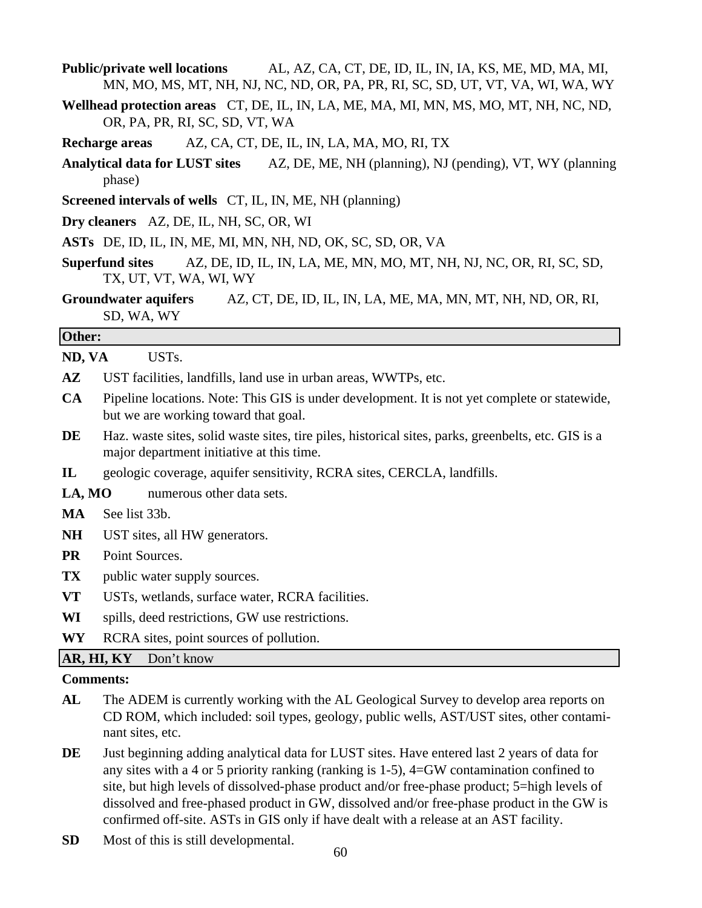**Public/private well locations** AL, AZ, CA, CT, DE, ID, IL, IN, IA, KS, ME, MD, MA, MI, MN, MO, MS, MT, NH, NJ, NC, ND, OR, PA, PR, RI, SC, SD, UT, VT, VA, WI, WA, WY

**Wellhead protection areas** CT, DE, IL, IN, LA, ME, MA, MI, MN, MS, MO, MT, NH, NC, ND, OR, PA, PR, RI, SC, SD, VT, WA

**Recharge areas** AZ, CA, CT, DE, IL, IN, LA, MA, MO, RI, TX

**Analytical data for LUST sites** AZ, DE, ME, NH (planning), NJ (pending), VT, WY (planning phase)

**Screened intervals of wells** CT, IL, IN, ME, NH (planning)

**Dry cleaners** AZ, DE, IL, NH, SC, OR, WI

**ASTs** DE, ID, IL, IN, ME, MI, MN, NH, ND, OK, SC, SD, OR, VA

**Superfund sites** AZ, DE, ID, IL, IN, LA, ME, MN, MO, MT, NH, NJ, NC, OR, RI, SC, SD, TX, UT, VT, WA, WI, WY

**Groundwater aquifers** AZ, CT, DE, ID, IL, IN, LA, ME, MA, MN, MT, NH, ND, OR, RI, SD, WA, WY

**Other:**

**ND, VA** USTs.

**AZ** UST facilities, landfills, land use in urban areas, WWTPs, etc.

**CA** Pipeline locations. Note: This GIS is under development. It is not yet complete or statewide, but we are working toward that goal.

**DE** Haz. waste sites, solid waste sites, tire piles, historical sites, parks, greenbelts, etc. GIS is a major department initiative at this time.

**IL** geologic coverage, aquifer sensitivity, RCRA sites, CERCLA, landfills.

**LA, MO** numerous other data sets.

**MA** See list 33b.

**NH** UST sites, all HW generators.

**PR** Point Sources.

**TX** public water supply sources.

**VT** USTs, wetlands, surface water, RCRA facilities.

**WI** spills, deed restrictions, GW use restrictions.

**WY** RCRA sites, point sources of pollution.

**AR, HI, KY** Don't know

**Comments:**

**AL** The ADEM is currently working with the AL Geological Survey to develop area reports on CD ROM, which included: soil types, geology, public wells, AST/UST sites, other contaminant sites, etc.

**DE** Just beginning adding analytical data for LUST sites. Have entered last 2 years of data for any sites with a 4 or 5 priority ranking (ranking is 1-5), 4=GW contamination confined to site, but high levels of dissolved-phase product and/or free-phase product; 5=high levels of dissolved and free-phased product in GW, dissolved and/or free-phase product in the GW is confirmed off-site. ASTs in GIS only if have dealt with a release at an AST facility.

**SD** Most of this is still developmental.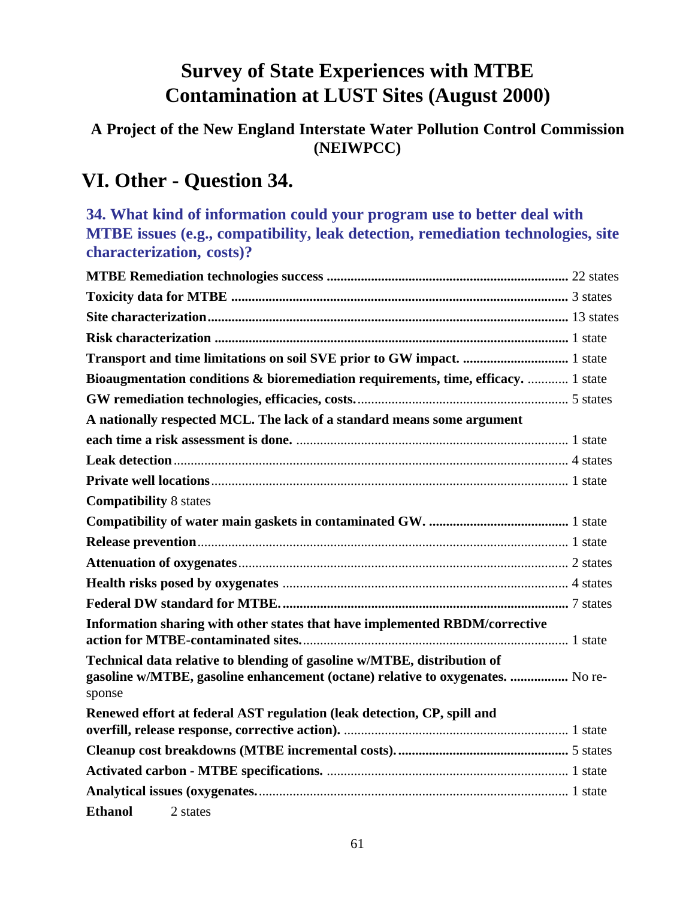# Survey of State Experiences with MTBE Contamination at LUST Sites (August 2000)

### A Project of the New England Interstate Water Pollution Control Commission (NEIWPCC)

## VI. Other - Question 34.

### 34. What kind of information could your program use to better deal with MTBE issues (e.g., compatibility, leak detection, remediation technologies, site characterization, costs)?

**MTBE Remediation technologies success** ...................................................................... 22 states

**Toxicity data for MTBE** .................................................................................................. 3 states

**Site characterization**......................................................................................................... 13 states

**Risk characterization** ....................................................................................................... 1 state

**Transport and time limitations on soil SVE prior to GW impact.** ............................... 1 state

**Bioaugmentation conditions & bioremediation requirements, time, efficacy.** ............ 1 state

**GW remediation technologies, efficacies, costs.**.............................................................. 5 states

**A nationally respected MCL. The lack of a standard means some argument each time a risk assessment is done.** ............................................................................... 1 state

**Leak detection**.................................................................................................................... 4 states

**Private well locations**........................................................................................................ 1 state

**Compatibility** 8 states

**Compatibility of water main gaskets in contaminated GW.** ......................................... 1 state

**Release prevention**............................................................................................................ 1 state

**Attenuation of oxygenates**................................................................................................ 2 states

**Health risks posed by oxygenates** .................................................................................... 4 states

**Federal DW standard for MTBE.**.................................................................................... 7 states

**Information sharing with other states that have implemented RBDM/corrective action for MTBE-contaminated sites.**.............................................................................. 1 state

**Technical data relative to blending of gasoline w/MTBE, distribution of gasoline w/MTBE, gasoline enhancement (octane) relative to oxygenates.** ................. No response

**Renewed effort at federal AST regulation (leak detection, CP, spill and overfill, release response, corrective action).** .................................................................. 1 state

**Cleanup cost breakdowns (MTBE incremental costs).**.................................................. 5 states

**Activated carbon - MTBE specifications.** ....................................................................... 1 state

**Analytical issues (oxygenates.**.......................................................................................... 1 state

**Ethanol** 2 states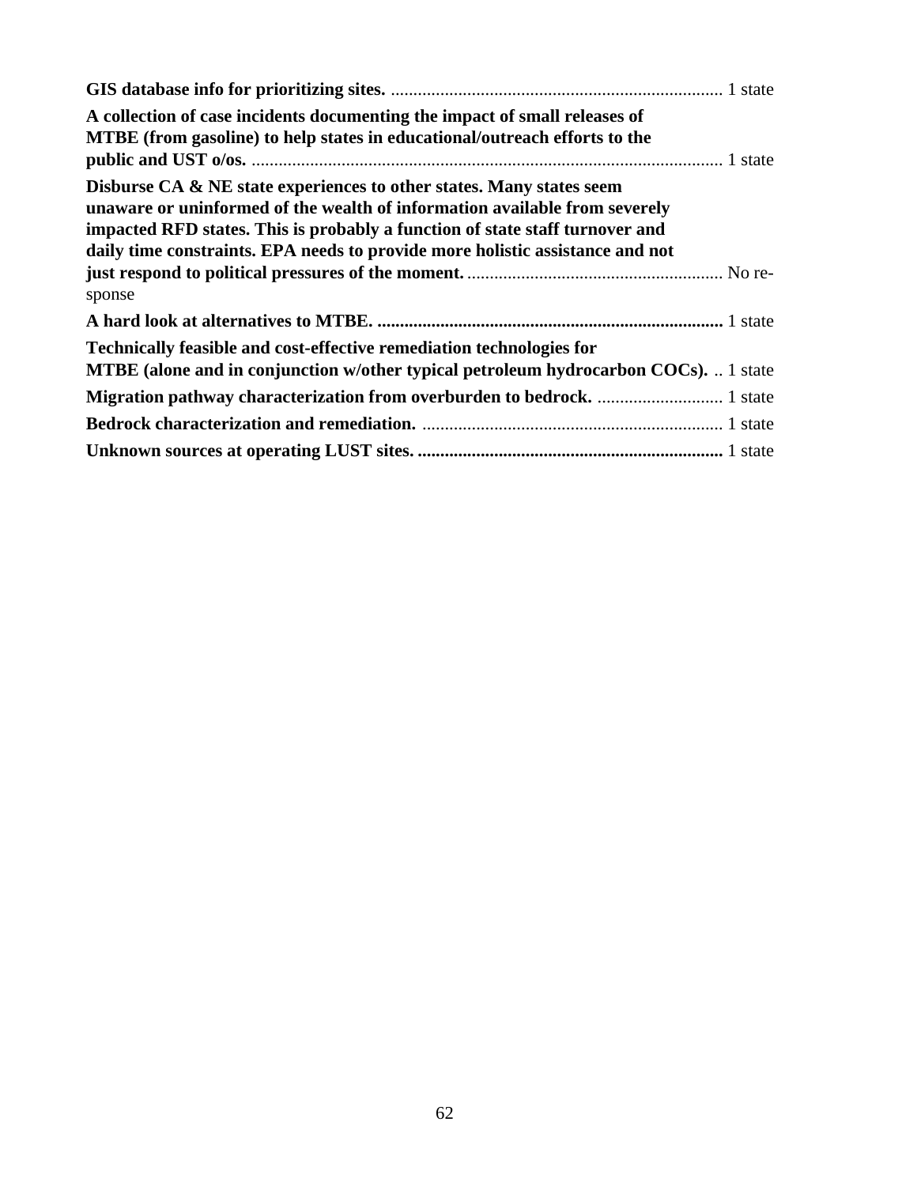**GIS database info for prioritizing sites.** ........................................................................ 1 state

**A collection of case incidents documenting the impact of small releases of MTBE (from gasoline) to help states in educational/outreach efforts to the public and UST o/os.** ........................................................................................................ 1 state

**Disburse CA & NE state experiences to other states. Many states seem unaware or uninformed of the wealth of information available from severely impacted RFD states. This is probably a function of state staff turnover and daily time constraints. EPA needs to provide more holistic assistance and not just respond to political pressures of the moment.** ......................................................... No response

**A hard look at alternatives to MTBE.** ............................................................................ 1 state

**Technically feasible and cost-effective remediation technologies for MTBE (alone and in conjunction w/other typical petroleum hydrocarbon COCs).** .. 1 state

**Migration pathway characterization from overburden to bedrock.** ............................ 1 state

**Bedrock characterization and remediation.** ................................................................... 1 state

**Unknown sources at operating LUST sites.** .................................................................... 1 state